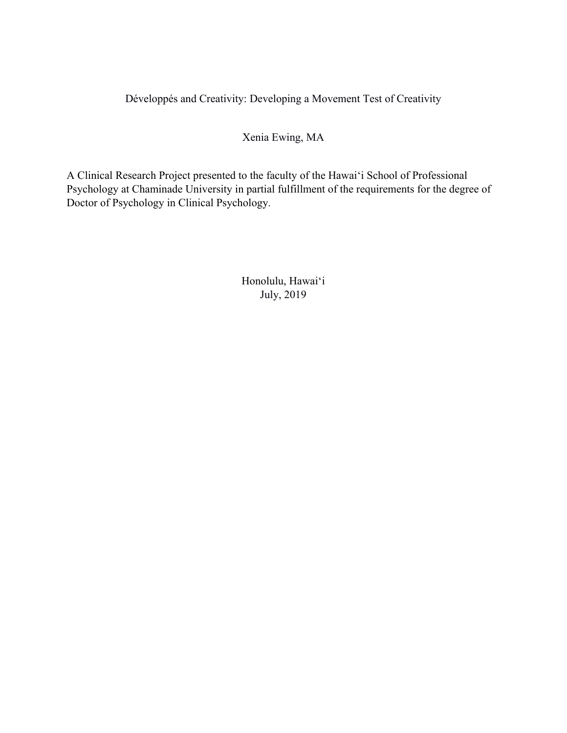# Développés and Creativity: Developing a Movement Test of Creativity

Xenia Ewing, MA

A Clinical Research Project presented to the faculty of the Hawaiʻi School of Professional Psychology at Chaminade University in partial fulfillment of the requirements for the degree of Doctor of Psychology in Clinical Psychology.

Honolulu, Hawaiʻi
July, 2019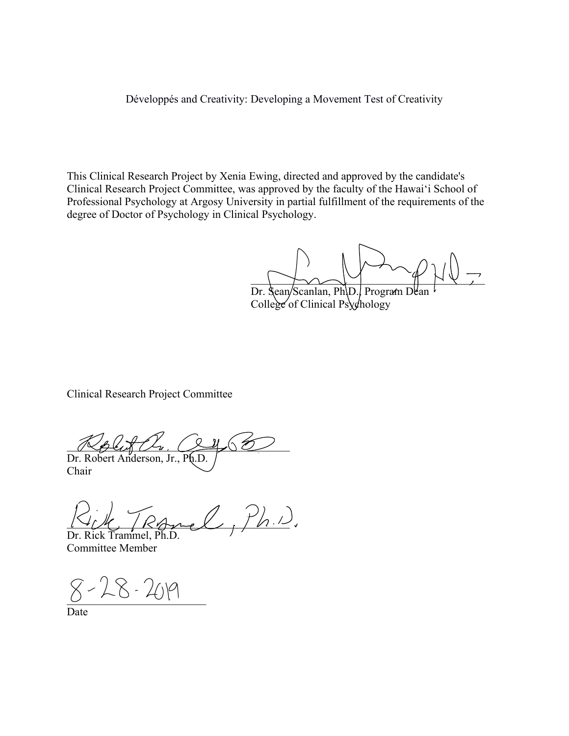Développés and Creativity: Developing a Movement Test of Creativity

This Clinical Research Project by Xenia Ewing, directed and approved by the candidate's Clinical Research Project Committee, was approved by the faculty of the Hawaiʻi School of Professional Psychology at Argosy University in partial fulfillment of the requirements of the degree of Doctor of Psychology in Clinical Psychology.

Dr. Sean Scanlan, Ph.D., Program Dean
College of Clinical Psychology

Clinical Research Project Committee

Dr. Robert Anderson, Jr., Ph.D.
Chair

Dr. Rick Trammel, Ph.D.
Committee Member

8-28-2019
Date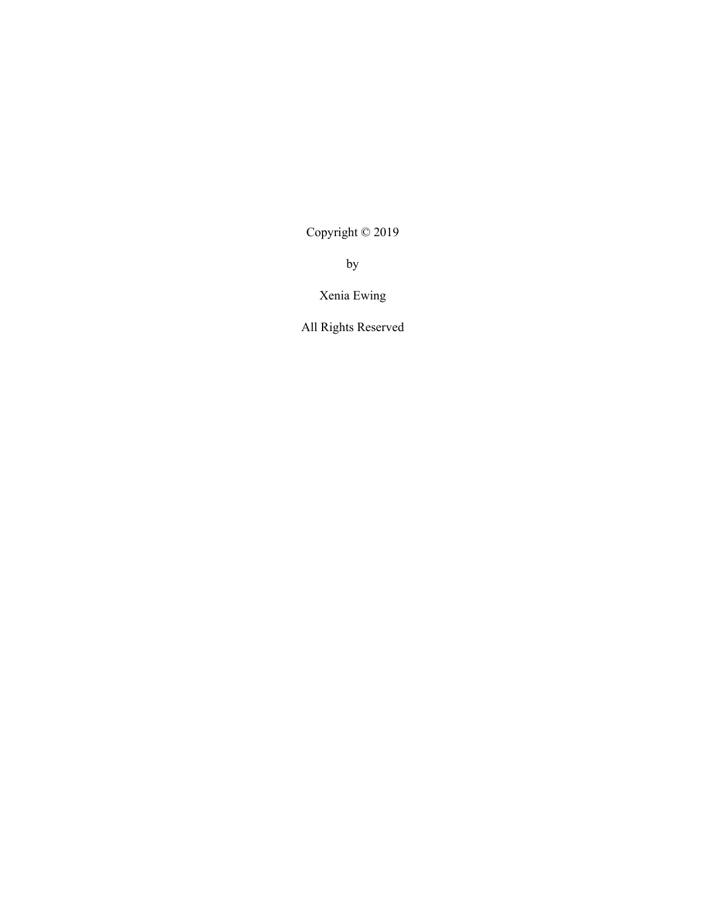Copyright © 2019

by

Xenia Ewing

All Rights Reserved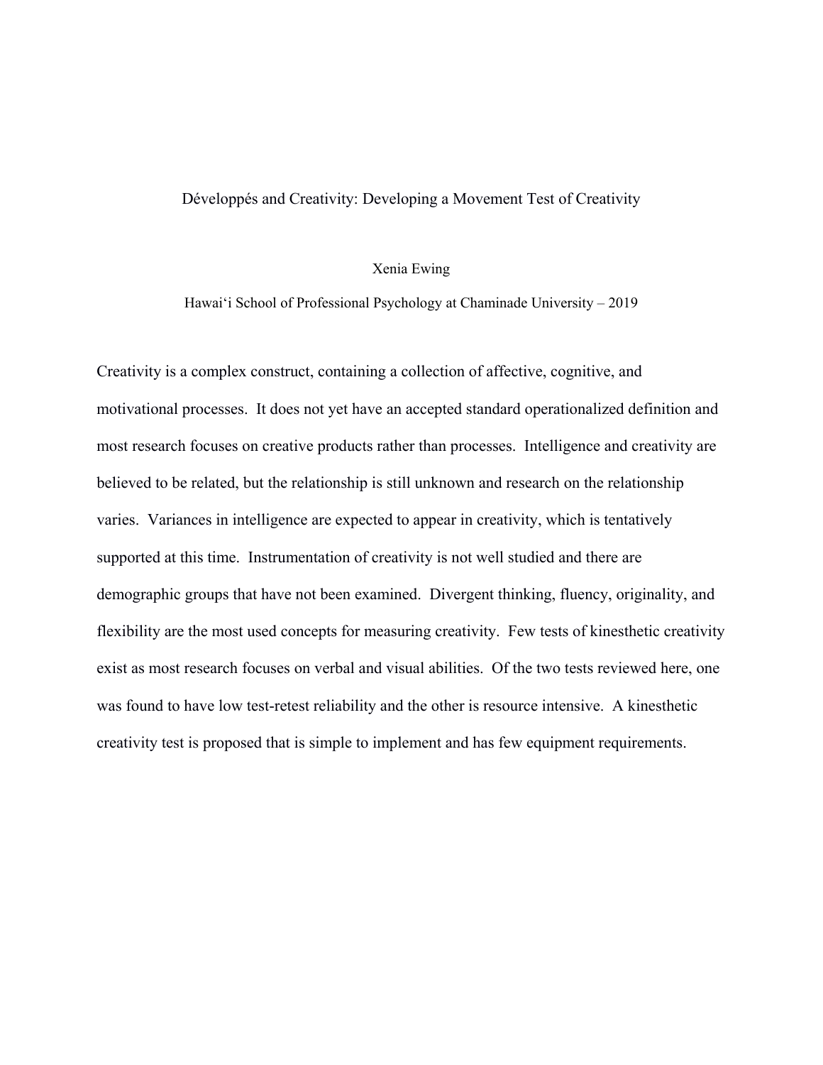Développés and Creativity: Developing a Movement Test of Creativity

Xenia Ewing

Hawai‘i School of Professional Psychology at Chaminade University – 2019

Creativity is a complex construct, containing a collection of affective, cognitive, and motivational processes. It does not yet have an accepted standard operationalized definition and most research focuses on creative products rather than processes. Intelligence and creativity are believed to be related, but the relationship is still unknown and research on the relationship varies. Variances in intelligence are expected to appear in creativity, which is tentatively supported at this time. Instrumentation of creativity is not well studied and there are demographic groups that have not been examined. Divergent thinking, fluency, originality, and flexibility are the most used concepts for measuring creativity. Few tests of kinesthetic creativity exist as most research focuses on verbal and visual abilities. Of the two tests reviewed here, one was found to have low test-retest reliability and the other is resource intensive. A kinesthetic creativity test is proposed that is simple to implement and has few equipment requirements.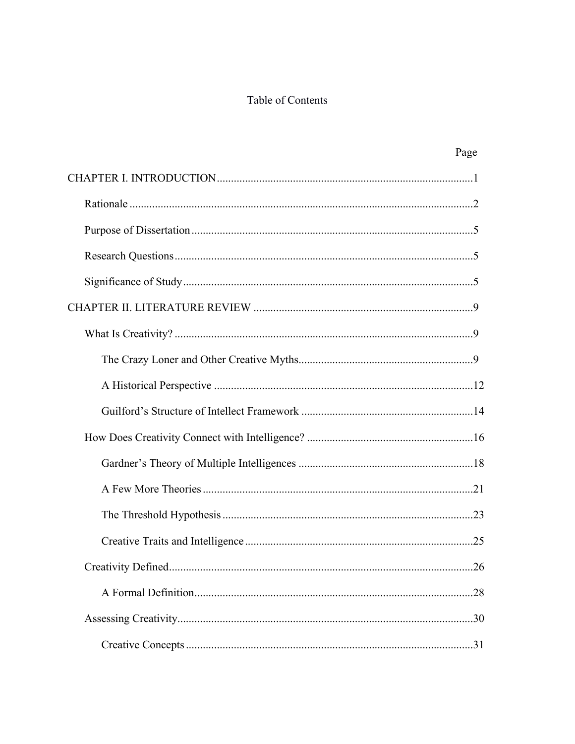# Table of Contents

Page

CHAPTER I. INTRODUCTION .......... 1

- Rationale .......... 2
- Purpose of Dissertation .......... 5
- Research Questions .......... 5
- Significance of Study .......... 5

CHAPTER II. LITERATURE REVIEW .......... 9

- What Is Creativity? .......... 9
  - The Crazy Loner and Other Creative Myths .......... 9
  - A Historical Perspective .......... 12
  - Guilford's Structure of Intellect Framework .......... 14
- How Does Creativity Connect with Intelligence? .......... 16
  - Gardner's Theory of Multiple Intelligences .......... 18
  - A Few More Theories .......... 21
  - The Threshold Hypothesis .......... 23
  - Creative Traits and Intelligence .......... 25
- Creativity Defined .......... 26
  - A Formal Definition .......... 28
- Assessing Creativity .......... 30
  - Creative Concepts .......... 31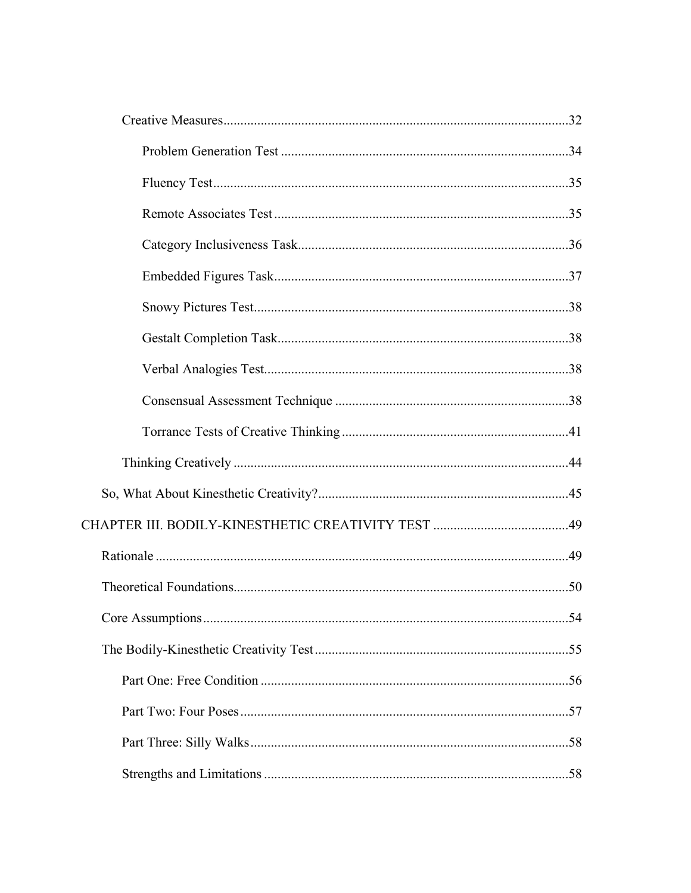Creative Measures.....32

Problem Generation Test.....34

Fluency Test.....35

Remote Associates Test.....35

Category Inclusiveness Task.....36

Embedded Figures Task.....37

Snowy Pictures Test.....38

Gestalt Completion Task.....38

Verbal Analogies Test.....38

Consensual Assessment Technique.....38

Torrance Tests of Creative Thinking.....41

Thinking Creatively.....44

So, What About Kinesthetic Creativity?.....45

CHAPTER III. BODILY-KINESTHETIC CREATIVITY TEST.....49

Rationale.....49

Theoretical Foundations.....50

Core Assumptions.....54

The Bodily-Kinesthetic Creativity Test.....55

Part One: Free Condition.....56

Part Two: Four Poses.....57

Part Three: Silly Walks.....58

Strengths and Limitations.....58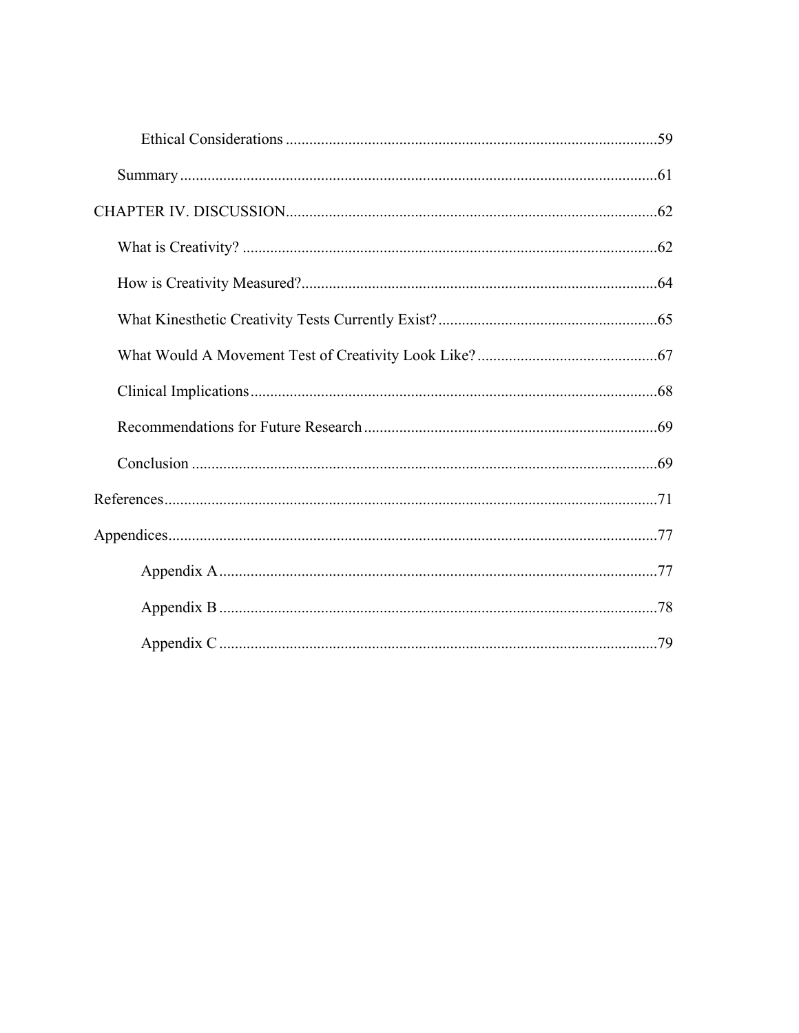Ethical Considerations .....59

Summary .....61

CHAPTER IV. DISCUSSION .....62

What is Creativity? .....62

How is Creativity Measured? .....64

What Kinesthetic Creativity Tests Currently Exist? .....65

What Would A Movement Test of Creativity Look Like? .....67

Clinical Implications .....68

Recommendations for Future Research .....69

Conclusion .....69

References .....71

Appendices .....77

Appendix A .....77

Appendix B .....78

Appendix C .....79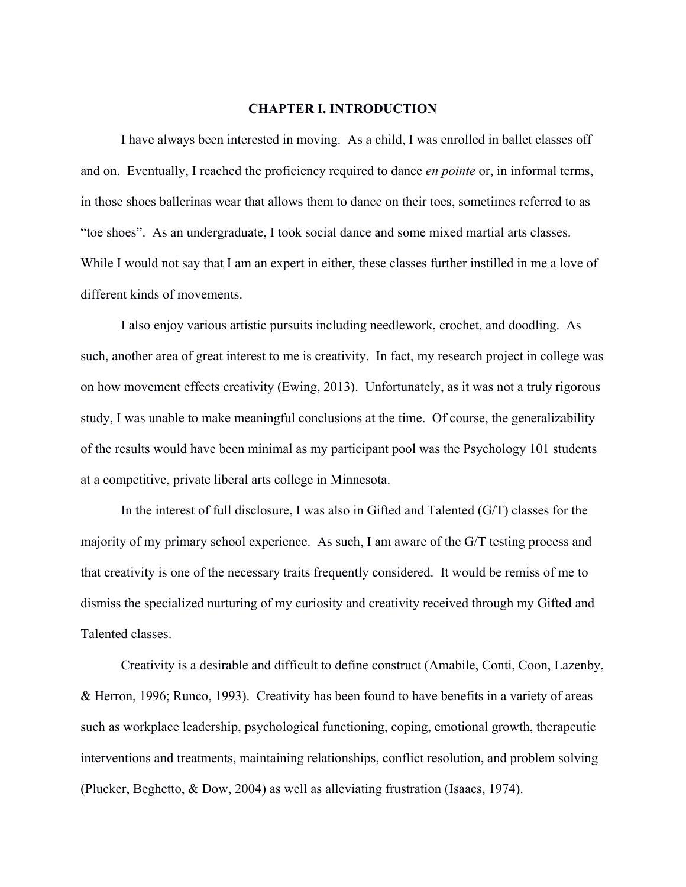# CHAPTER I. INTRODUCTION

I have always been interested in moving. As a child, I was enrolled in ballet classes off and on. Eventually, I reached the proficiency required to dance *en pointe* or, in informal terms, in those shoes ballerinas wear that allows them to dance on their toes, sometimes referred to as "toe shoes". As an undergraduate, I took social dance and some mixed martial arts classes. While I would not say that I am an expert in either, these classes further instilled in me a love of different kinds of movements.

I also enjoy various artistic pursuits including needlework, crochet, and doodling. As such, another area of great interest to me is creativity. In fact, my research project in college was on how movement effects creativity (Ewing, 2013). Unfortunately, as it was not a truly rigorous study, I was unable to make meaningful conclusions at the time. Of course, the generalizability of the results would have been minimal as my participant pool was the Psychology 101 students at a competitive, private liberal arts college in Minnesota.

In the interest of full disclosure, I was also in Gifted and Talented (G/T) classes for the majority of my primary school experience. As such, I am aware of the G/T testing process and that creativity is one of the necessary traits frequently considered. It would be remiss of me to dismiss the specialized nurturing of my curiosity and creativity received through my Gifted and Talented classes.

Creativity is a desirable and difficult to define construct (Amabile, Conti, Coon, Lazenby, & Herron, 1996; Runco, 1993). Creativity has been found to have benefits in a variety of areas such as workplace leadership, psychological functioning, coping, emotional growth, therapeutic interventions and treatments, maintaining relationships, conflict resolution, and problem solving (Plucker, Beghetto, & Dow, 2004) as well as alleviating frustration (Isaacs, 1974).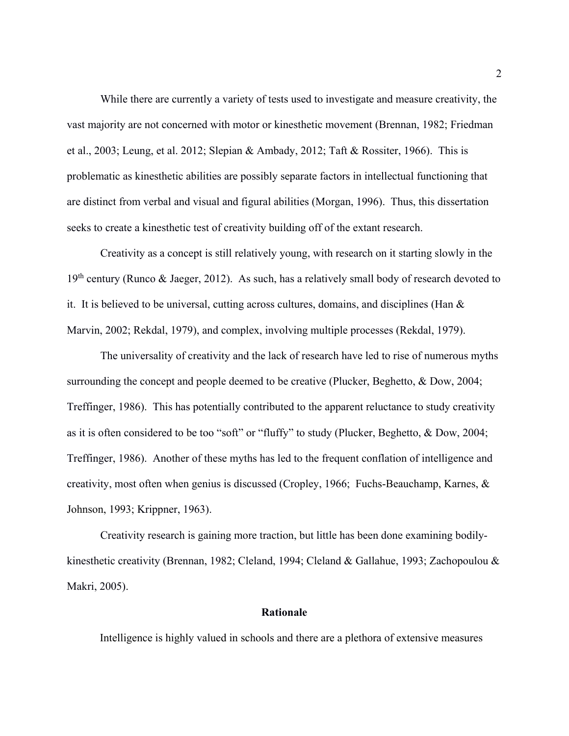While there are currently a variety of tests used to investigate and measure creativity, the vast majority are not concerned with motor or kinesthetic movement (Brennan, 1982; Friedman et al., 2003; Leung, et al. 2012; Slepian & Ambady, 2012; Taft & Rossiter, 1966). This is problematic as kinesthetic abilities are possibly separate factors in intellectual functioning that are distinct from verbal and visual and figural abilities (Morgan, 1996). Thus, this dissertation seeks to create a kinesthetic test of creativity building off of the extant research.

Creativity as a concept is still relatively young, with research on it starting slowly in the 19th century (Runco & Jaeger, 2012). As such, has a relatively small body of research devoted to it. It is believed to be universal, cutting across cultures, domains, and disciplines (Han & Marvin, 2002; Rekdal, 1979), and complex, involving multiple processes (Rekdal, 1979).

The universality of creativity and the lack of research have led to rise of numerous myths surrounding the concept and people deemed to be creative (Plucker, Beghetto, & Dow, 2004; Treffinger, 1986). This has potentially contributed to the apparent reluctance to study creativity as it is often considered to be too "soft" or "fluffy" to study (Plucker, Beghetto, & Dow, 2004; Treffinger, 1986). Another of these myths has led to the frequent conflation of intelligence and creativity, most often when genius is discussed (Cropley, 1966; Fuchs-Beauchamp, Karnes, & Johnson, 1993; Krippner, 1963).

Creativity research is gaining more traction, but little has been done examining bodily-kinesthetic creativity (Brennan, 1982; Cleland, 1994; Cleland & Gallahue, 1993; Zachopoulou & Makri, 2005).

## Rationale

Intelligence is highly valued in schools and there are a plethora of extensive measures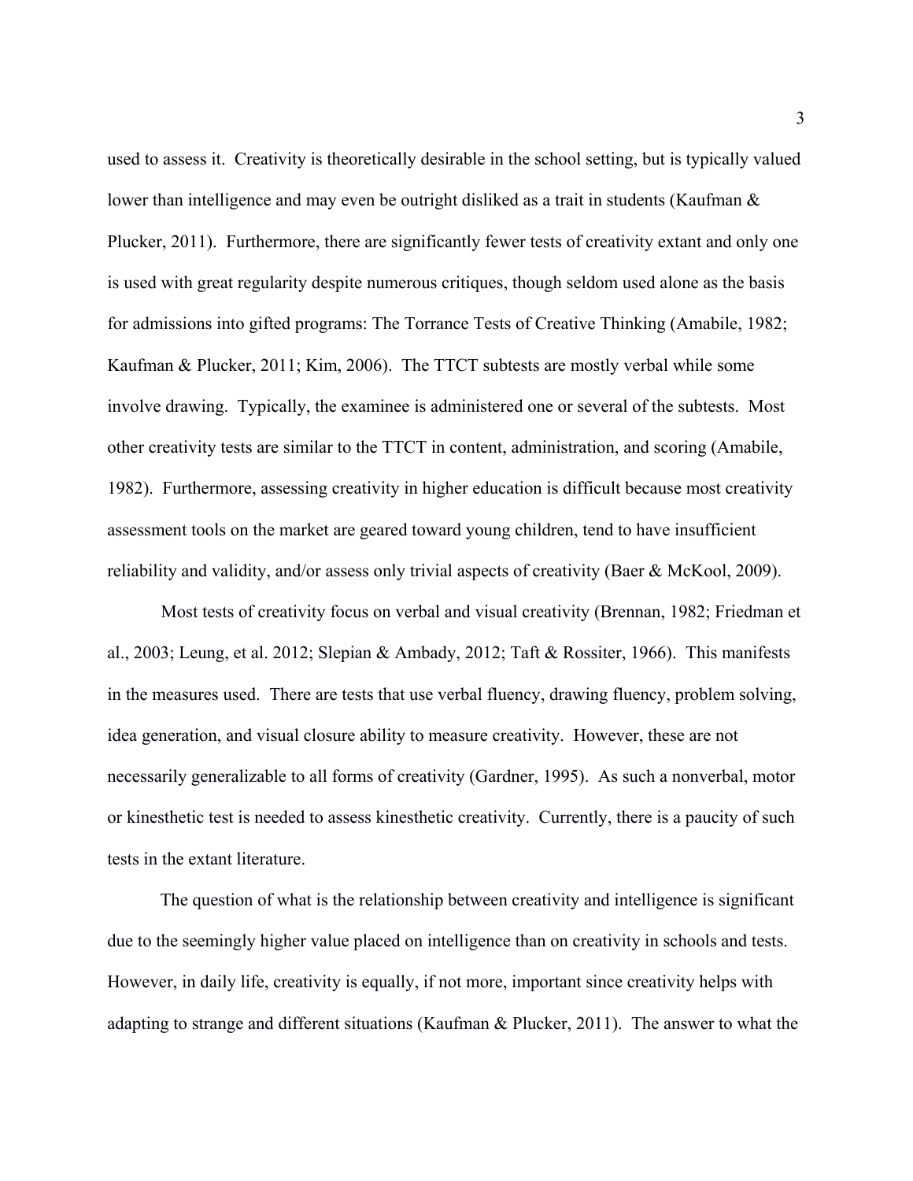used to assess it. Creativity is theoretically desirable in the school setting, but is typically valued lower than intelligence and may even be outright disliked as a trait in students (Kaufman & Plucker, 2011). Furthermore, there are significantly fewer tests of creativity extant and only one is used with great regularity despite numerous critiques, though seldom used alone as the basis for admissions into gifted programs: The Torrance Tests of Creative Thinking (Amabile, 1982; Kaufman & Plucker, 2011; Kim, 2006). The TTCT subtests are mostly verbal while some involve drawing. Typically, the examinee is administered one or several of the subtests. Most other creativity tests are similar to the TTCT in content, administration, and scoring (Amabile, 1982). Furthermore, assessing creativity in higher education is difficult because most creativity assessment tools on the market are geared toward young children, tend to have insufficient reliability and validity, and/or assess only trivial aspects of creativity (Baer & McKool, 2009).

Most tests of creativity focus on verbal and visual creativity (Brennan, 1982; Friedman et al., 2003; Leung, et al. 2012; Slepian & Ambady, 2012; Taft & Rossiter, 1966). This manifests in the measures used. There are tests that use verbal fluency, drawing fluency, problem solving, idea generation, and visual closure ability to measure creativity. However, these are not necessarily generalizable to all forms of creativity (Gardner, 1995). As such a nonverbal, motor or kinesthetic test is needed to assess kinesthetic creativity. Currently, there is a paucity of such tests in the extant literature.

The question of what is the relationship between creativity and intelligence is significant due to the seemingly higher value placed on intelligence than on creativity in schools and tests. However, in daily life, creativity is equally, if not more, important since creativity helps with adapting to strange and different situations (Kaufman & Plucker, 2011). The answer to what the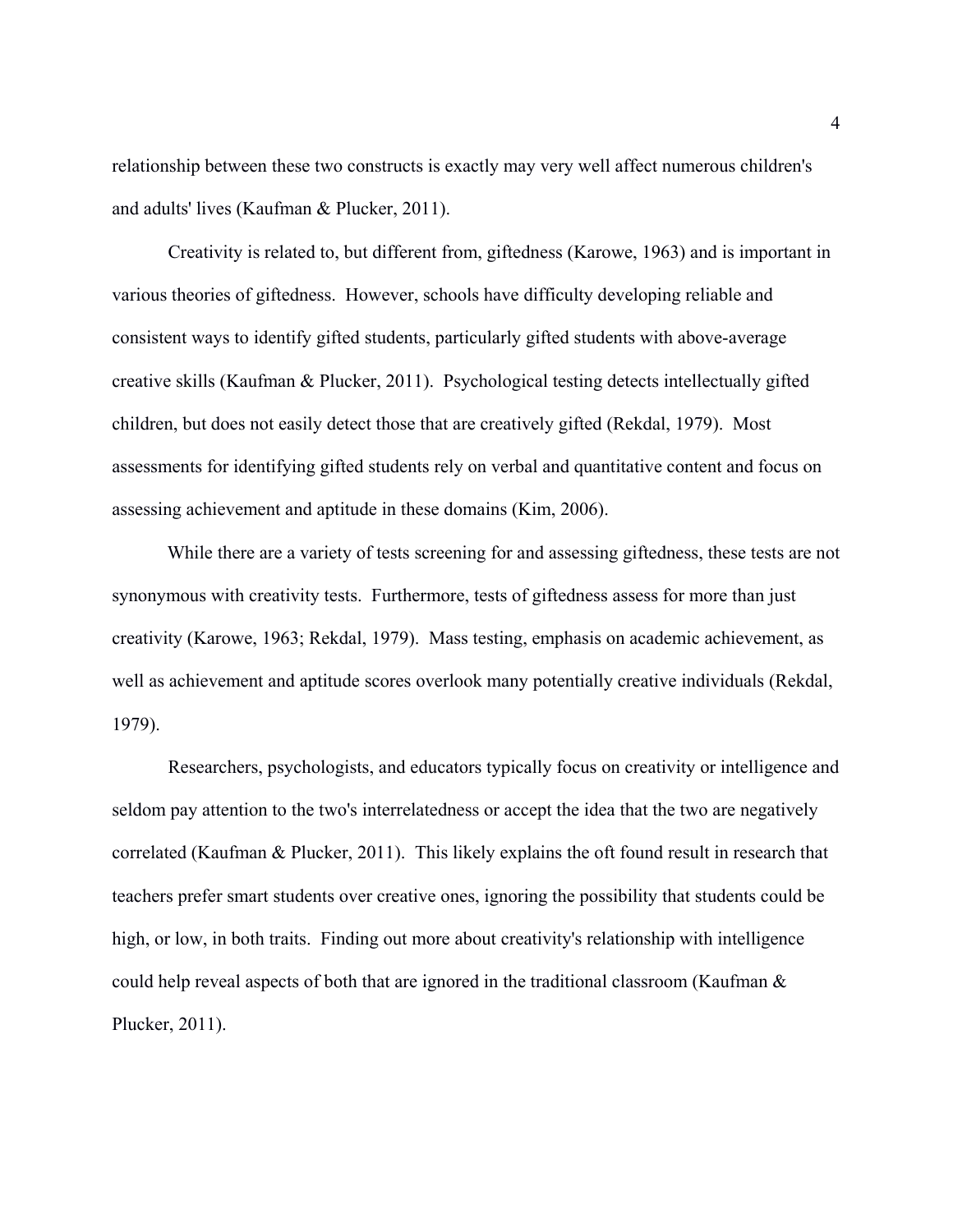relationship between these two constructs is exactly may very well affect numerous children's and adults' lives (Kaufman & Plucker, 2011).

Creativity is related to, but different from, giftedness (Karowe, 1963) and is important in various theories of giftedness. However, schools have difficulty developing reliable and consistent ways to identify gifted students, particularly gifted students with above-average creative skills (Kaufman & Plucker, 2011). Psychological testing detects intellectually gifted children, but does not easily detect those that are creatively gifted (Rekdal, 1979). Most assessments for identifying gifted students rely on verbal and quantitative content and focus on assessing achievement and aptitude in these domains (Kim, 2006).

While there are a variety of tests screening for and assessing giftedness, these tests are not synonymous with creativity tests. Furthermore, tests of giftedness assess for more than just creativity (Karowe, 1963; Rekdal, 1979). Mass testing, emphasis on academic achievement, as well as achievement and aptitude scores overlook many potentially creative individuals (Rekdal, 1979).

Researchers, psychologists, and educators typically focus on creativity or intelligence and seldom pay attention to the two's interrelatedness or accept the idea that the two are negatively correlated (Kaufman & Plucker, 2011). This likely explains the oft found result in research that teachers prefer smart students over creative ones, ignoring the possibility that students could be high, or low, in both traits. Finding out more about creativity's relationship with intelligence could help reveal aspects of both that are ignored in the traditional classroom (Kaufman & Plucker, 2011).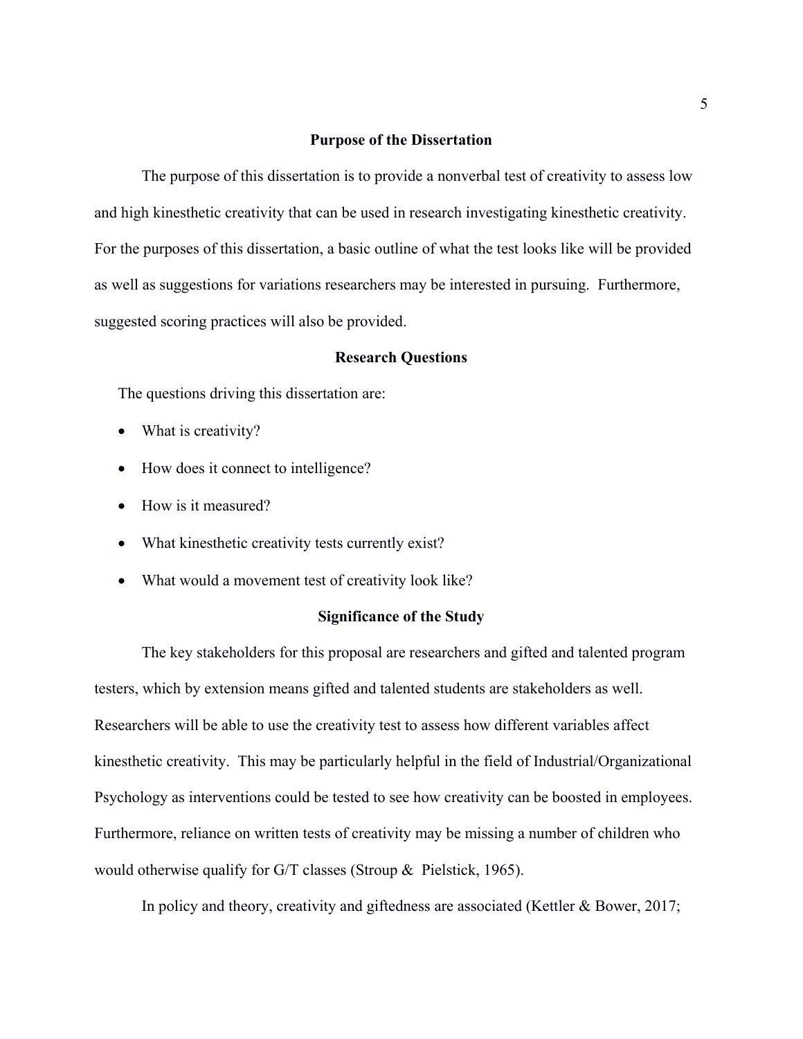## Purpose of the Dissertation

The purpose of this dissertation is to provide a nonverbal test of creativity to assess low and high kinesthetic creativity that can be used in research investigating kinesthetic creativity. For the purposes of this dissertation, a basic outline of what the test looks like will be provided as well as suggestions for variations researchers may be interested in pursuing. Furthermore, suggested scoring practices will also be provided.

## Research Questions

The questions driving this dissertation are:

- What is creativity?
- How does it connect to intelligence?
- How is it measured?
- What kinesthetic creativity tests currently exist?
- What would a movement test of creativity look like?

## Significance of the Study

The key stakeholders for this proposal are researchers and gifted and talented program testers, which by extension means gifted and talented students are stakeholders as well. Researchers will be able to use the creativity test to assess how different variables affect kinesthetic creativity. This may be particularly helpful in the field of Industrial/Organizational Psychology as interventions could be tested to see how creativity can be boosted in employees. Furthermore, reliance on written tests of creativity may be missing a number of children who would otherwise qualify for G/T classes (Stroup & Pielstick, 1965).

In policy and theory, creativity and giftedness are associated (Kettler & Bower, 2017;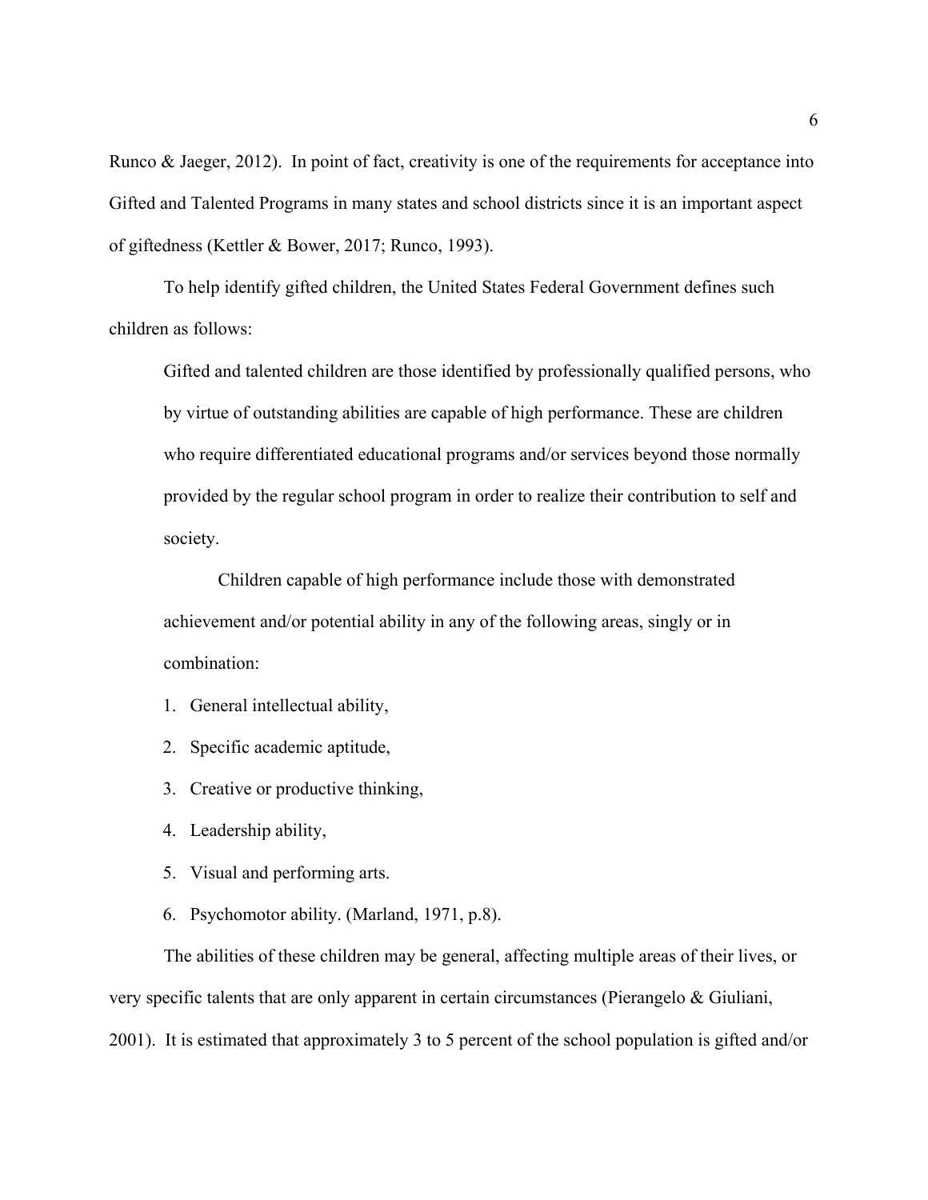Runco & Jaeger, 2012). In point of fact, creativity is one of the requirements for acceptance into Gifted and Talented Programs in many states and school districts since it is an important aspect of giftedness (Kettler & Bower, 2017; Runco, 1993).

To help identify gifted children, the United States Federal Government defines such children as follows:

> Gifted and talented children are those identified by professionally qualified persons, who by virtue of outstanding abilities are capable of high performance. These are children who require differentiated educational programs and/or services beyond those normally provided by the regular school program in order to realize their contribution to self and society.
>
> Children capable of high performance include those with demonstrated achievement and/or potential ability in any of the following areas, singly or in combination:
>
> 1. General intellectual ability,
> 2. Specific academic aptitude,
> 3. Creative or productive thinking,
> 4. Leadership ability,
> 5. Visual and performing arts.
> 6. Psychomotor ability. (Marland, 1971, p.8).

The abilities of these children may be general, affecting multiple areas of their lives, or very specific talents that are only apparent in certain circumstances (Pierangelo & Giuliani, 2001). It is estimated that approximately 3 to 5 percent of the school population is gifted and/or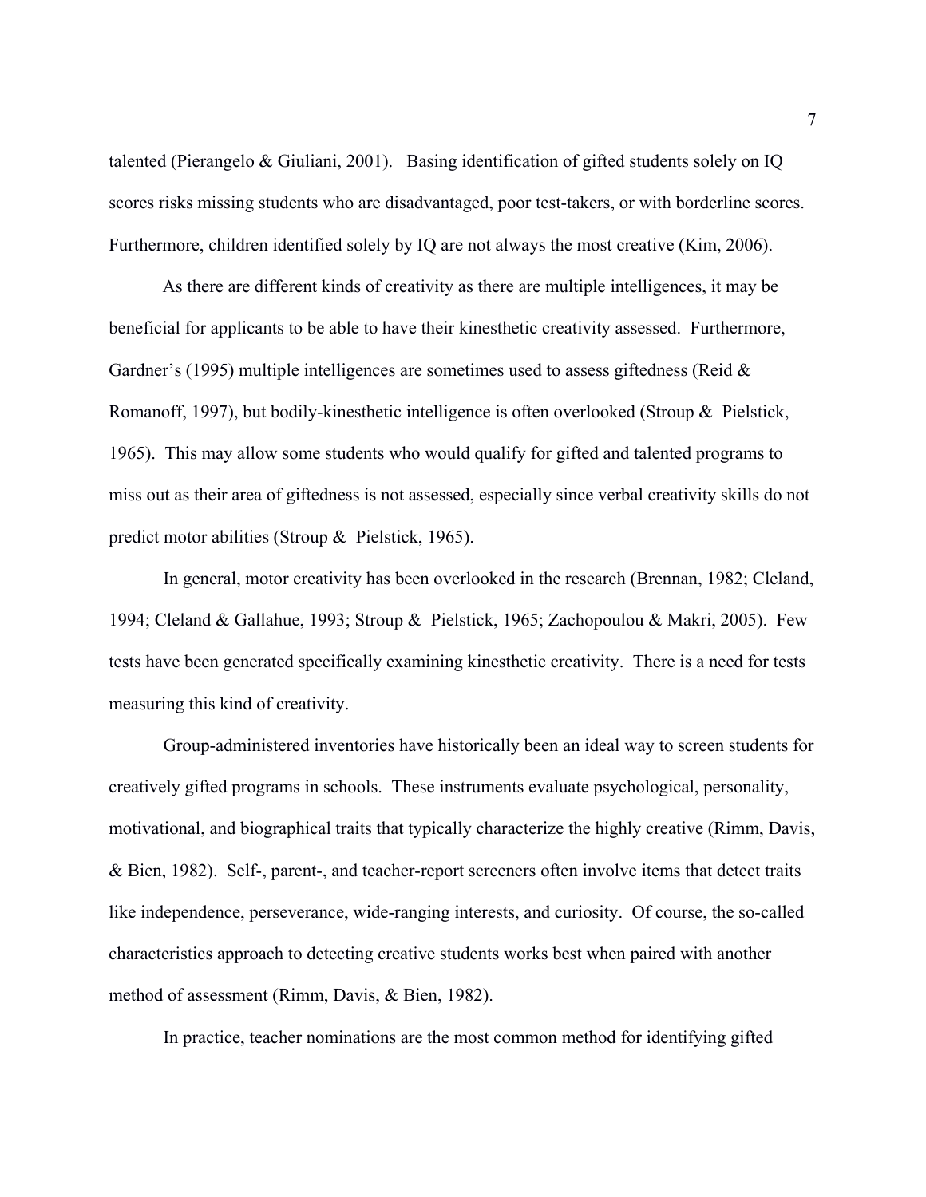talented (Pierangelo & Giuliani, 2001). Basing identification of gifted students solely on IQ scores risks missing students who are disadvantaged, poor test-takers, or with borderline scores. Furthermore, children identified solely by IQ are not always the most creative (Kim, 2006).

As there are different kinds of creativity as there are multiple intelligences, it may be beneficial for applicants to be able to have their kinesthetic creativity assessed. Furthermore, Gardner's (1995) multiple intelligences are sometimes used to assess giftedness (Reid & Romanoff, 1997), but bodily-kinesthetic intelligence is often overlooked (Stroup & Pielstick, 1965). This may allow some students who would qualify for gifted and talented programs to miss out as their area of giftedness is not assessed, especially since verbal creativity skills do not predict motor abilities (Stroup & Pielstick, 1965).

In general, motor creativity has been overlooked in the research (Brennan, 1982; Cleland, 1994; Cleland & Gallahue, 1993; Stroup & Pielstick, 1965; Zachopoulou & Makri, 2005). Few tests have been generated specifically examining kinesthetic creativity. There is a need for tests measuring this kind of creativity.

Group-administered inventories have historically been an ideal way to screen students for creatively gifted programs in schools. These instruments evaluate psychological, personality, motivational, and biographical traits that typically characterize the highly creative (Rimm, Davis, & Bien, 1982). Self-, parent-, and teacher-report screeners often involve items that detect traits like independence, perseverance, wide-ranging interests, and curiosity. Of course, the so-called characteristics approach to detecting creative students works best when paired with another method of assessment (Rimm, Davis, & Bien, 1982).

In practice, teacher nominations are the most common method for identifying gifted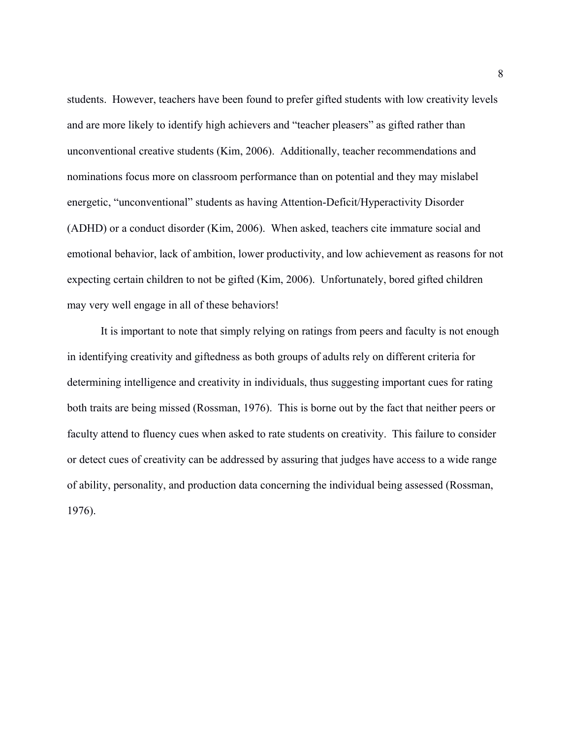students. However, teachers have been found to prefer gifted students with low creativity levels and are more likely to identify high achievers and "teacher pleasers" as gifted rather than unconventional creative students (Kim, 2006). Additionally, teacher recommendations and nominations focus more on classroom performance than on potential and they may mislabel energetic, "unconventional" students as having Attention-Deficit/Hyperactivity Disorder (ADHD) or a conduct disorder (Kim, 2006). When asked, teachers cite immature social and emotional behavior, lack of ambition, lower productivity, and low achievement as reasons for not expecting certain children to not be gifted (Kim, 2006). Unfortunately, bored gifted children may very well engage in all of these behaviors!

It is important to note that simply relying on ratings from peers and faculty is not enough in identifying creativity and giftedness as both groups of adults rely on different criteria for determining intelligence and creativity in individuals, thus suggesting important cues for rating both traits are being missed (Rossman, 1976). This is borne out by the fact that neither peers or faculty attend to fluency cues when asked to rate students on creativity. This failure to consider or detect cues of creativity can be addressed by assuring that judges have access to a wide range of ability, personality, and production data concerning the individual being assessed (Rossman, 1976).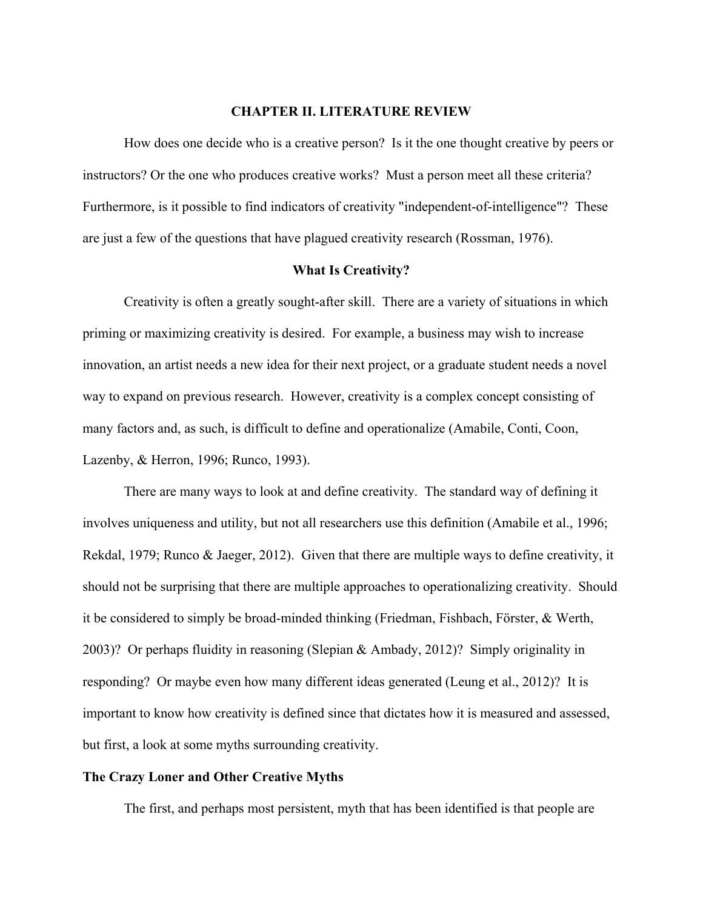## CHAPTER II. LITERATURE REVIEW

How does one decide who is a creative person? Is it the one thought creative by peers or instructors? Or the one who produces creative works? Must a person meet all these criteria? Furthermore, is it possible to find indicators of creativity "independent-of-intelligence"? These are just a few of the questions that have plagued creativity research (Rossman, 1976).

### What Is Creativity?

Creativity is often a greatly sought-after skill. There are a variety of situations in which priming or maximizing creativity is desired. For example, a business may wish to increase innovation, an artist needs a new idea for their next project, or a graduate student needs a novel way to expand on previous research. However, creativity is a complex concept consisting of many factors and, as such, is difficult to define and operationalize (Amabile, Conti, Coon, Lazenby, & Herron, 1996; Runco, 1993).

There are many ways to look at and define creativity. The standard way of defining it involves uniqueness and utility, but not all researchers use this definition (Amabile et al., 1996; Rekdal, 1979; Runco & Jaeger, 2012). Given that there are multiple ways to define creativity, it should not be surprising that there are multiple approaches to operationalizing creativity. Should it be considered to simply be broad-minded thinking (Friedman, Fishbach, Förster, & Werth, 2003)? Or perhaps fluidity in reasoning (Slepian & Ambady, 2012)? Simply originality in responding? Or maybe even how many different ideas generated (Leung et al., 2012)? It is important to know how creativity is defined since that dictates how it is measured and assessed, but first, a look at some myths surrounding creativity.

#### The Crazy Loner and Other Creative Myths

The first, and perhaps most persistent, myth that has been identified is that people are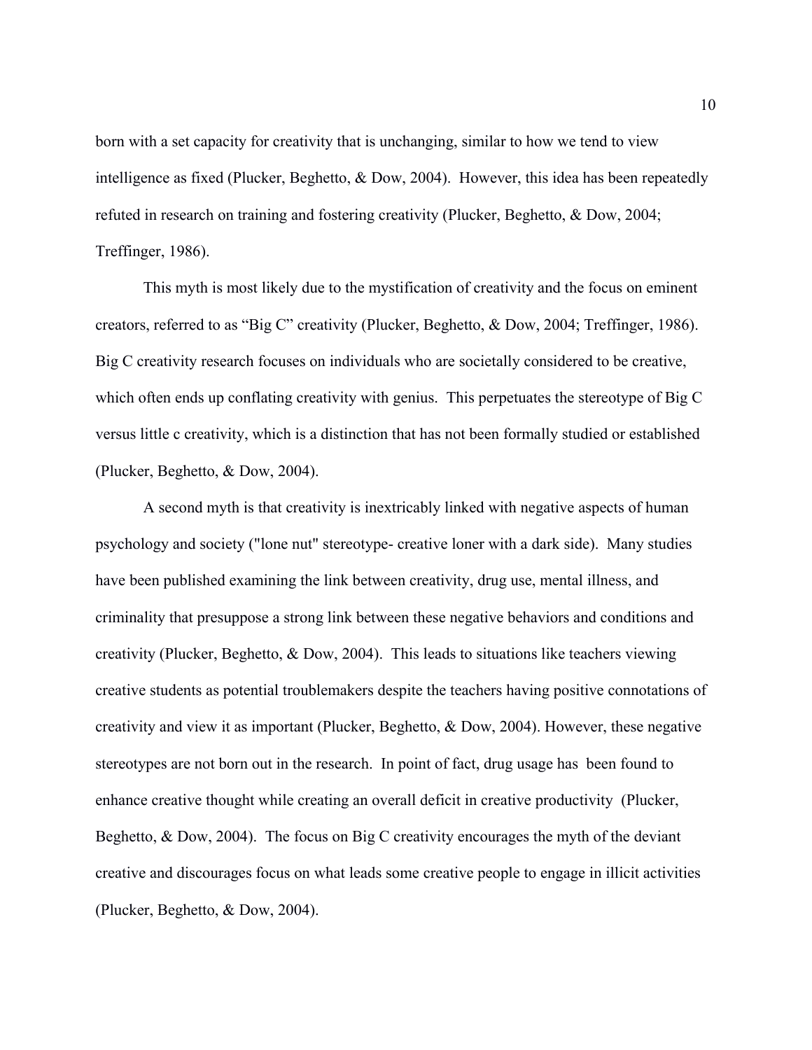born with a set capacity for creativity that is unchanging, similar to how we tend to view intelligence as fixed (Plucker, Beghetto, & Dow, 2004). However, this idea has been repeatedly refuted in research on training and fostering creativity (Plucker, Beghetto, & Dow, 2004; Treffinger, 1986).

This myth is most likely due to the mystification of creativity and the focus on eminent creators, referred to as "Big C" creativity (Plucker, Beghetto, & Dow, 2004; Treffinger, 1986). Big C creativity research focuses on individuals who are societally considered to be creative, which often ends up conflating creativity with genius. This perpetuates the stereotype of Big C versus little c creativity, which is a distinction that has not been formally studied or established (Plucker, Beghetto, & Dow, 2004).

A second myth is that creativity is inextricably linked with negative aspects of human psychology and society ("lone nut" stereotype- creative loner with a dark side). Many studies have been published examining the link between creativity, drug use, mental illness, and criminality that presuppose a strong link between these negative behaviors and conditions and creativity (Plucker, Beghetto, & Dow, 2004). This leads to situations like teachers viewing creative students as potential troublemakers despite the teachers having positive connotations of creativity and view it as important (Plucker, Beghetto, & Dow, 2004). However, these negative stereotypes are not born out in the research. In point of fact, drug usage has been found to enhance creative thought while creating an overall deficit in creative productivity (Plucker, Beghetto, & Dow, 2004). The focus on Big C creativity encourages the myth of the deviant creative and discourages focus on what leads some creative people to engage in illicit activities (Plucker, Beghetto, & Dow, 2004).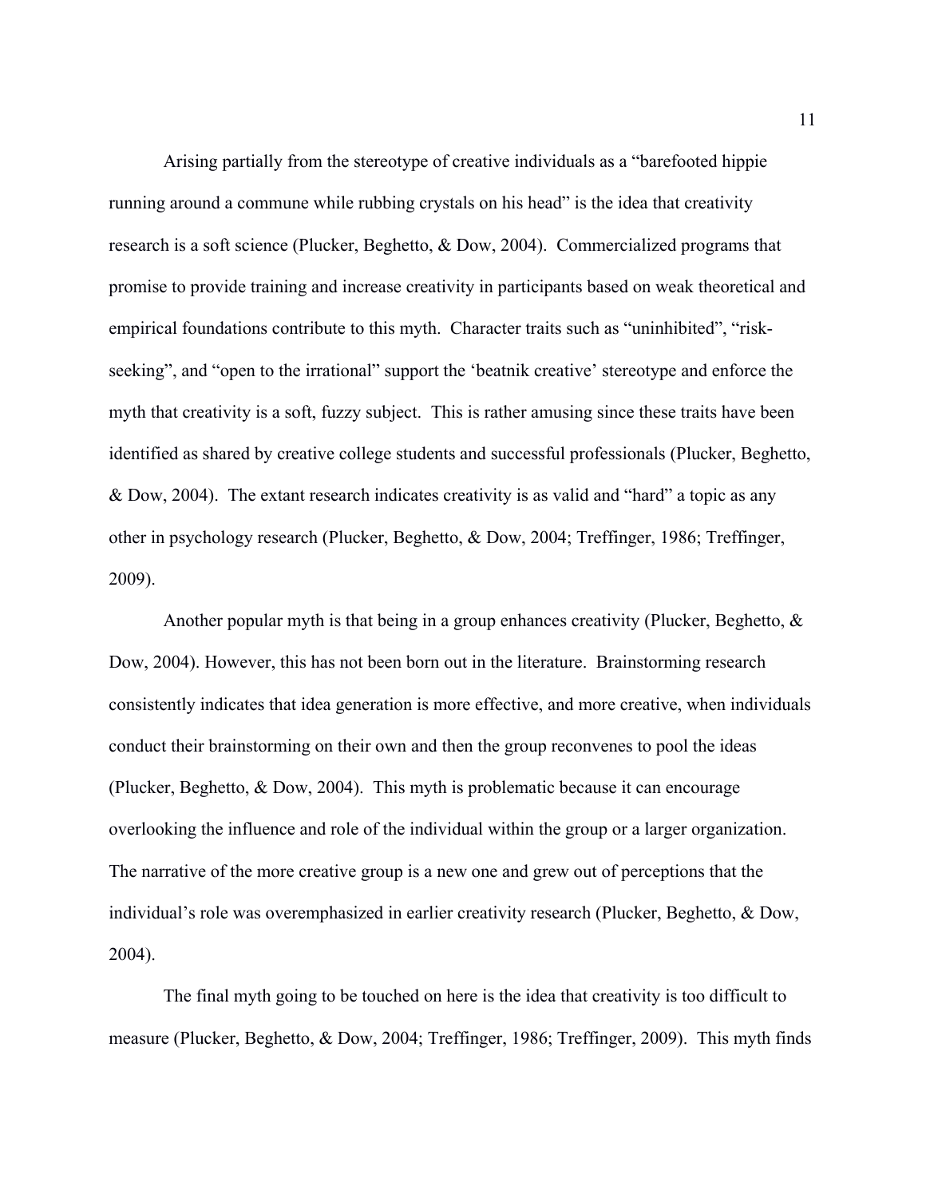Arising partially from the stereotype of creative individuals as a "barefooted hippie running around a commune while rubbing crystals on his head" is the idea that creativity research is a soft science (Plucker, Beghetto, & Dow, 2004). Commercialized programs that promise to provide training and increase creativity in participants based on weak theoretical and empirical foundations contribute to this myth. Character traits such as "uninhibited", "risk-seeking", and "open to the irrational" support the 'beatnik creative' stereotype and enforce the myth that creativity is a soft, fuzzy subject. This is rather amusing since these traits have been identified as shared by creative college students and successful professionals (Plucker, Beghetto, & Dow, 2004). The extant research indicates creativity is as valid and "hard" a topic as any other in psychology research (Plucker, Beghetto, & Dow, 2004; Treffinger, 1986; Treffinger, 2009).

Another popular myth is that being in a group enhances creativity (Plucker, Beghetto, & Dow, 2004). However, this has not been born out in the literature. Brainstorming research consistently indicates that idea generation is more effective, and more creative, when individuals conduct their brainstorming on their own and then the group reconvenes to pool the ideas (Plucker, Beghetto, & Dow, 2004). This myth is problematic because it can encourage overlooking the influence and role of the individual within the group or a larger organization. The narrative of the more creative group is a new one and grew out of perceptions that the individual's role was overemphasized in earlier creativity research (Plucker, Beghetto, & Dow, 2004).

The final myth going to be touched on here is the idea that creativity is too difficult to measure (Plucker, Beghetto, & Dow, 2004; Treffinger, 1986; Treffinger, 2009). This myth finds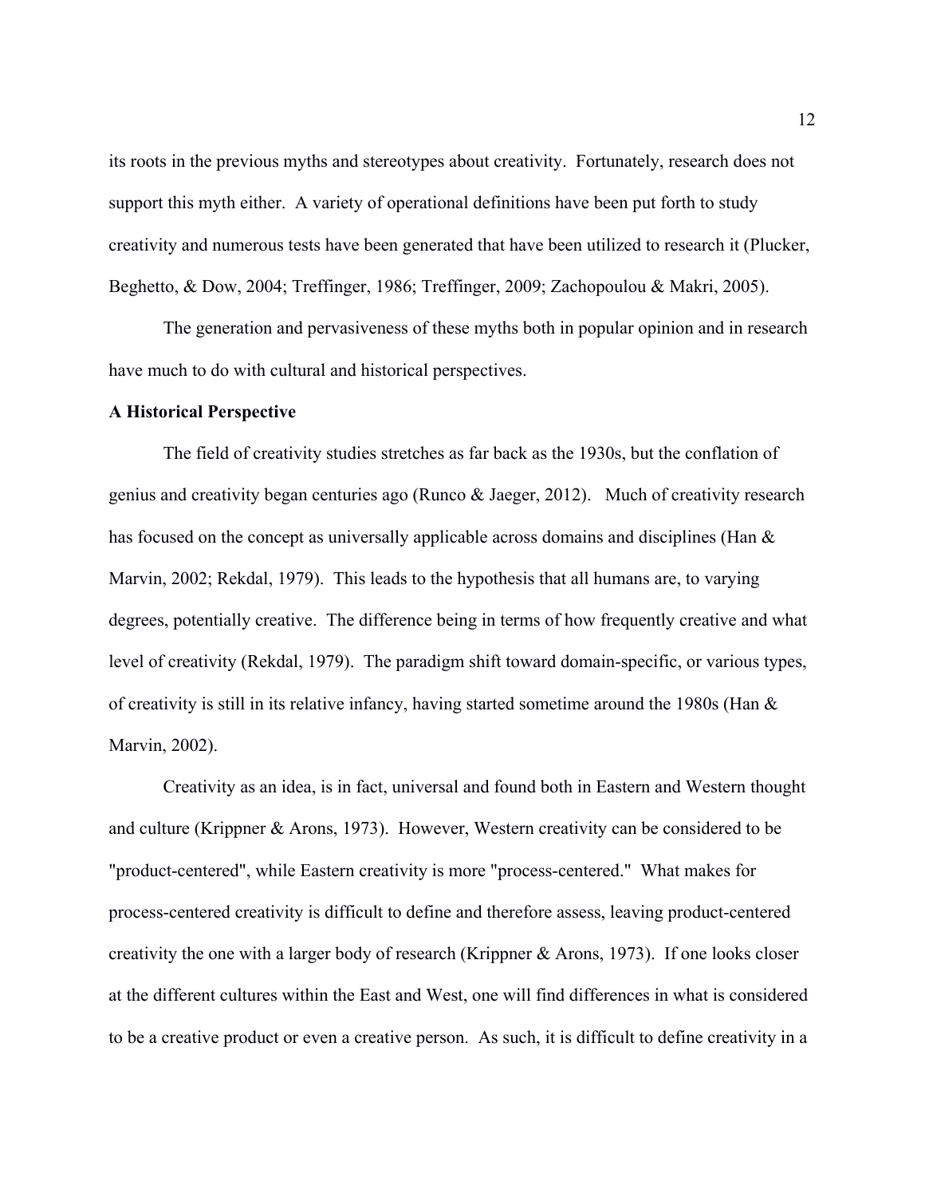its roots in the previous myths and stereotypes about creativity. Fortunately, research does not support this myth either. A variety of operational definitions have been put forth to study creativity and numerous tests have been generated that have been utilized to research it (Plucker, Beghetto, & Dow, 2004; Treffinger, 1986; Treffinger, 2009; Zachopoulou & Makri, 2005).

The generation and pervasiveness of these myths both in popular opinion and in research have much to do with cultural and historical perspectives.

**A Historical Perspective**

The field of creativity studies stretches as far back as the 1930s, but the conflation of genius and creativity began centuries ago (Runco & Jaeger, 2012). Much of creativity research has focused on the concept as universally applicable across domains and disciplines (Han & Marvin, 2002; Rekdal, 1979). This leads to the hypothesis that all humans are, to varying degrees, potentially creative. The difference being in terms of how frequently creative and what level of creativity (Rekdal, 1979). The paradigm shift toward domain-specific, or various types, of creativity is still in its relative infancy, having started sometime around the 1980s (Han & Marvin, 2002).

Creativity as an idea, is in fact, universal and found both in Eastern and Western thought and culture (Krippner & Arons, 1973). However, Western creativity can be considered to be "product-centered", while Eastern creativity is more "process-centered." What makes for process-centered creativity is difficult to define and therefore assess, leaving product-centered creativity the one with a larger body of research (Krippner & Arons, 1973). If one looks closer at the different cultures within the East and West, one will find differences in what is considered to be a creative product or even a creative person. As such, it is difficult to define creativity in a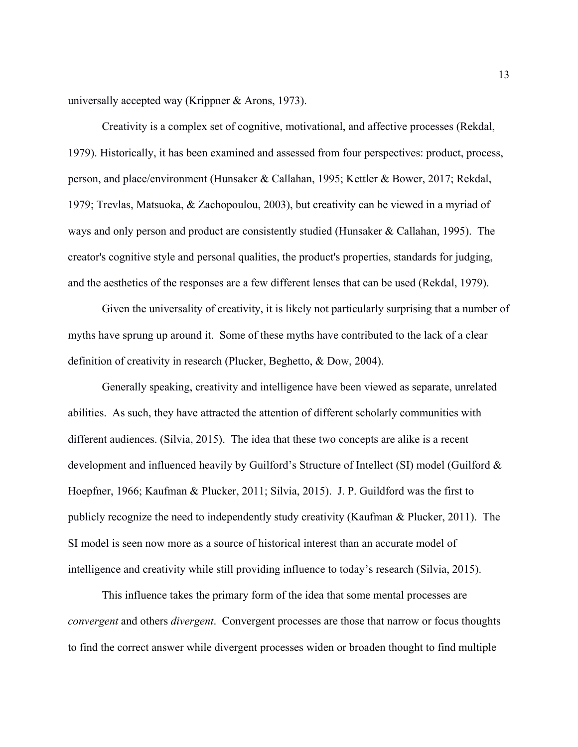universally accepted way (Krippner & Arons, 1973).

Creativity is a complex set of cognitive, motivational, and affective processes (Rekdal, 1979). Historically, it has been examined and assessed from four perspectives: product, process, person, and place/environment (Hunsaker & Callahan, 1995; Kettler & Bower, 2017; Rekdal, 1979; Trevlas, Matsuoka, & Zachopoulou, 2003), but creativity can be viewed in a myriad of ways and only person and product are consistently studied (Hunsaker & Callahan, 1995). The creator's cognitive style and personal qualities, the product's properties, standards for judging, and the aesthetics of the responses are a few different lenses that can be used (Rekdal, 1979).

Given the universality of creativity, it is likely not particularly surprising that a number of myths have sprung up around it. Some of these myths have contributed to the lack of a clear definition of creativity in research (Plucker, Beghetto, & Dow, 2004).

Generally speaking, creativity and intelligence have been viewed as separate, unrelated abilities. As such, they have attracted the attention of different scholarly communities with different audiences. (Silvia, 2015). The idea that these two concepts are alike is a recent development and influenced heavily by Guilford's Structure of Intellect (SI) model (Guilford & Hoepfner, 1966; Kaufman & Plucker, 2011; Silvia, 2015). J. P. Guildford was the first to publicly recognize the need to independently study creativity (Kaufman & Plucker, 2011). The SI model is seen now more as a source of historical interest than an accurate model of intelligence and creativity while still providing influence to today's research (Silvia, 2015).

This influence takes the primary form of the idea that some mental processes are *convergent* and others *divergent*. Convergent processes are those that narrow or focus thoughts to find the correct answer while divergent processes widen or broaden thought to find multiple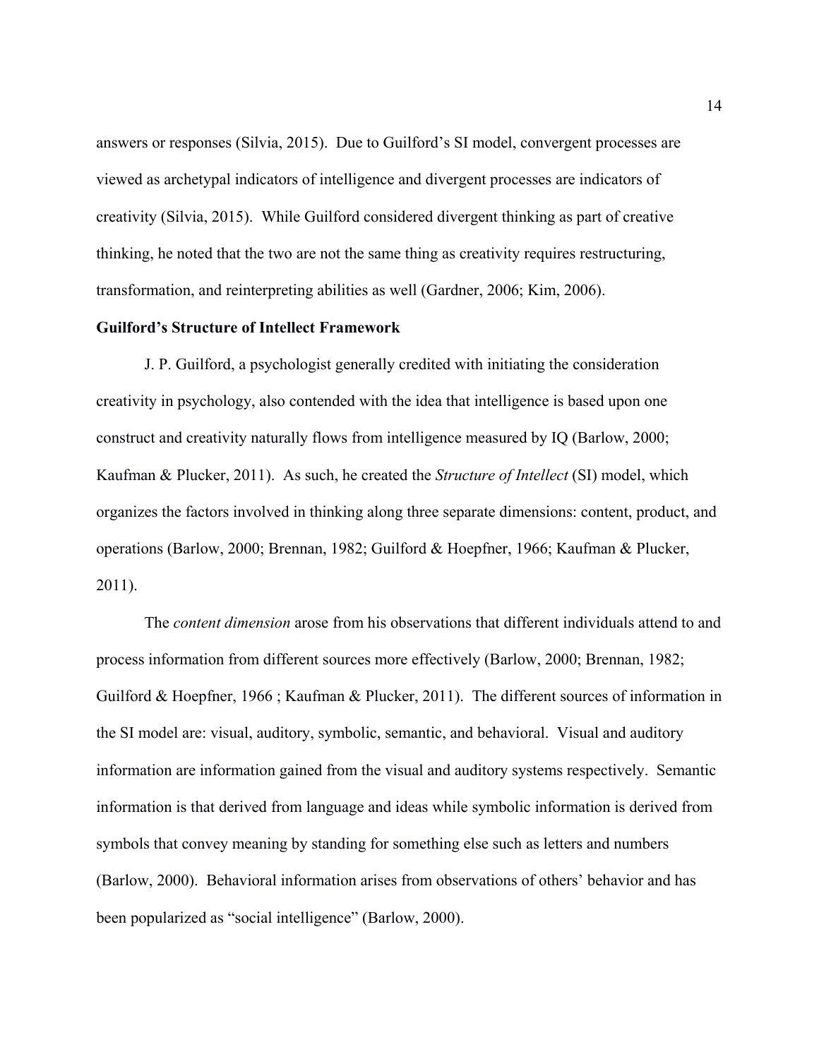answers or responses (Silvia, 2015). Due to Guilford's SI model, convergent processes are viewed as archetypal indicators of intelligence and divergent processes are indicators of creativity (Silvia, 2015). While Guilford considered divergent thinking as part of creative thinking, he noted that the two are not the same thing as creativity requires restructuring, transformation, and reinterpreting abilities as well (Gardner, 2006; Kim, 2006).

**Guilford's Structure of Intellect Framework**

J. P. Guilford, a psychologist generally credited with initiating the consideration creativity in psychology, also contended with the idea that intelligence is based upon one construct and creativity naturally flows from intelligence measured by IQ (Barlow, 2000; Kaufman & Plucker, 2011). As such, he created the *Structure of Intellect* (SI) model, which organizes the factors involved in thinking along three separate dimensions: content, product, and operations (Barlow, 2000; Brennan, 1982; Guilford & Hoepfner, 1966; Kaufman & Plucker, 2011).

The *content dimension* arose from his observations that different individuals attend to and process information from different sources more effectively (Barlow, 2000; Brennan, 1982; Guilford & Hoepfner, 1966 ; Kaufman & Plucker, 2011). The different sources of information in the SI model are: visual, auditory, symbolic, semantic, and behavioral. Visual and auditory information are information gained from the visual and auditory systems respectively. Semantic information is that derived from language and ideas while symbolic information is derived from symbols that convey meaning by standing for something else such as letters and numbers (Barlow, 2000). Behavioral information arises from observations of others' behavior and has been popularized as "social intelligence" (Barlow, 2000).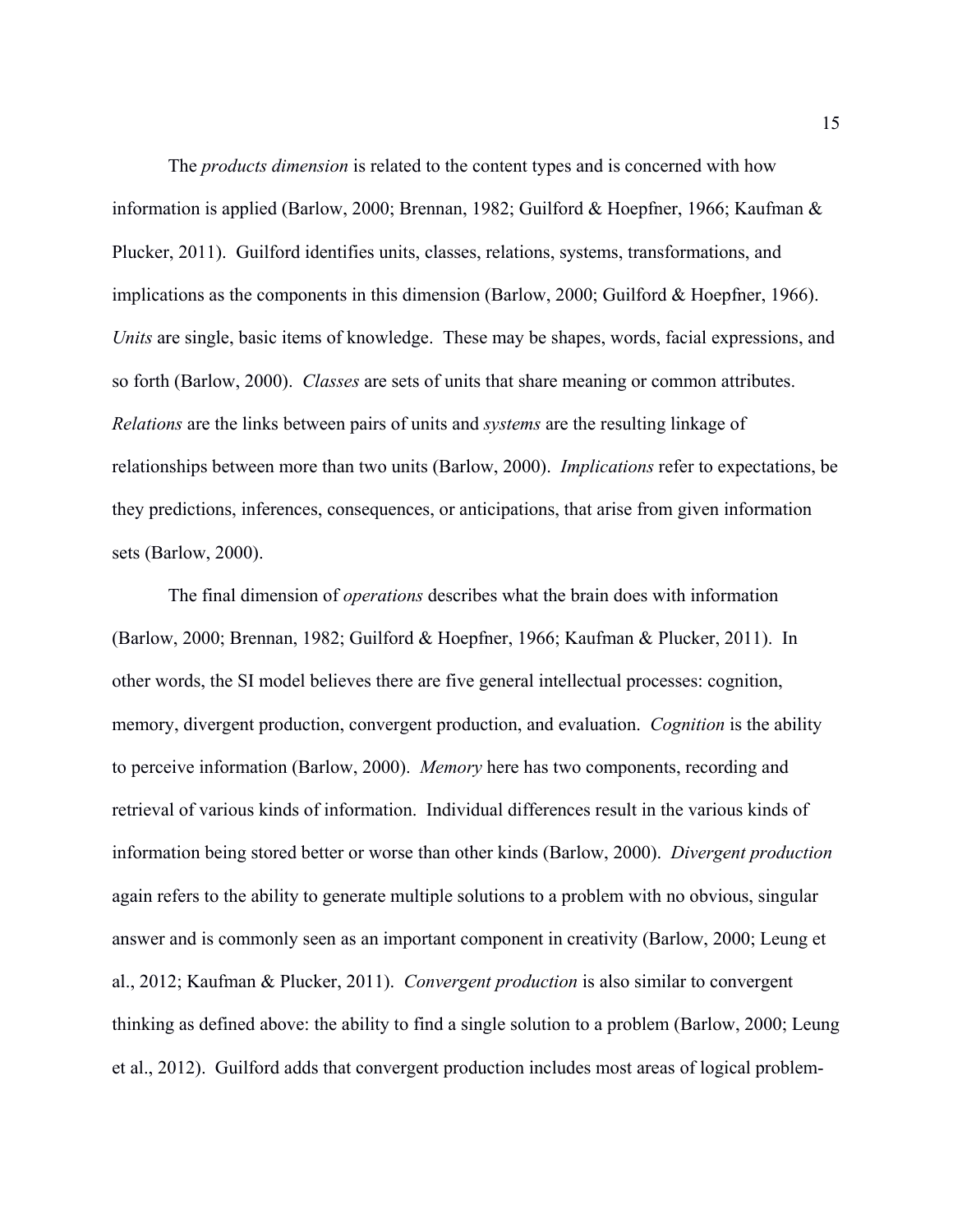The *products dimension* is related to the content types and is concerned with how information is applied (Barlow, 2000; Brennan, 1982; Guilford & Hoepfner, 1966; Kaufman & Plucker, 2011). Guilford identifies units, classes, relations, systems, transformations, and implications as the components in this dimension (Barlow, 2000; Guilford & Hoepfner, 1966). *Units* are single, basic items of knowledge. These may be shapes, words, facial expressions, and so forth (Barlow, 2000). *Classes* are sets of units that share meaning or common attributes. *Relations* are the links between pairs of units and *systems* are the resulting linkage of relationships between more than two units (Barlow, 2000). *Implications* refer to expectations, be they predictions, inferences, consequences, or anticipations, that arise from given information sets (Barlow, 2000).

The final dimension of *operations* describes what the brain does with information (Barlow, 2000; Brennan, 1982; Guilford & Hoepfner, 1966; Kaufman & Plucker, 2011). In other words, the SI model believes there are five general intellectual processes: cognition, memory, divergent production, convergent production, and evaluation. *Cognition* is the ability to perceive information (Barlow, 2000). *Memory* here has two components, recording and retrieval of various kinds of information. Individual differences result in the various kinds of information being stored better or worse than other kinds (Barlow, 2000). *Divergent production* again refers to the ability to generate multiple solutions to a problem with no obvious, singular answer and is commonly seen as an important component in creativity (Barlow, 2000; Leung et al., 2012; Kaufman & Plucker, 2011). *Convergent production* is also similar to convergent thinking as defined above: the ability to find a single solution to a problem (Barlow, 2000; Leung et al., 2012). Guilford adds that convergent production includes most areas of logical problem-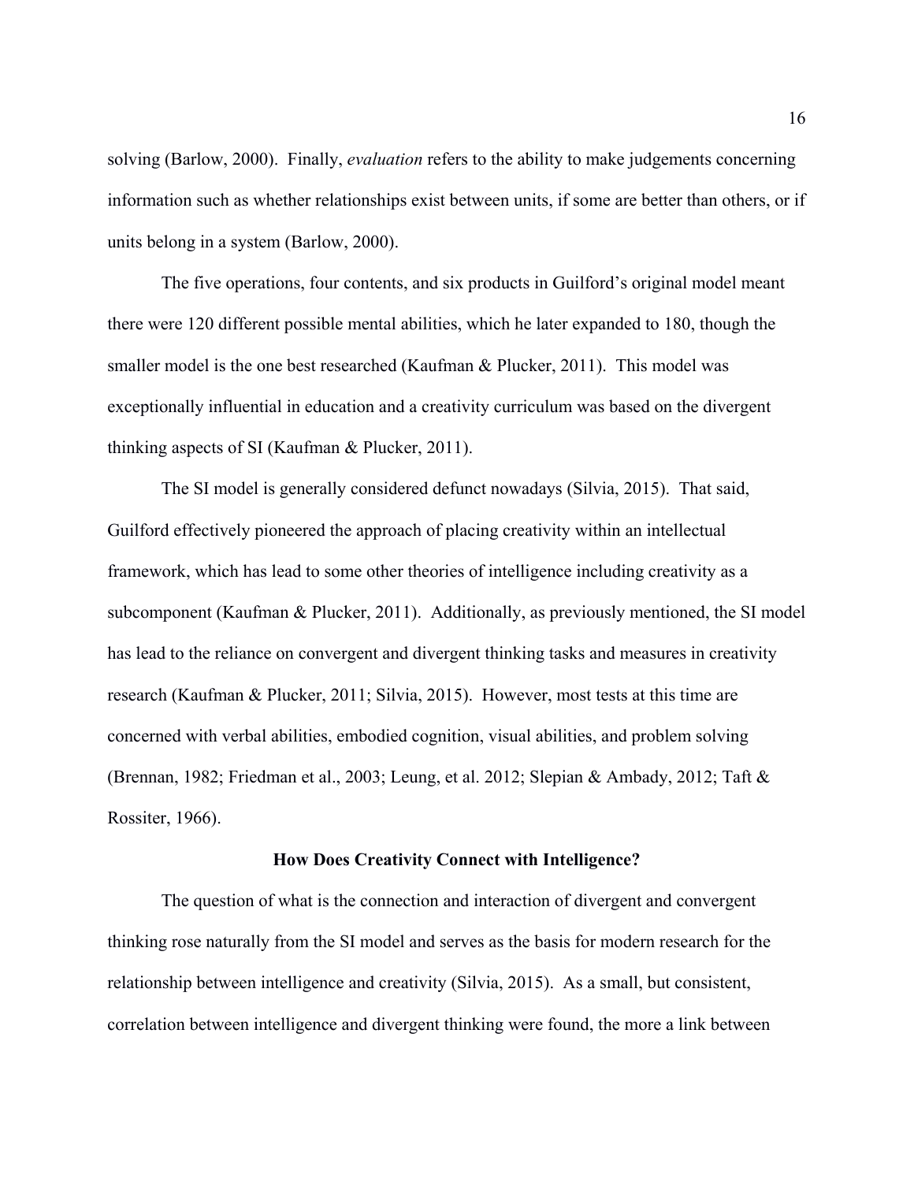solving (Barlow, 2000). Finally, *evaluation* refers to the ability to make judgements concerning information such as whether relationships exist between units, if some are better than others, or if units belong in a system (Barlow, 2000).

The five operations, four contents, and six products in Guilford's original model meant there were 120 different possible mental abilities, which he later expanded to 180, though the smaller model is the one best researched (Kaufman & Plucker, 2011). This model was exceptionally influential in education and a creativity curriculum was based on the divergent thinking aspects of SI (Kaufman & Plucker, 2011).

The SI model is generally considered defunct nowadays (Silvia, 2015). That said, Guilford effectively pioneered the approach of placing creativity within an intellectual framework, which has lead to some other theories of intelligence including creativity as a subcomponent (Kaufman & Plucker, 2011). Additionally, as previously mentioned, the SI model has lead to the reliance on convergent and divergent thinking tasks and measures in creativity research (Kaufman & Plucker, 2011; Silvia, 2015). However, most tests at this time are concerned with verbal abilities, embodied cognition, visual abilities, and problem solving (Brennan, 1982; Friedman et al., 2003; Leung, et al. 2012; Slepian & Ambady, 2012; Taft & Rossiter, 1966).

## How Does Creativity Connect with Intelligence?

The question of what is the connection and interaction of divergent and convergent thinking rose naturally from the SI model and serves as the basis for modern research for the relationship between intelligence and creativity (Silvia, 2015). As a small, but consistent, correlation between intelligence and divergent thinking were found, the more a link between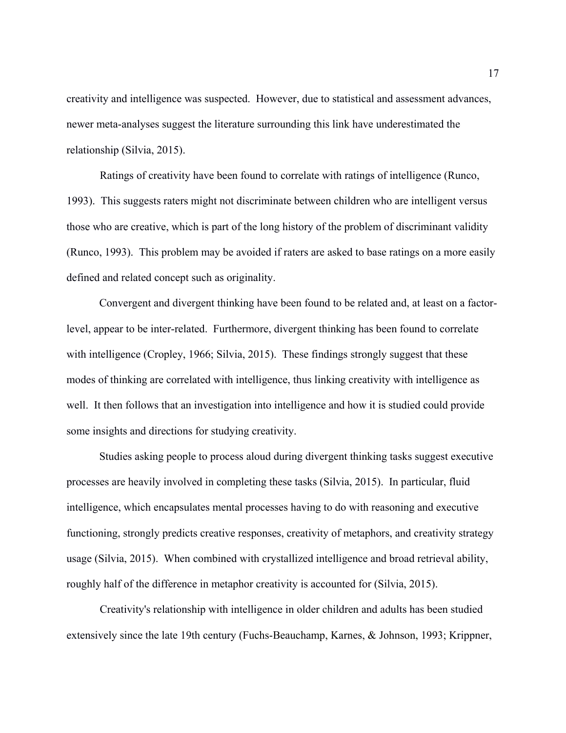creativity and intelligence was suspected. However, due to statistical and assessment advances, newer meta-analyses suggest the literature surrounding this link have underestimated the relationship (Silvia, 2015).

Ratings of creativity have been found to correlate with ratings of intelligence (Runco, 1993). This suggests raters might not discriminate between children who are intelligent versus those who are creative, which is part of the long history of the problem of discriminant validity (Runco, 1993). This problem may be avoided if raters are asked to base ratings on a more easily defined and related concept such as originality.

Convergent and divergent thinking have been found to be related and, at least on a factor-level, appear to be inter-related. Furthermore, divergent thinking has been found to correlate with intelligence (Cropley, 1966; Silvia, 2015). These findings strongly suggest that these modes of thinking are correlated with intelligence, thus linking creativity with intelligence as well. It then follows that an investigation into intelligence and how it is studied could provide some insights and directions for studying creativity.

Studies asking people to process aloud during divergent thinking tasks suggest executive processes are heavily involved in completing these tasks (Silvia, 2015). In particular, fluid intelligence, which encapsulates mental processes having to do with reasoning and executive functioning, strongly predicts creative responses, creativity of metaphors, and creativity strategy usage (Silvia, 2015). When combined with crystallized intelligence and broad retrieval ability, roughly half of the difference in metaphor creativity is accounted for (Silvia, 2015).

Creativity's relationship with intelligence in older children and adults has been studied extensively since the late 19th century (Fuchs-Beauchamp, Karnes, & Johnson, 1993; Krippner,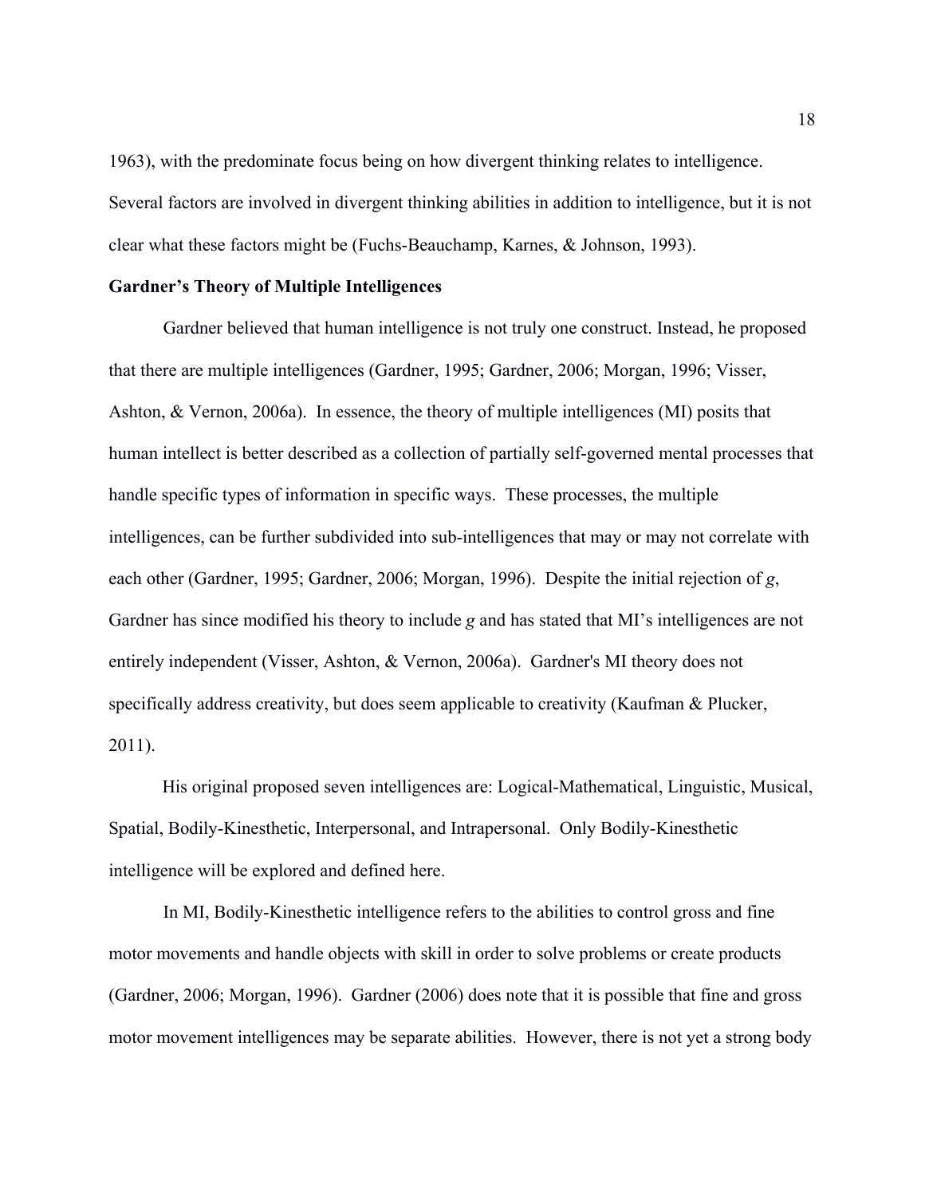1963), with the predominate focus being on how divergent thinking relates to intelligence. Several factors are involved in divergent thinking abilities in addition to intelligence, but it is not clear what these factors might be (Fuchs-Beauchamp, Karnes, & Johnson, 1993).

**Gardner's Theory of Multiple Intelligences**

Gardner believed that human intelligence is not truly one construct. Instead, he proposed that there are multiple intelligences (Gardner, 1995; Gardner, 2006; Morgan, 1996; Visser, Ashton, & Vernon, 2006a). In essence, the theory of multiple intelligences (MI) posits that human intellect is better described as a collection of partially self-governed mental processes that handle specific types of information in specific ways. These processes, the multiple intelligences, can be further subdivided into sub-intelligences that may or may not correlate with each other (Gardner, 1995; Gardner, 2006; Morgan, 1996). Despite the initial rejection of *g*, Gardner has since modified his theory to include *g* and has stated that MI's intelligences are not entirely independent (Visser, Ashton, & Vernon, 2006a). Gardner's MI theory does not specifically address creativity, but does seem applicable to creativity (Kaufman & Plucker, 2011).

His original proposed seven intelligences are: Logical-Mathematical, Linguistic, Musical, Spatial, Bodily-Kinesthetic, Interpersonal, and Intrapersonal. Only Bodily-Kinesthetic intelligence will be explored and defined here.

In MI, Bodily-Kinesthetic intelligence refers to the abilities to control gross and fine motor movements and handle objects with skill in order to solve problems or create products (Gardner, 2006; Morgan, 1996). Gardner (2006) does note that it is possible that fine and gross motor movement intelligences may be separate abilities. However, there is not yet a strong body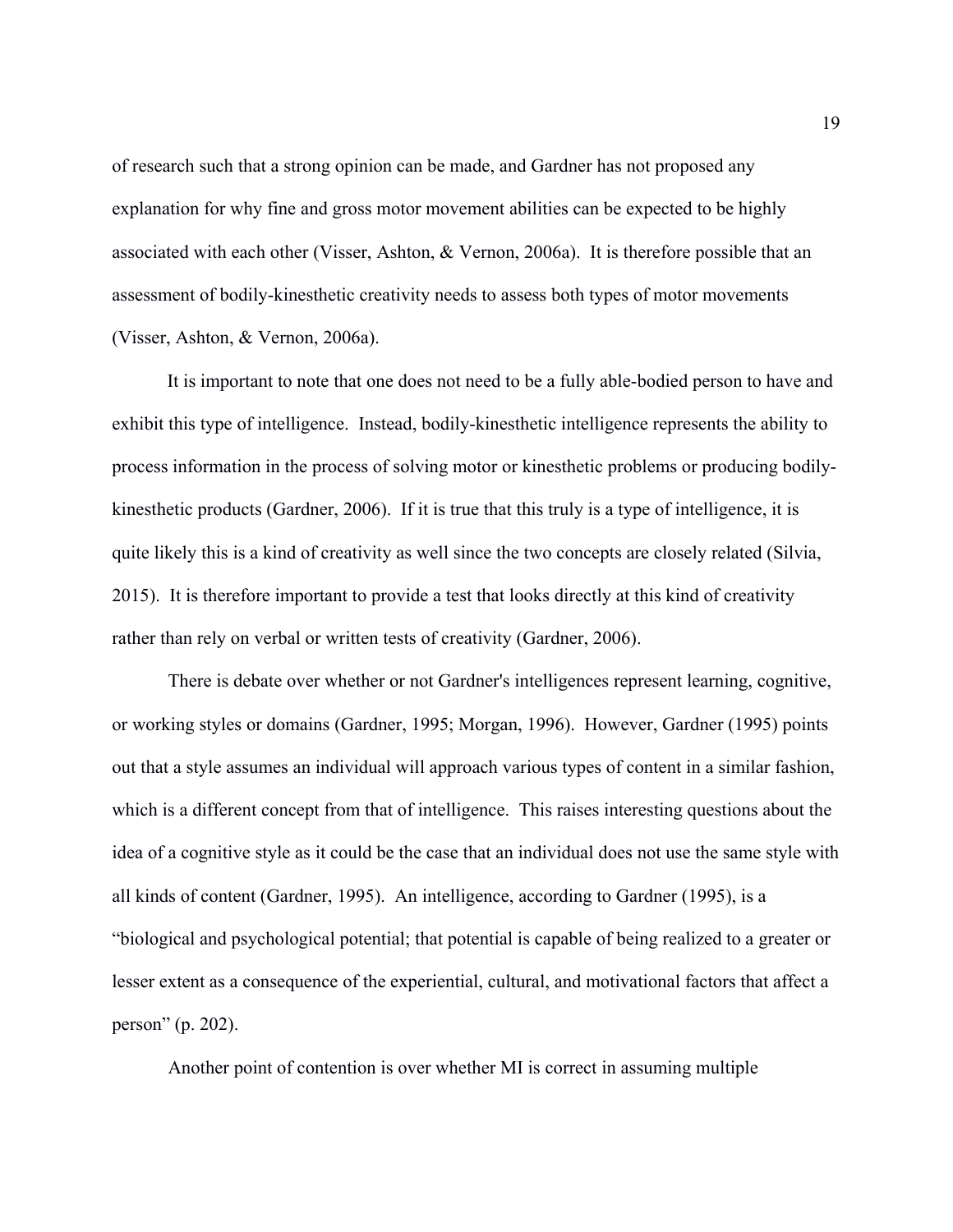of research such that a strong opinion can be made, and Gardner has not proposed any explanation for why fine and gross motor movement abilities can be expected to be highly associated with each other (Visser, Ashton, & Vernon, 2006a). It is therefore possible that an assessment of bodily-kinesthetic creativity needs to assess both types of motor movements (Visser, Ashton, & Vernon, 2006a).

It is important to note that one does not need to be a fully able-bodied person to have and exhibit this type of intelligence. Instead, bodily-kinesthetic intelligence represents the ability to process information in the process of solving motor or kinesthetic problems or producing bodily-kinesthetic products (Gardner, 2006). If it is true that this truly is a type of intelligence, it is quite likely this is a kind of creativity as well since the two concepts are closely related (Silvia, 2015). It is therefore important to provide a test that looks directly at this kind of creativity rather than rely on verbal or written tests of creativity (Gardner, 2006).

There is debate over whether or not Gardner's intelligences represent learning, cognitive, or working styles or domains (Gardner, 1995; Morgan, 1996). However, Gardner (1995) points out that a style assumes an individual will approach various types of content in a similar fashion, which is a different concept from that of intelligence. This raises interesting questions about the idea of a cognitive style as it could be the case that an individual does not use the same style with all kinds of content (Gardner, 1995). An intelligence, according to Gardner (1995), is a "biological and psychological potential; that potential is capable of being realized to a greater or lesser extent as a consequence of the experiential, cultural, and motivational factors that affect a person" (p. 202).

Another point of contention is over whether MI is correct in assuming multiple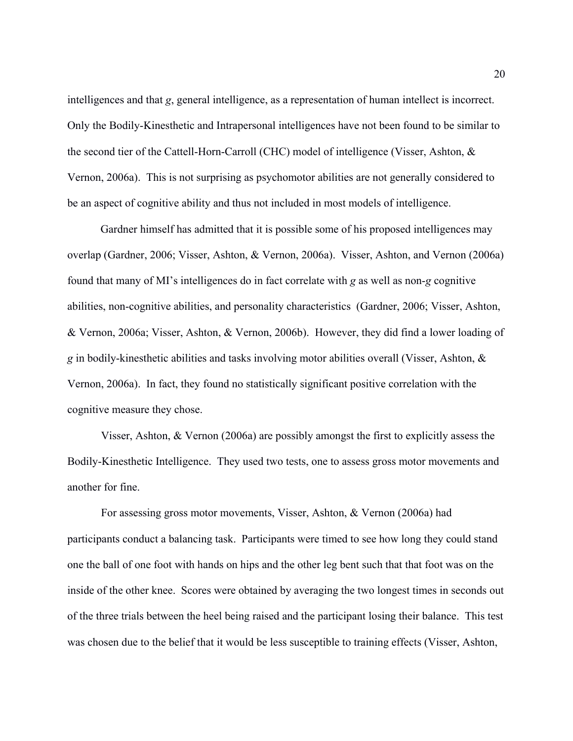intelligences and that *g*, general intelligence, as a representation of human intellect is incorrect. Only the Bodily-Kinesthetic and Intrapersonal intelligences have not been found to be similar to the second tier of the Cattell-Horn-Carroll (CHC) model of intelligence (Visser, Ashton, & Vernon, 2006a). This is not surprising as psychomotor abilities are not generally considered to be an aspect of cognitive ability and thus not included in most models of intelligence.

Gardner himself has admitted that it is possible some of his proposed intelligences may overlap (Gardner, 2006; Visser, Ashton, & Vernon, 2006a). Visser, Ashton, and Vernon (2006a) found that many of MI's intelligences do in fact correlate with *g* as well as non-*g* cognitive abilities, non-cognitive abilities, and personality characteristics (Gardner, 2006; Visser, Ashton, & Vernon, 2006a; Visser, Ashton, & Vernon, 2006b). However, they did find a lower loading of *g* in bodily-kinesthetic abilities and tasks involving motor abilities overall (Visser, Ashton, & Vernon, 2006a). In fact, they found no statistically significant positive correlation with the cognitive measure they chose.

Visser, Ashton, & Vernon (2006a) are possibly amongst the first to explicitly assess the Bodily-Kinesthetic Intelligence. They used two tests, one to assess gross motor movements and another for fine.

For assessing gross motor movements, Visser, Ashton, & Vernon (2006a) had participants conduct a balancing task. Participants were timed to see how long they could stand one the ball of one foot with hands on hips and the other leg bent such that that foot was on the inside of the other knee. Scores were obtained by averaging the two longest times in seconds out of the three trials between the heel being raised and the participant losing their balance. This test was chosen due to the belief that it would be less susceptible to training effects (Visser, Ashton,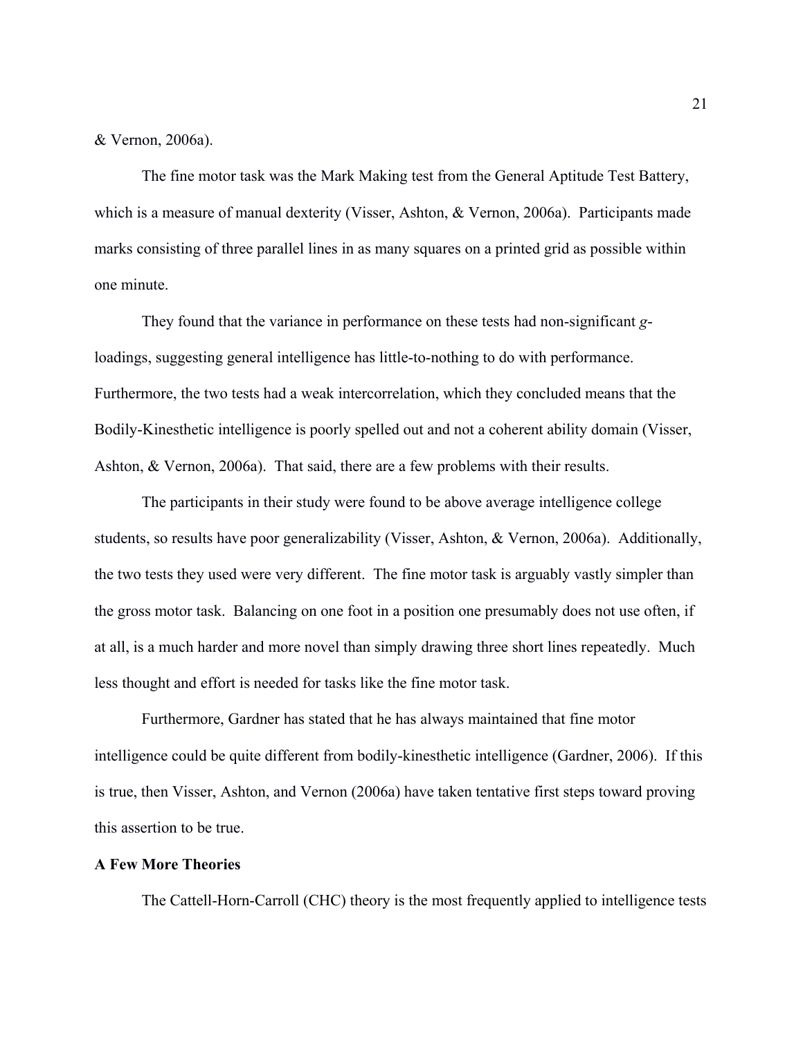& Vernon, 2006a).

The fine motor task was the Mark Making test from the General Aptitude Test Battery, which is a measure of manual dexterity (Visser, Ashton, & Vernon, 2006a). Participants made marks consisting of three parallel lines in as many squares on a printed grid as possible within one minute.

They found that the variance in performance on these tests had non-significant *g*-loadings, suggesting general intelligence has little-to-nothing to do with performance. Furthermore, the two tests had a weak intercorrelation, which they concluded means that the Bodily-Kinesthetic intelligence is poorly spelled out and not a coherent ability domain (Visser, Ashton, & Vernon, 2006a). That said, there are a few problems with their results.

The participants in their study were found to be above average intelligence college students, so results have poor generalizability (Visser, Ashton, & Vernon, 2006a). Additionally, the two tests they used were very different. The fine motor task is arguably vastly simpler than the gross motor task. Balancing on one foot in a position one presumably does not use often, if at all, is a much harder and more novel than simply drawing three short lines repeatedly. Much less thought and effort is needed for tasks like the fine motor task.

Furthermore, Gardner has stated that he has always maintained that fine motor intelligence could be quite different from bodily-kinesthetic intelligence (Gardner, 2006). If this is true, then Visser, Ashton, and Vernon (2006a) have taken tentative first steps toward proving this assertion to be true.

**A Few More Theories**

The Cattell-Horn-Carroll (CHC) theory is the most frequently applied to intelligence tests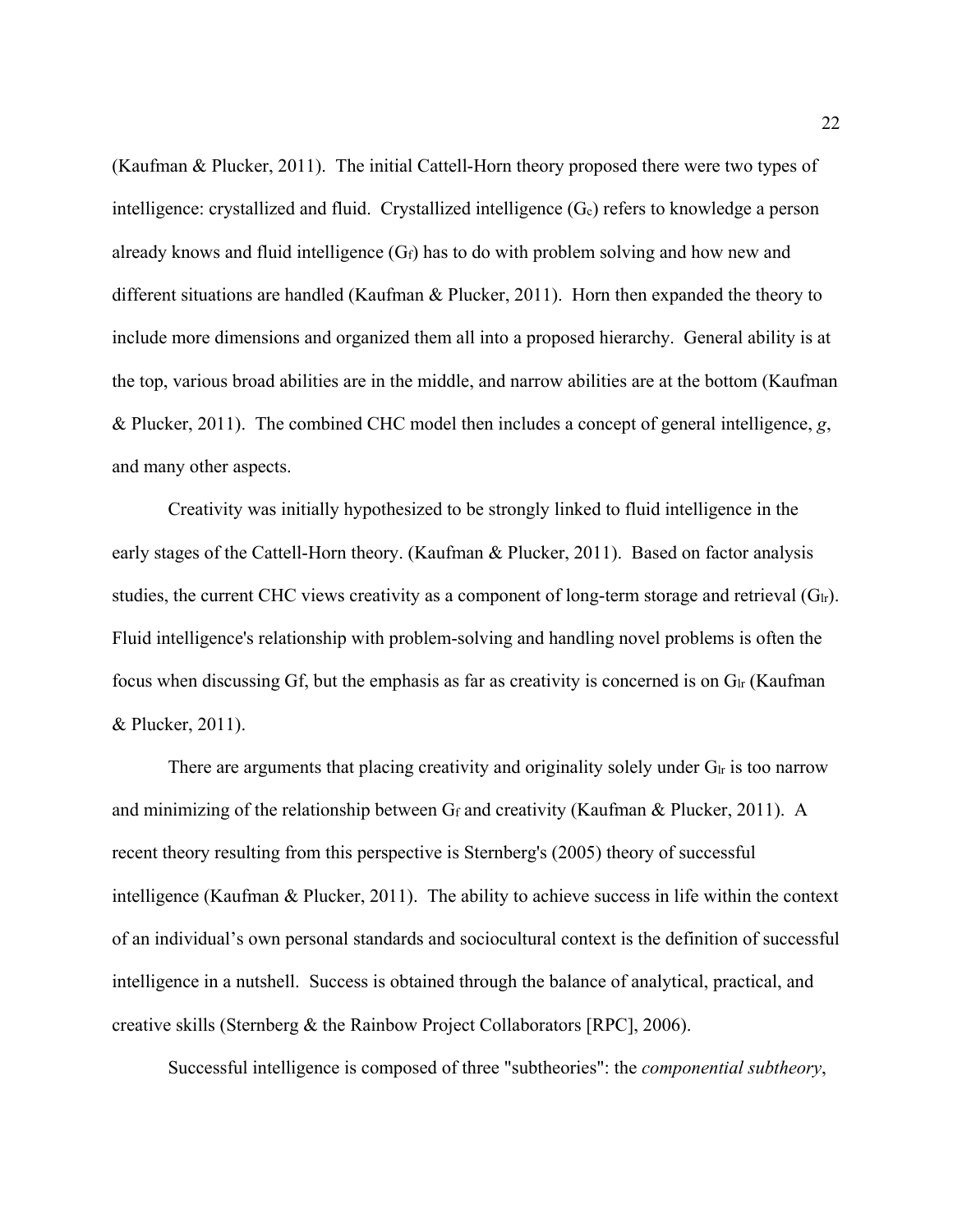(Kaufman & Plucker, 2011). The initial Cattell-Horn theory proposed there were two types of intelligence: crystallized and fluid. Crystallized intelligence ($G_c$) refers to knowledge a person already knows and fluid intelligence ($G_f$) has to do with problem solving and how new and different situations are handled (Kaufman & Plucker, 2011). Horn then expanded the theory to include more dimensions and organized them all into a proposed hierarchy. General ability is at the top, various broad abilities are in the middle, and narrow abilities are at the bottom (Kaufman & Plucker, 2011). The combined CHC model then includes a concept of general intelligence, *g*, and many other aspects.

Creativity was initially hypothesized to be strongly linked to fluid intelligence in the early stages of the Cattell-Horn theory. (Kaufman & Plucker, 2011). Based on factor analysis studies, the current CHC views creativity as a component of long-term storage and retrieval ($G_{lr}$). Fluid intelligence's relationship with problem-solving and handling novel problems is often the focus when discussing Gf, but the emphasis as far as creativity is concerned is on $G_{lr}$ (Kaufman & Plucker, 2011).

There are arguments that placing creativity and originality solely under $G_{lr}$ is too narrow and minimizing of the relationship between $G_f$ and creativity (Kaufman & Plucker, 2011). A recent theory resulting from this perspective is Sternberg's (2005) theory of successful intelligence (Kaufman & Plucker, 2011). The ability to achieve success in life within the context of an individual's own personal standards and sociocultural context is the definition of successful intelligence in a nutshell. Success is obtained through the balance of analytical, practical, and creative skills (Sternberg & the Rainbow Project Collaborators [RPC], 2006).

Successful intelligence is composed of three "subtheories": the *componential subtheory*,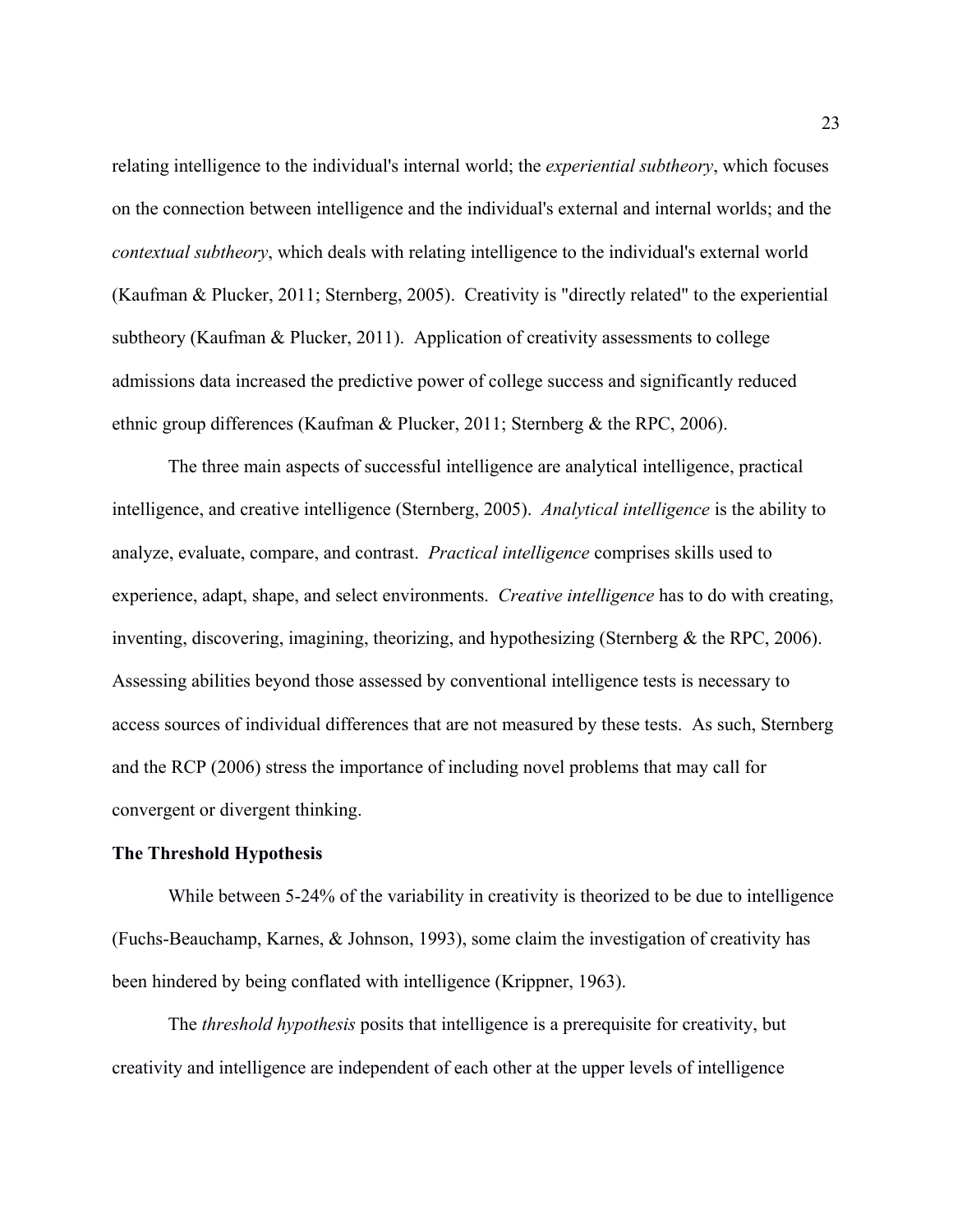relating intelligence to the individual's internal world; the *experiential subtheory*, which focuses on the connection between intelligence and the individual's external and internal worlds; and the *contextual subtheory*, which deals with relating intelligence to the individual's external world (Kaufman & Plucker, 2011; Sternberg, 2005). Creativity is "directly related" to the experiential subtheory (Kaufman & Plucker, 2011). Application of creativity assessments to college admissions data increased the predictive power of college success and significantly reduced ethnic group differences (Kaufman & Plucker, 2011; Sternberg & the RPC, 2006).

The three main aspects of successful intelligence are analytical intelligence, practical intelligence, and creative intelligence (Sternberg, 2005). *Analytical intelligence* is the ability to analyze, evaluate, compare, and contrast. *Practical intelligence* comprises skills used to experience, adapt, shape, and select environments. *Creative intelligence* has to do with creating, inventing, discovering, imagining, theorizing, and hypothesizing (Sternberg & the RPC, 2006). Assessing abilities beyond those assessed by conventional intelligence tests is necessary to access sources of individual differences that are not measured by these tests. As such, Sternberg and the RCP (2006) stress the importance of including novel problems that may call for convergent or divergent thinking.

**The Threshold Hypothesis**

While between 5-24% of the variability in creativity is theorized to be due to intelligence (Fuchs-Beauchamp, Karnes, & Johnson, 1993), some claim the investigation of creativity has been hindered by being conflated with intelligence (Krippner, 1963).

The *threshold hypothesis* posits that intelligence is a prerequisite for creativity, but creativity and intelligence are independent of each other at the upper levels of intelligence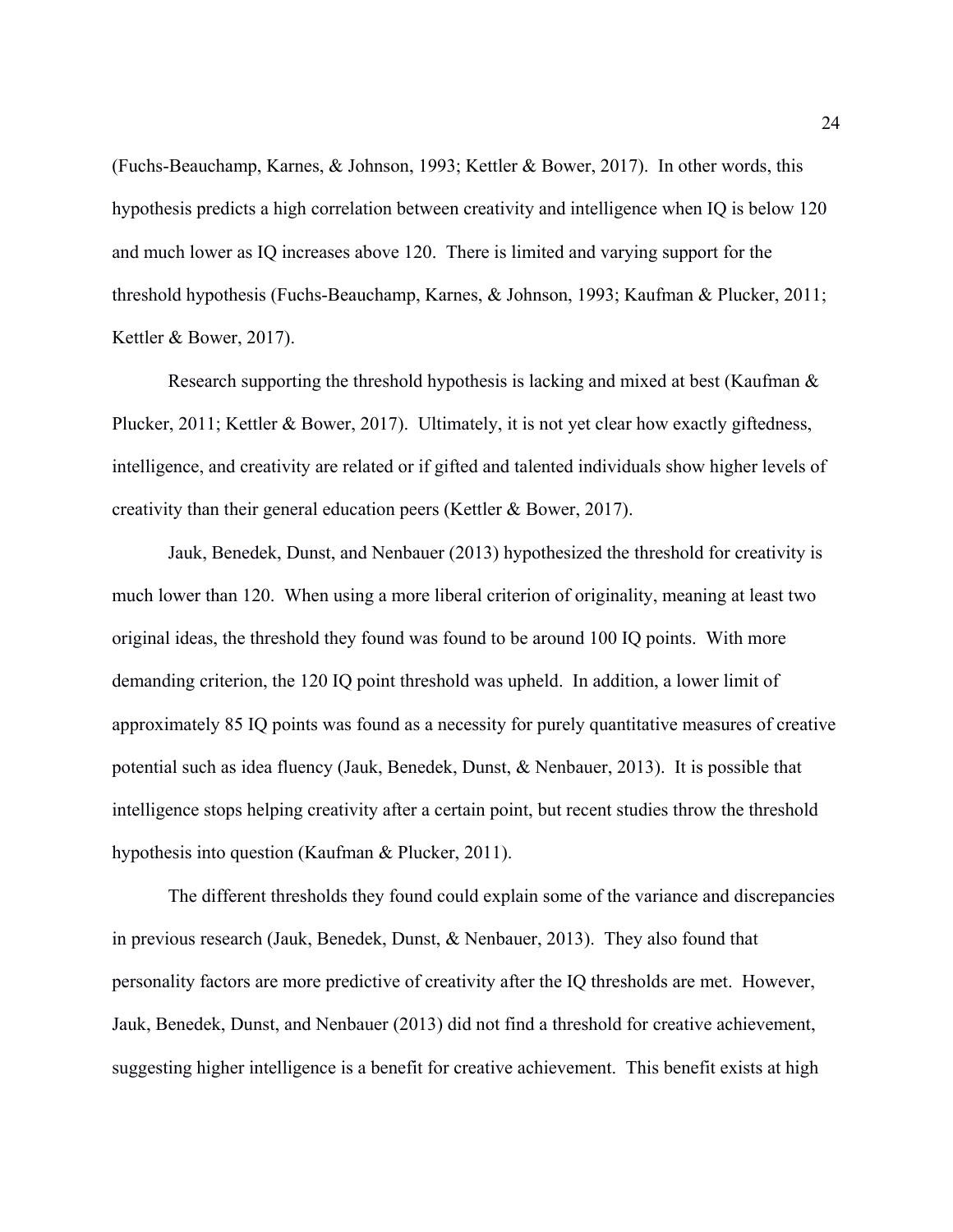(Fuchs-Beauchamp, Karnes, & Johnson, 1993; Kettler & Bower, 2017). In other words, this hypothesis predicts a high correlation between creativity and intelligence when IQ is below 120 and much lower as IQ increases above 120. There is limited and varying support for the threshold hypothesis (Fuchs-Beauchamp, Karnes, & Johnson, 1993; Kaufman & Plucker, 2011; Kettler & Bower, 2017).

Research supporting the threshold hypothesis is lacking and mixed at best (Kaufman & Plucker, 2011; Kettler & Bower, 2017). Ultimately, it is not yet clear how exactly giftedness, intelligence, and creativity are related or if gifted and talented individuals show higher levels of creativity than their general education peers (Kettler & Bower, 2017).

Jauk, Benedek, Dunst, and Nenbauer (2013) hypothesized the threshold for creativity is much lower than 120. When using a more liberal criterion of originality, meaning at least two original ideas, the threshold they found was found to be around 100 IQ points. With more demanding criterion, the 120 IQ point threshold was upheld. In addition, a lower limit of approximately 85 IQ points was found as a necessity for purely quantitative measures of creative potential such as idea fluency (Jauk, Benedek, Dunst, & Nenbauer, 2013). It is possible that intelligence stops helping creativity after a certain point, but recent studies throw the threshold hypothesis into question (Kaufman & Plucker, 2011).

The different thresholds they found could explain some of the variance and discrepancies in previous research (Jauk, Benedek, Dunst, & Nenbauer, 2013). They also found that personality factors are more predictive of creativity after the IQ thresholds are met. However, Jauk, Benedek, Dunst, and Nenbauer (2013) did not find a threshold for creative achievement, suggesting higher intelligence is a benefit for creative achievement. This benefit exists at high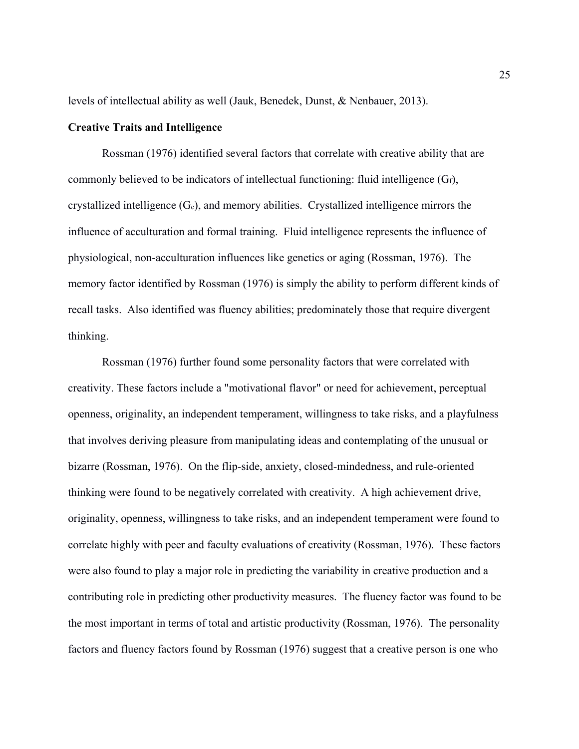levels of intellectual ability as well (Jauk, Benedek, Dunst, & Nenbauer, 2013).

**Creative Traits and Intelligence**

Rossman (1976) identified several factors that correlate with creative ability that are commonly believed to be indicators of intellectual functioning: fluid intelligence ($G_f$), crystallized intelligence ($G_c$), and memory abilities. Crystallized intelligence mirrors the influence of acculturation and formal training. Fluid intelligence represents the influence of physiological, non-acculturation influences like genetics or aging (Rossman, 1976). The memory factor identified by Rossman (1976) is simply the ability to perform different kinds of recall tasks. Also identified was fluency abilities; predominately those that require divergent thinking.

Rossman (1976) further found some personality factors that were correlated with creativity. These factors include a "motivational flavor" or need for achievement, perceptual openness, originality, an independent temperament, willingness to take risks, and a playfulness that involves deriving pleasure from manipulating ideas and contemplating of the unusual or bizarre (Rossman, 1976). On the flip-side, anxiety, closed-mindedness, and rule-oriented thinking were found to be negatively correlated with creativity. A high achievement drive, originality, openness, willingness to take risks, and an independent temperament were found to correlate highly with peer and faculty evaluations of creativity (Rossman, 1976). These factors were also found to play a major role in predicting the variability in creative production and a contributing role in predicting other productivity measures. The fluency factor was found to be the most important in terms of total and artistic productivity (Rossman, 1976). The personality factors and fluency factors found by Rossman (1976) suggest that a creative person is one who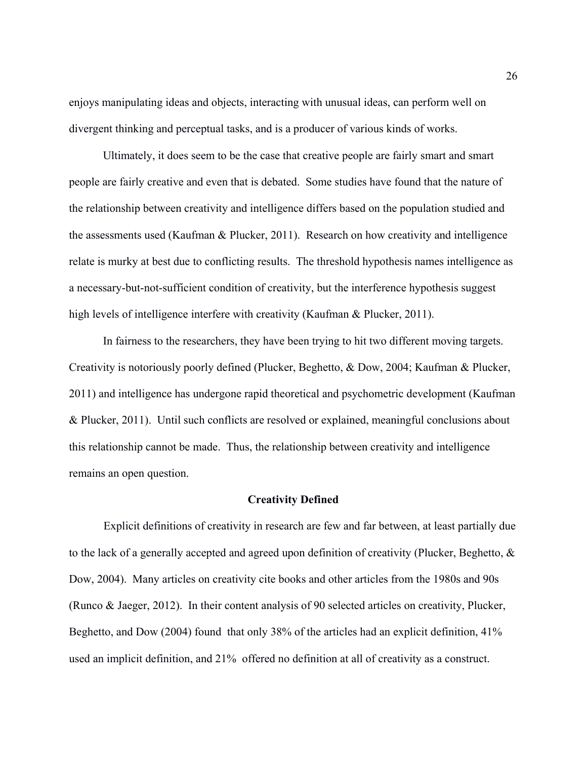enjoys manipulating ideas and objects, interacting with unusual ideas, can perform well on divergent thinking and perceptual tasks, and is a producer of various kinds of works.

Ultimately, it does seem to be the case that creative people are fairly smart and smart people are fairly creative and even that is debated. Some studies have found that the nature of the relationship between creativity and intelligence differs based on the population studied and the assessments used (Kaufman & Plucker, 2011). Research on how creativity and intelligence relate is murky at best due to conflicting results. The threshold hypothesis names intelligence as a necessary-but-not-sufficient condition of creativity, but the interference hypothesis suggest high levels of intelligence interfere with creativity (Kaufman & Plucker, 2011).

In fairness to the researchers, they have been trying to hit two different moving targets. Creativity is notoriously poorly defined (Plucker, Beghetto, & Dow, 2004; Kaufman & Plucker, 2011) and intelligence has undergone rapid theoretical and psychometric development (Kaufman & Plucker, 2011). Until such conflicts are resolved or explained, meaningful conclusions about this relationship cannot be made. Thus, the relationship between creativity and intelligence remains an open question.

## Creativity Defined

Explicit definitions of creativity in research are few and far between, at least partially due to the lack of a generally accepted and agreed upon definition of creativity (Plucker, Beghetto, & Dow, 2004). Many articles on creativity cite books and other articles from the 1980s and 90s (Runco & Jaeger, 2012). In their content analysis of 90 selected articles on creativity, Plucker, Beghetto, and Dow (2004) found that only 38% of the articles had an explicit definition, 41% used an implicit definition, and 21% offered no definition at all of creativity as a construct.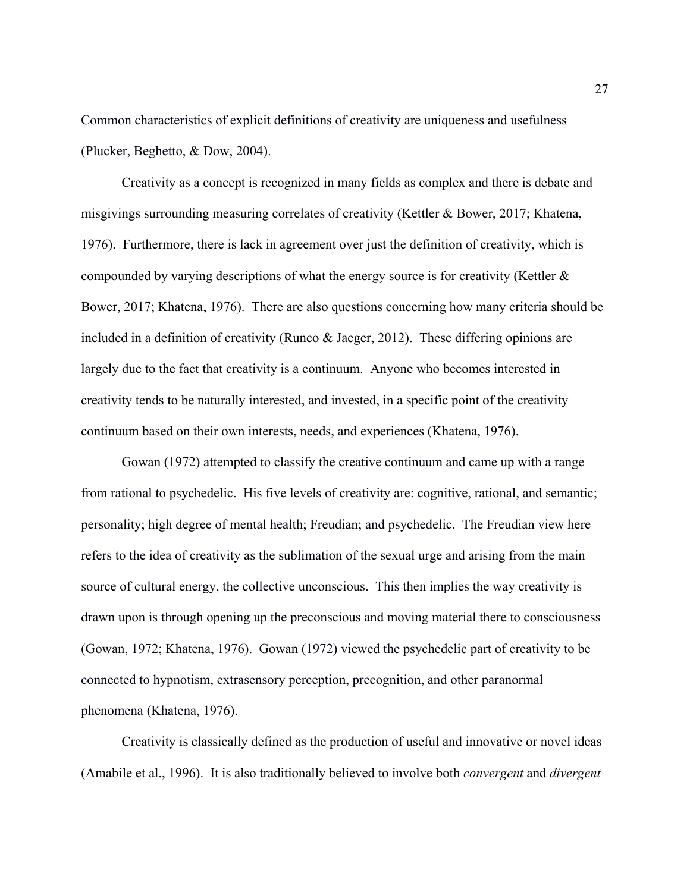Common characteristics of explicit definitions of creativity are uniqueness and usefulness (Plucker, Beghetto, & Dow, 2004).

Creativity as a concept is recognized in many fields as complex and there is debate and misgivings surrounding measuring correlates of creativity (Kettler & Bower, 2017; Khatena, 1976). Furthermore, there is lack in agreement over just the definition of creativity, which is compounded by varying descriptions of what the energy source is for creativity (Kettler & Bower, 2017; Khatena, 1976). There are also questions concerning how many criteria should be included in a definition of creativity (Runco & Jaeger, 2012). These differing opinions are largely due to the fact that creativity is a continuum. Anyone who becomes interested in creativity tends to be naturally interested, and invested, in a specific point of the creativity continuum based on their own interests, needs, and experiences (Khatena, 1976).

Gowan (1972) attempted to classify the creative continuum and came up with a range from rational to psychedelic. His five levels of creativity are: cognitive, rational, and semantic; personality; high degree of mental health; Freudian; and psychedelic. The Freudian view here refers to the idea of creativity as the sublimation of the sexual urge and arising from the main source of cultural energy, the collective unconscious. This then implies the way creativity is drawn upon is through opening up the preconscious and moving material there to consciousness (Gowan, 1972; Khatena, 1976). Gowan (1972) viewed the psychedelic part of creativity to be connected to hypnotism, extrasensory perception, precognition, and other paranormal phenomena (Khatena, 1976).

Creativity is classically defined as the production of useful and innovative or novel ideas (Amabile et al., 1996). It is also traditionally believed to involve both *convergent* and *divergent*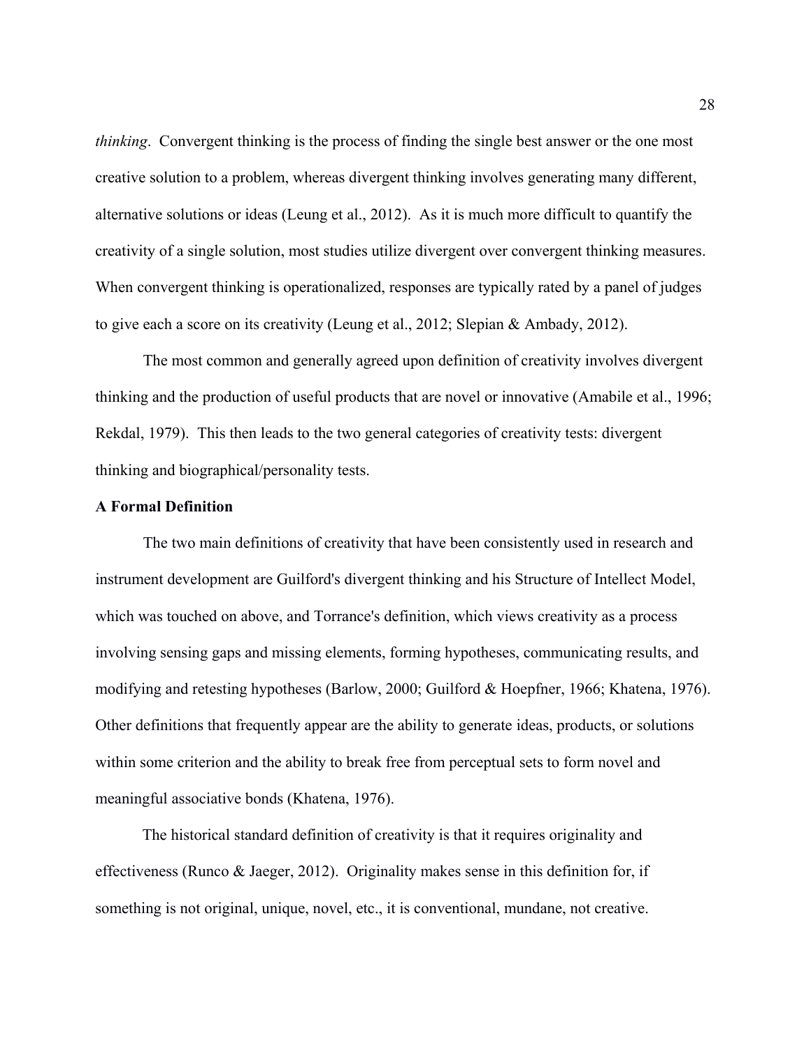*thinking*. Convergent thinking is the process of finding the single best answer or the one most creative solution to a problem, whereas divergent thinking involves generating many different, alternative solutions or ideas (Leung et al., 2012). As it is much more difficult to quantify the creativity of a single solution, most studies utilize divergent over convergent thinking measures. When convergent thinking is operationalized, responses are typically rated by a panel of judges to give each a score on its creativity (Leung et al., 2012; Slepian & Ambady, 2012).

The most common and generally agreed upon definition of creativity involves divergent thinking and the production of useful products that are novel or innovative (Amabile et al., 1996; Rekdal, 1979). This then leads to the two general categories of creativity tests: divergent thinking and biographical/personality tests.

**A Formal Definition**

The two main definitions of creativity that have been consistently used in research and instrument development are Guilford's divergent thinking and his Structure of Intellect Model, which was touched on above, and Torrance's definition, which views creativity as a process involving sensing gaps and missing elements, forming hypotheses, communicating results, and modifying and retesting hypotheses (Barlow, 2000; Guilford & Hoepfner, 1966; Khatena, 1976). Other definitions that frequently appear are the ability to generate ideas, products, or solutions within some criterion and the ability to break free from perceptual sets to form novel and meaningful associative bonds (Khatena, 1976).

The historical standard definition of creativity is that it requires originality and effectiveness (Runco & Jaeger, 2012). Originality makes sense in this definition for, if something is not original, unique, novel, etc., it is conventional, mundane, not creative.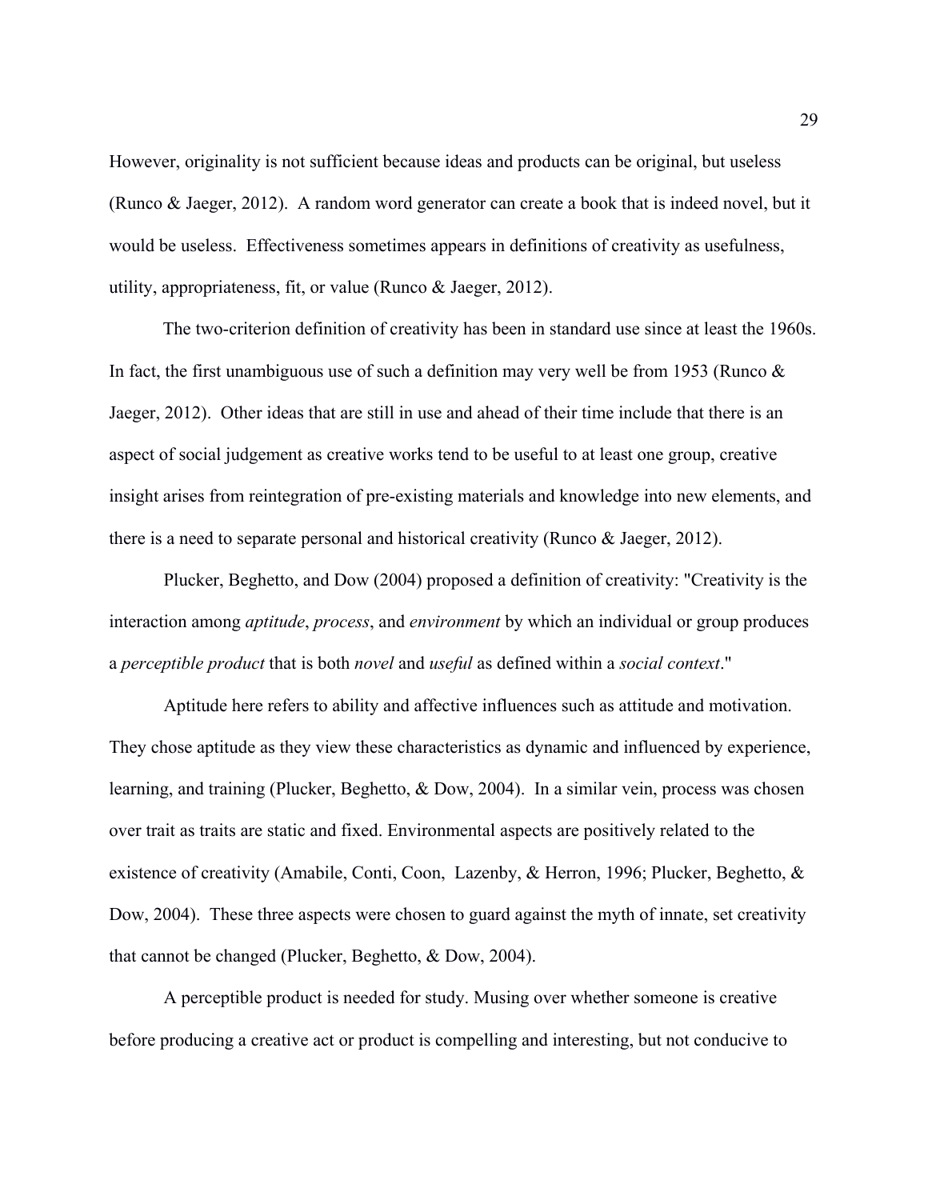However, originality is not sufficient because ideas and products can be original, but useless (Runco & Jaeger, 2012). A random word generator can create a book that is indeed novel, but it would be useless. Effectiveness sometimes appears in definitions of creativity as usefulness, utility, appropriateness, fit, or value (Runco & Jaeger, 2012).

The two-criterion definition of creativity has been in standard use since at least the 1960s. In fact, the first unambiguous use of such a definition may very well be from 1953 (Runco & Jaeger, 2012). Other ideas that are still in use and ahead of their time include that there is an aspect of social judgement as creative works tend to be useful to at least one group, creative insight arises from reintegration of pre-existing materials and knowledge into new elements, and there is a need to separate personal and historical creativity (Runco & Jaeger, 2012).

Plucker, Beghetto, and Dow (2004) proposed a definition of creativity: "Creativity is the interaction among *aptitude*, *process*, and *environment* by which an individual or group produces a *perceptible product* that is both *novel* and *useful* as defined within a *social context*."

Aptitude here refers to ability and affective influences such as attitude and motivation. They chose aptitude as they view these characteristics as dynamic and influenced by experience, learning, and training (Plucker, Beghetto, & Dow, 2004). In a similar vein, process was chosen over trait as traits are static and fixed. Environmental aspects are positively related to the existence of creativity (Amabile, Conti, Coon, Lazenby, & Herron, 1996; Plucker, Beghetto, & Dow, 2004). These three aspects were chosen to guard against the myth of innate, set creativity that cannot be changed (Plucker, Beghetto, & Dow, 2004).

A perceptible product is needed for study. Musing over whether someone is creative before producing a creative act or product is compelling and interesting, but not conducive to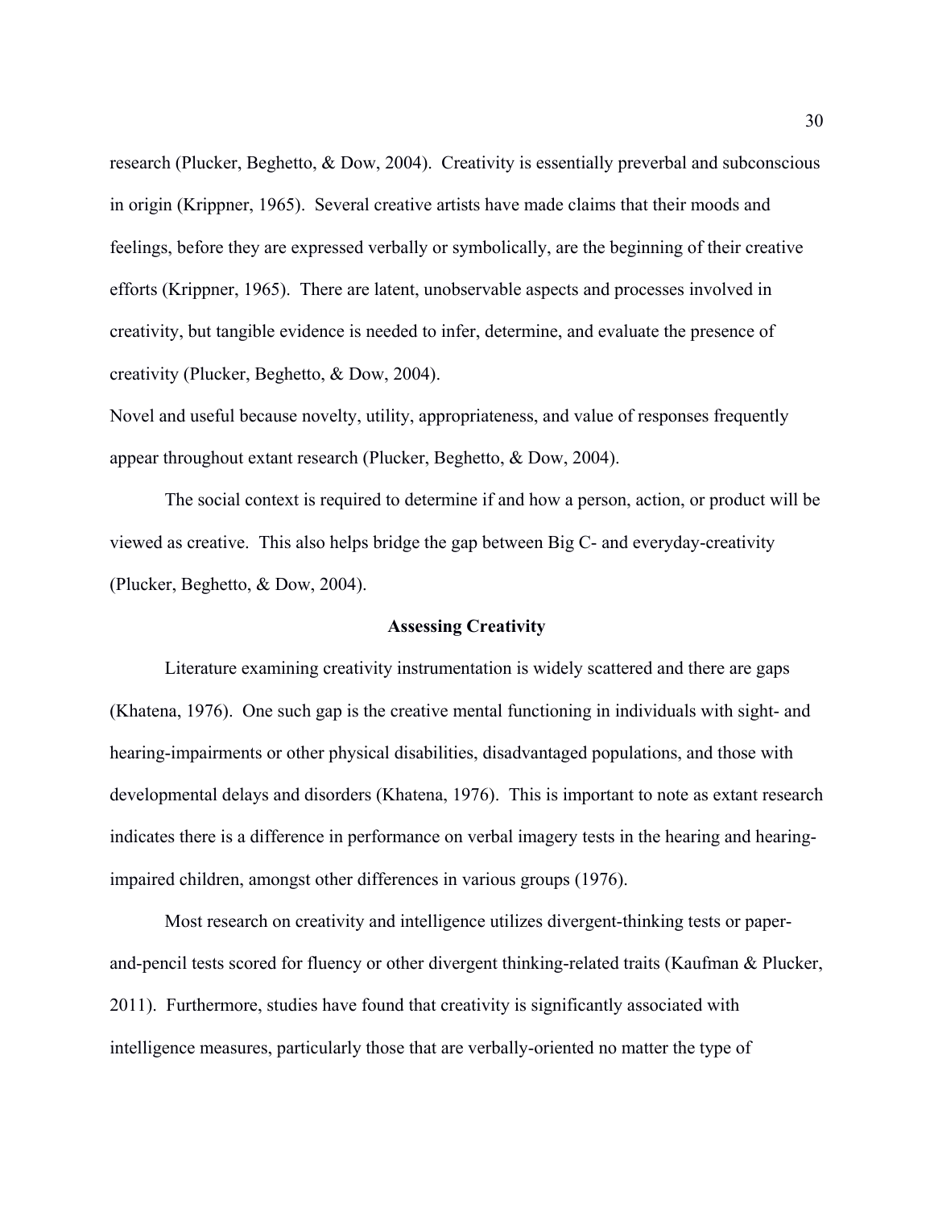research (Plucker, Beghetto, & Dow, 2004). Creativity is essentially preverbal and subconscious in origin (Krippner, 1965). Several creative artists have made claims that their moods and feelings, before they are expressed verbally or symbolically, are the beginning of their creative efforts (Krippner, 1965). There are latent, unobservable aspects and processes involved in creativity, but tangible evidence is needed to infer, determine, and evaluate the presence of creativity (Plucker, Beghetto, & Dow, 2004).

Novel and useful because novelty, utility, appropriateness, and value of responses frequently appear throughout extant research (Plucker, Beghetto, & Dow, 2004).

The social context is required to determine if and how a person, action, or product will be viewed as creative. This also helps bridge the gap between Big C- and everyday-creativity (Plucker, Beghetto, & Dow, 2004).

## Assessing Creativity

Literature examining creativity instrumentation is widely scattered and there are gaps (Khatena, 1976). One such gap is the creative mental functioning in individuals with sight- and hearing-impairments or other physical disabilities, disadvantaged populations, and those with developmental delays and disorders (Khatena, 1976). This is important to note as extant research indicates there is a difference in performance on verbal imagery tests in the hearing and hearing-impaired children, amongst other differences in various groups (1976).

Most research on creativity and intelligence utilizes divergent-thinking tests or paper-and-pencil tests scored for fluency or other divergent thinking-related traits (Kaufman & Plucker, 2011). Furthermore, studies have found that creativity is significantly associated with intelligence measures, particularly those that are verbally-oriented no matter the type of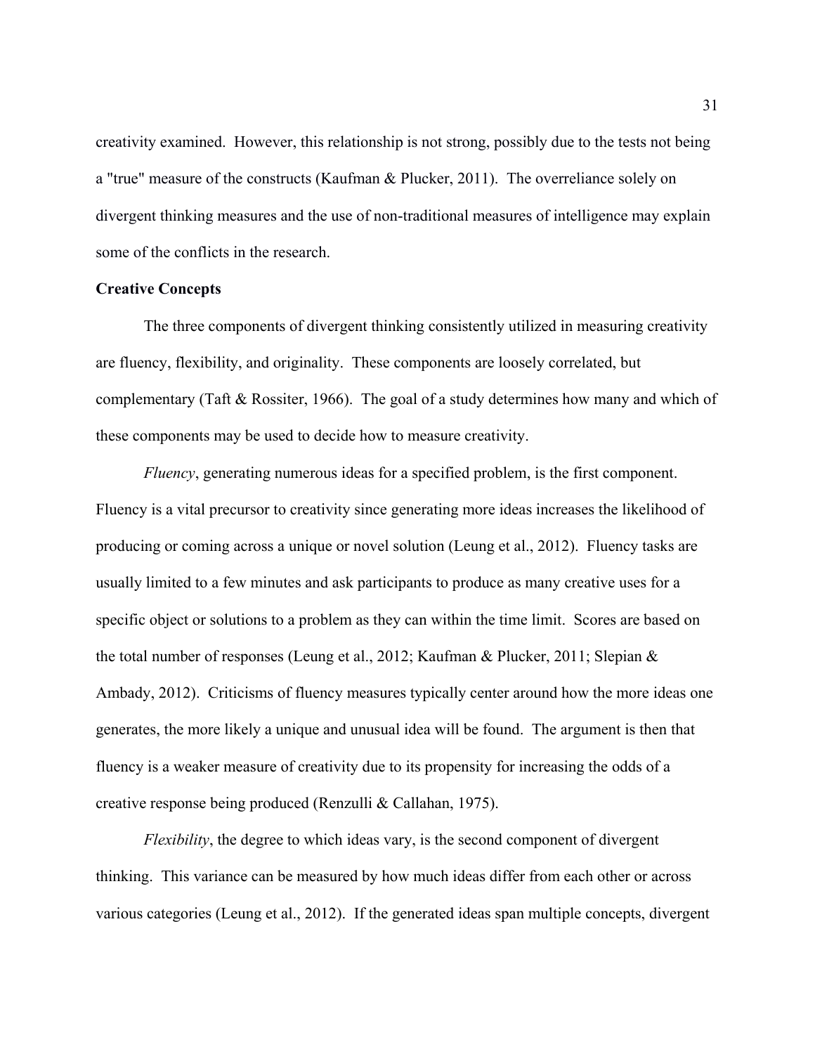creativity examined. However, this relationship is not strong, possibly due to the tests not being a "true" measure of the constructs (Kaufman & Plucker, 2011). The overreliance solely on divergent thinking measures and the use of non-traditional measures of intelligence may explain some of the conflicts in the research.

**Creative Concepts**

The three components of divergent thinking consistently utilized in measuring creativity are fluency, flexibility, and originality. These components are loosely correlated, but complementary (Taft & Rossiter, 1966). The goal of a study determines how many and which of these components may be used to decide how to measure creativity.

*Fluency*, generating numerous ideas for a specified problem, is the first component. Fluency is a vital precursor to creativity since generating more ideas increases the likelihood of producing or coming across a unique or novel solution (Leung et al., 2012). Fluency tasks are usually limited to a few minutes and ask participants to produce as many creative uses for a specific object or solutions to a problem as they can within the time limit. Scores are based on the total number of responses (Leung et al., 2012; Kaufman & Plucker, 2011; Slepian & Ambady, 2012). Criticisms of fluency measures typically center around how the more ideas one generates, the more likely a unique and unusual idea will be found. The argument is then that fluency is a weaker measure of creativity due to its propensity for increasing the odds of a creative response being produced (Renzulli & Callahan, 1975).

*Flexibility*, the degree to which ideas vary, is the second component of divergent thinking. This variance can be measured by how much ideas differ from each other or across various categories (Leung et al., 2012). If the generated ideas span multiple concepts, divergent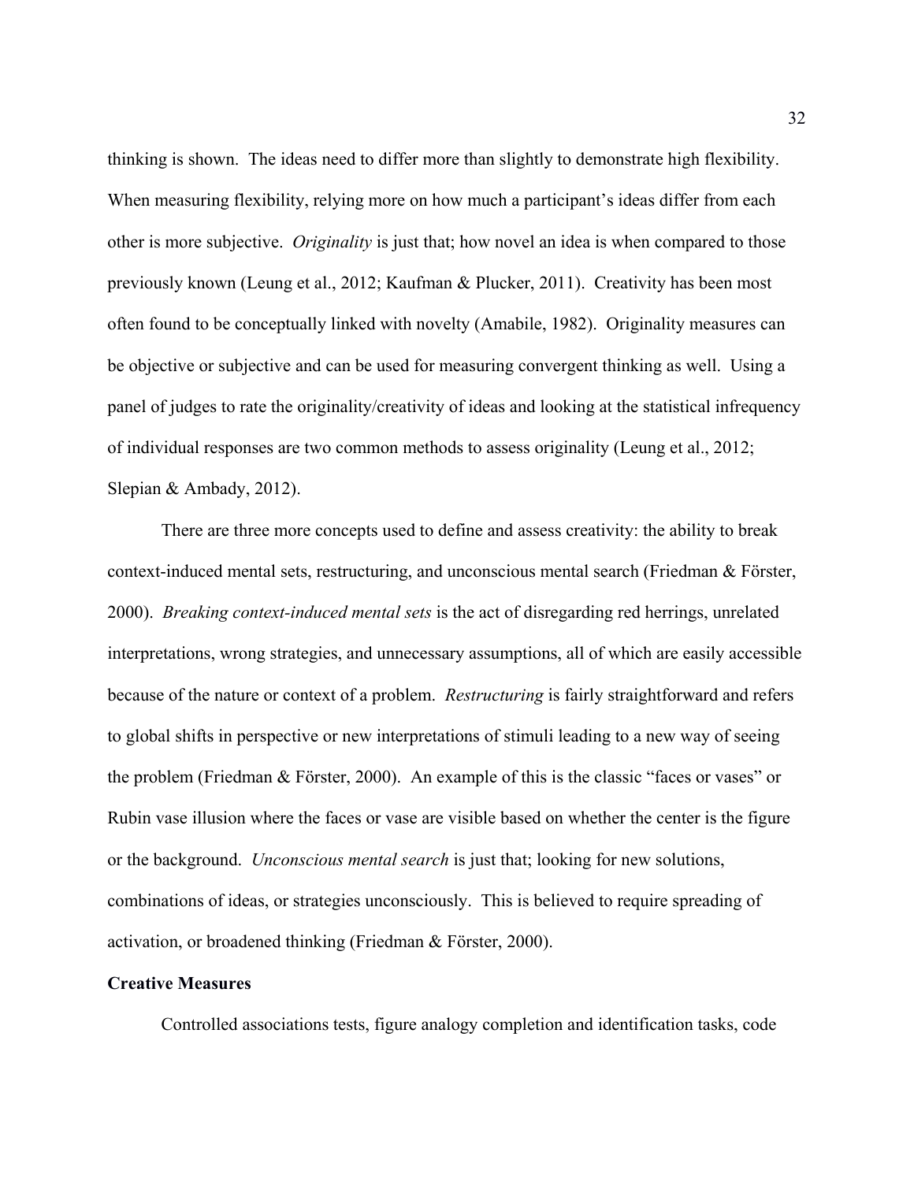thinking is shown. The ideas need to differ more than slightly to demonstrate high flexibility. When measuring flexibility, relying more on how much a participant's ideas differ from each other is more subjective. *Originality* is just that; how novel an idea is when compared to those previously known (Leung et al., 2012; Kaufman & Plucker, 2011). Creativity has been most often found to be conceptually linked with novelty (Amabile, 1982). Originality measures can be objective or subjective and can be used for measuring convergent thinking as well. Using a panel of judges to rate the originality/creativity of ideas and looking at the statistical infrequency of individual responses are two common methods to assess originality (Leung et al., 2012; Slepian & Ambady, 2012).

There are three more concepts used to define and assess creativity: the ability to break context-induced mental sets, restructuring, and unconscious mental search (Friedman & Förster, 2000). *Breaking context-induced mental sets* is the act of disregarding red herrings, unrelated interpretations, wrong strategies, and unnecessary assumptions, all of which are easily accessible because of the nature or context of a problem. *Restructuring* is fairly straightforward and refers to global shifts in perspective or new interpretations of stimuli leading to a new way of seeing the problem (Friedman & Förster, 2000). An example of this is the classic "faces or vases" or Rubin vase illusion where the faces or vase are visible based on whether the center is the figure or the background. *Unconscious mental search* is just that; looking for new solutions, combinations of ideas, or strategies unconsciously. This is believed to require spreading of activation, or broadened thinking (Friedman & Förster, 2000).

**Creative Measures**

Controlled associations tests, figure analogy completion and identification tasks, code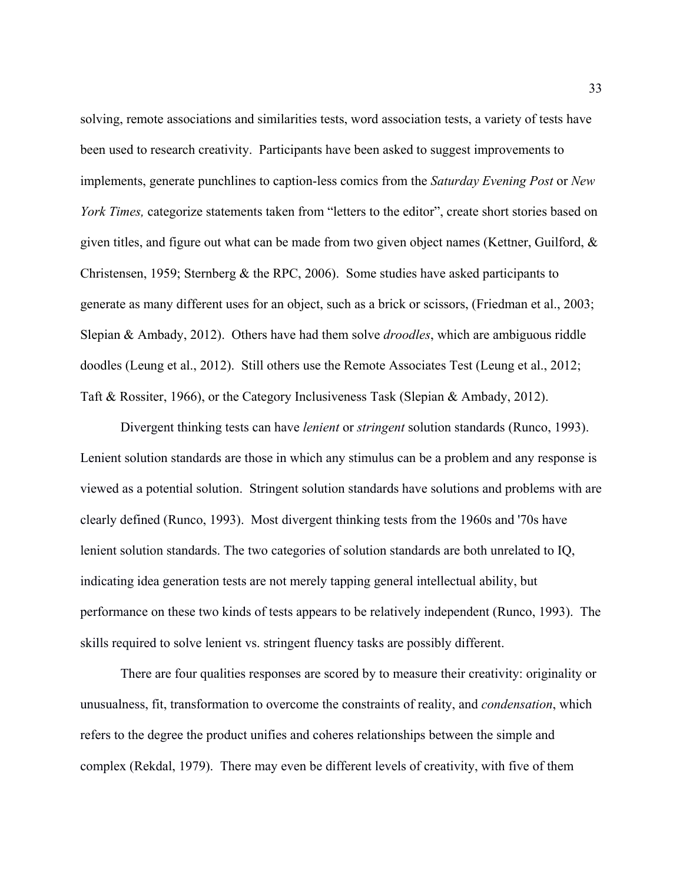solving, remote associations and similarities tests, word association tests, a variety of tests have been used to research creativity. Participants have been asked to suggest improvements to implements, generate punchlines to caption-less comics from the *Saturday Evening Post* or *New York Times,* categorize statements taken from "letters to the editor", create short stories based on given titles, and figure out what can be made from two given object names (Kettner, Guilford, & Christensen, 1959; Sternberg & the RPC, 2006). Some studies have asked participants to generate as many different uses for an object, such as a brick or scissors, (Friedman et al., 2003; Slepian & Ambady, 2012). Others have had them solve *droodles*, which are ambiguous riddle doodles (Leung et al., 2012). Still others use the Remote Associates Test (Leung et al., 2012; Taft & Rossiter, 1966), or the Category Inclusiveness Task (Slepian & Ambady, 2012).

Divergent thinking tests can have *lenient* or *stringent* solution standards (Runco, 1993). Lenient solution standards are those in which any stimulus can be a problem and any response is viewed as a potential solution. Stringent solution standards have solutions and problems with are clearly defined (Runco, 1993). Most divergent thinking tests from the 1960s and '70s have lenient solution standards. The two categories of solution standards are both unrelated to IQ, indicating idea generation tests are not merely tapping general intellectual ability, but performance on these two kinds of tests appears to be relatively independent (Runco, 1993). The skills required to solve lenient vs. stringent fluency tasks are possibly different.

There are four qualities responses are scored by to measure their creativity: originality or unusualness, fit, transformation to overcome the constraints of reality, and *condensation*, which refers to the degree the product unifies and coheres relationships between the simple and complex (Rekdal, 1979). There may even be different levels of creativity, with five of them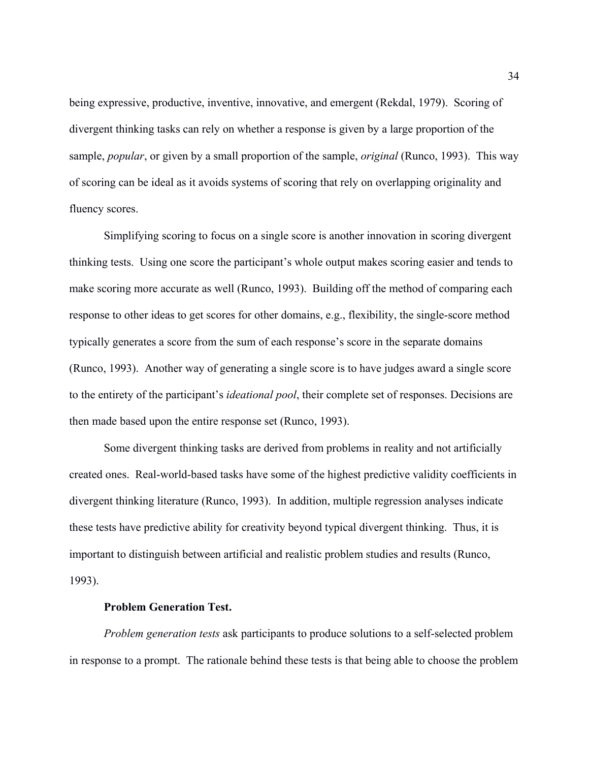being expressive, productive, inventive, innovative, and emergent (Rekdal, 1979). Scoring of divergent thinking tasks can rely on whether a response is given by a large proportion of the sample, *popular*, or given by a small proportion of the sample, *original* (Runco, 1993). This way of scoring can be ideal as it avoids systems of scoring that rely on overlapping originality and fluency scores.

Simplifying scoring to focus on a single score is another innovation in scoring divergent thinking tests. Using one score the participant's whole output makes scoring easier and tends to make scoring more accurate as well (Runco, 1993). Building off the method of comparing each response to other ideas to get scores for other domains, e.g., flexibility, the single-score method typically generates a score from the sum of each response's score in the separate domains (Runco, 1993). Another way of generating a single score is to have judges award a single score to the entirety of the participant's *ideational pool*, their complete set of responses. Decisions are then made based upon the entire response set (Runco, 1993).

Some divergent thinking tasks are derived from problems in reality and not artificially created ones. Real-world-based tasks have some of the highest predictive validity coefficients in divergent thinking literature (Runco, 1993). In addition, multiple regression analyses indicate these tests have predictive ability for creativity beyond typical divergent thinking. Thus, it is important to distinguish between artificial and realistic problem studies and results (Runco, 1993).

**Problem Generation Test.**

*Problem generation tests* ask participants to produce solutions to a self-selected problem in response to a prompt. The rationale behind these tests is that being able to choose the problem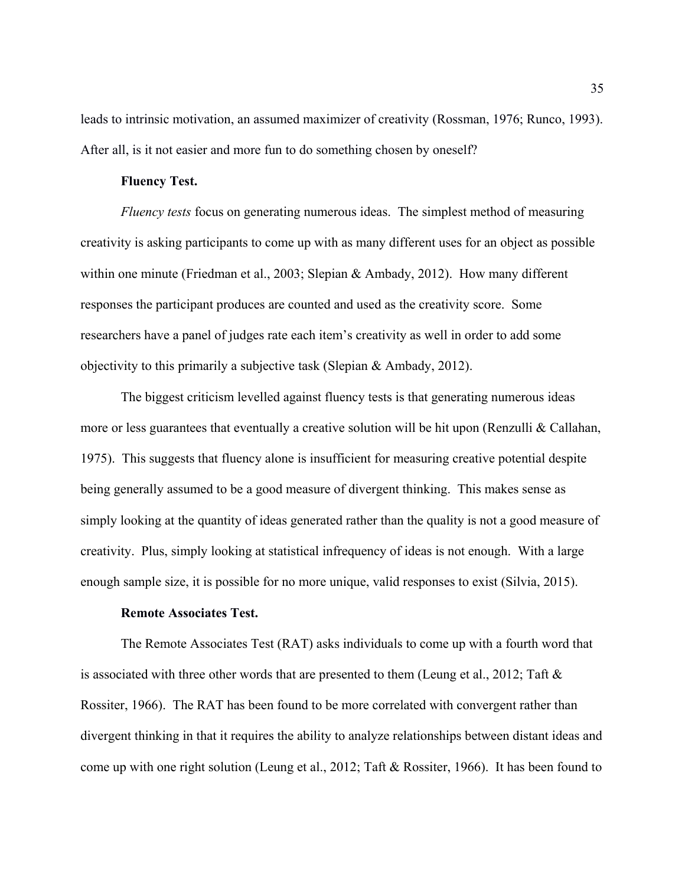leads to intrinsic motivation, an assumed maximizer of creativity (Rossman, 1976; Runco, 1993). After all, is it not easier and more fun to do something chosen by oneself?

**Fluency Test.**

*Fluency tests* focus on generating numerous ideas. The simplest method of measuring creativity is asking participants to come up with as many different uses for an object as possible within one minute (Friedman et al., 2003; Slepian & Ambady, 2012). How many different responses the participant produces are counted and used as the creativity score. Some researchers have a panel of judges rate each item's creativity as well in order to add some objectivity to this primarily a subjective task (Slepian & Ambady, 2012).

The biggest criticism levelled against fluency tests is that generating numerous ideas more or less guarantees that eventually a creative solution will be hit upon (Renzulli & Callahan, 1975). This suggests that fluency alone is insufficient for measuring creative potential despite being generally assumed to be a good measure of divergent thinking. This makes sense as simply looking at the quantity of ideas generated rather than the quality is not a good measure of creativity. Plus, simply looking at statistical infrequency of ideas is not enough. With a large enough sample size, it is possible for no more unique, valid responses to exist (Silvia, 2015).

**Remote Associates Test.**

The Remote Associates Test (RAT) asks individuals to come up with a fourth word that is associated with three other words that are presented to them (Leung et al., 2012; Taft & Rossiter, 1966). The RAT has been found to be more correlated with convergent rather than divergent thinking in that it requires the ability to analyze relationships between distant ideas and come up with one right solution (Leung et al., 2012; Taft & Rossiter, 1966). It has been found to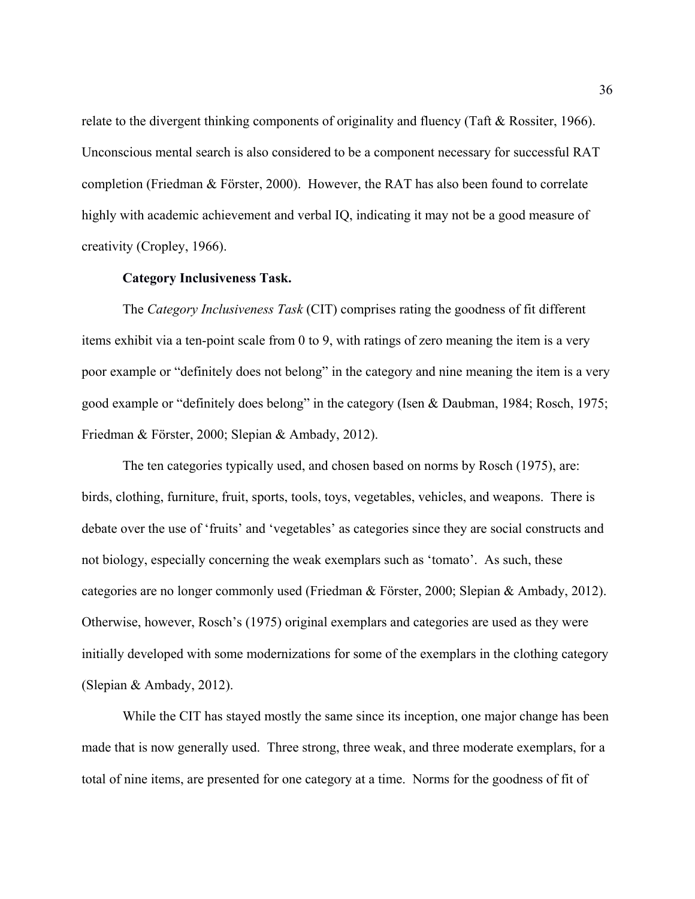relate to the divergent thinking components of originality and fluency (Taft & Rossiter, 1966). Unconscious mental search is also considered to be a component necessary for successful RAT completion (Friedman & Förster, 2000). However, the RAT has also been found to correlate highly with academic achievement and verbal IQ, indicating it may not be a good measure of creativity (Cropley, 1966).

**Category Inclusiveness Task.**

The *Category Inclusiveness Task* (CIT) comprises rating the goodness of fit different items exhibit via a ten-point scale from 0 to 9, with ratings of zero meaning the item is a very poor example or "definitely does not belong" in the category and nine meaning the item is a very good example or "definitely does belong" in the category (Isen & Daubman, 1984; Rosch, 1975; Friedman & Förster, 2000; Slepian & Ambady, 2012).

The ten categories typically used, and chosen based on norms by Rosch (1975), are: birds, clothing, furniture, fruit, sports, tools, toys, vegetables, vehicles, and weapons. There is debate over the use of 'fruits' and 'vegetables' as categories since they are social constructs and not biology, especially concerning the weak exemplars such as 'tomato'. As such, these categories are no longer commonly used (Friedman & Förster, 2000; Slepian & Ambady, 2012). Otherwise, however, Rosch's (1975) original exemplars and categories are used as they were initially developed with some modernizations for some of the exemplars in the clothing category (Slepian & Ambady, 2012).

While the CIT has stayed mostly the same since its inception, one major change has been made that is now generally used. Three strong, three weak, and three moderate exemplars, for a total of nine items, are presented for one category at a time. Norms for the goodness of fit of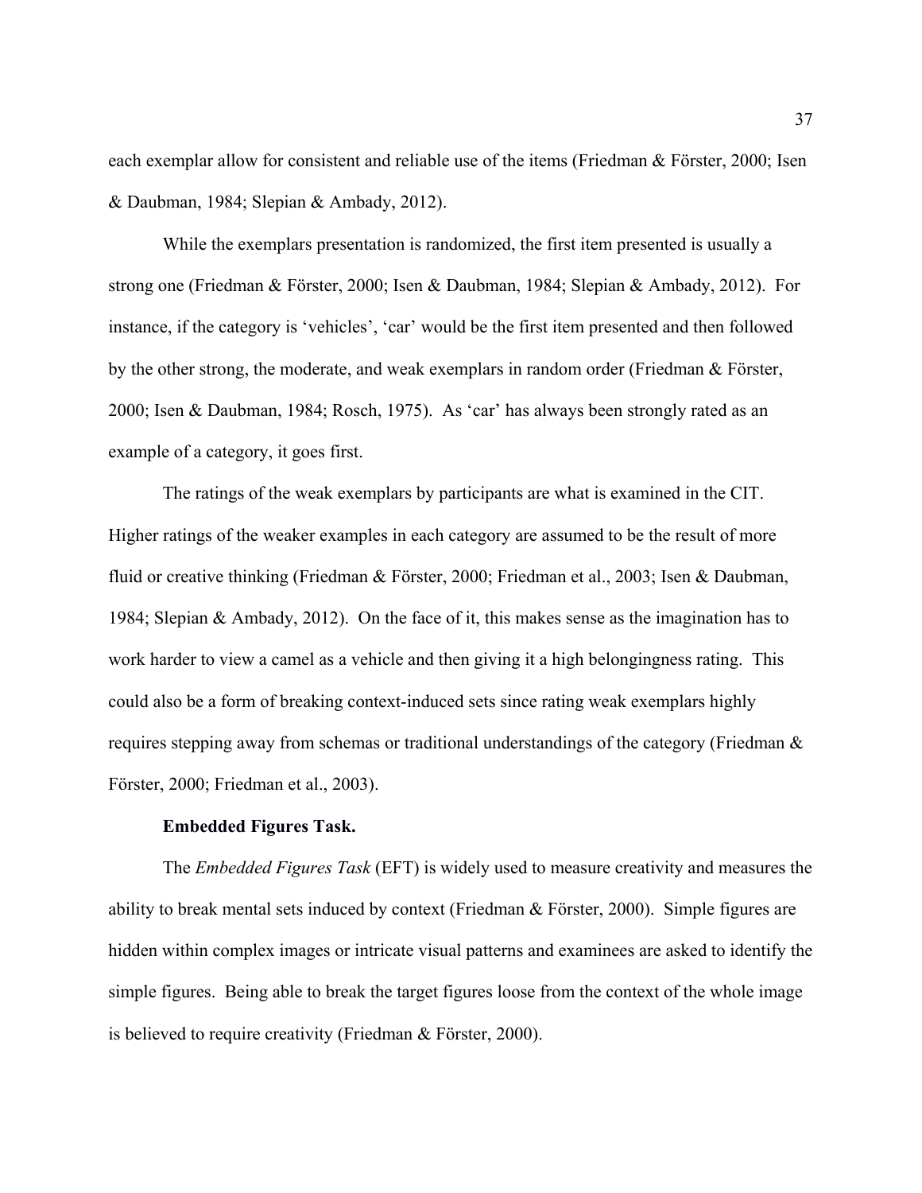each exemplar allow for consistent and reliable use of the items (Friedman & Förster, 2000; Isen & Daubman, 1984; Slepian & Ambady, 2012).

While the exemplars presentation is randomized, the first item presented is usually a strong one (Friedman & Förster, 2000; Isen & Daubman, 1984; Slepian & Ambady, 2012). For instance, if the category is 'vehicles', 'car' would be the first item presented and then followed by the other strong, the moderate, and weak exemplars in random order (Friedman & Förster, 2000; Isen & Daubman, 1984; Rosch, 1975). As 'car' has always been strongly rated as an example of a category, it goes first.

The ratings of the weak exemplars by participants are what is examined in the CIT. Higher ratings of the weaker examples in each category are assumed to be the result of more fluid or creative thinking (Friedman & Förster, 2000; Friedman et al., 2003; Isen & Daubman, 1984; Slepian & Ambady, 2012). On the face of it, this makes sense as the imagination has to work harder to view a camel as a vehicle and then giving it a high belongingness rating. This could also be a form of breaking context-induced sets since rating weak exemplars highly requires stepping away from schemas or traditional understandings of the category (Friedman & Förster, 2000; Friedman et al., 2003).

**Embedded Figures Task.**

The *Embedded Figures Task* (EFT) is widely used to measure creativity and measures the ability to break mental sets induced by context (Friedman & Förster, 2000). Simple figures are hidden within complex images or intricate visual patterns and examinees are asked to identify the simple figures. Being able to break the target figures loose from the context of the whole image is believed to require creativity (Friedman & Förster, 2000).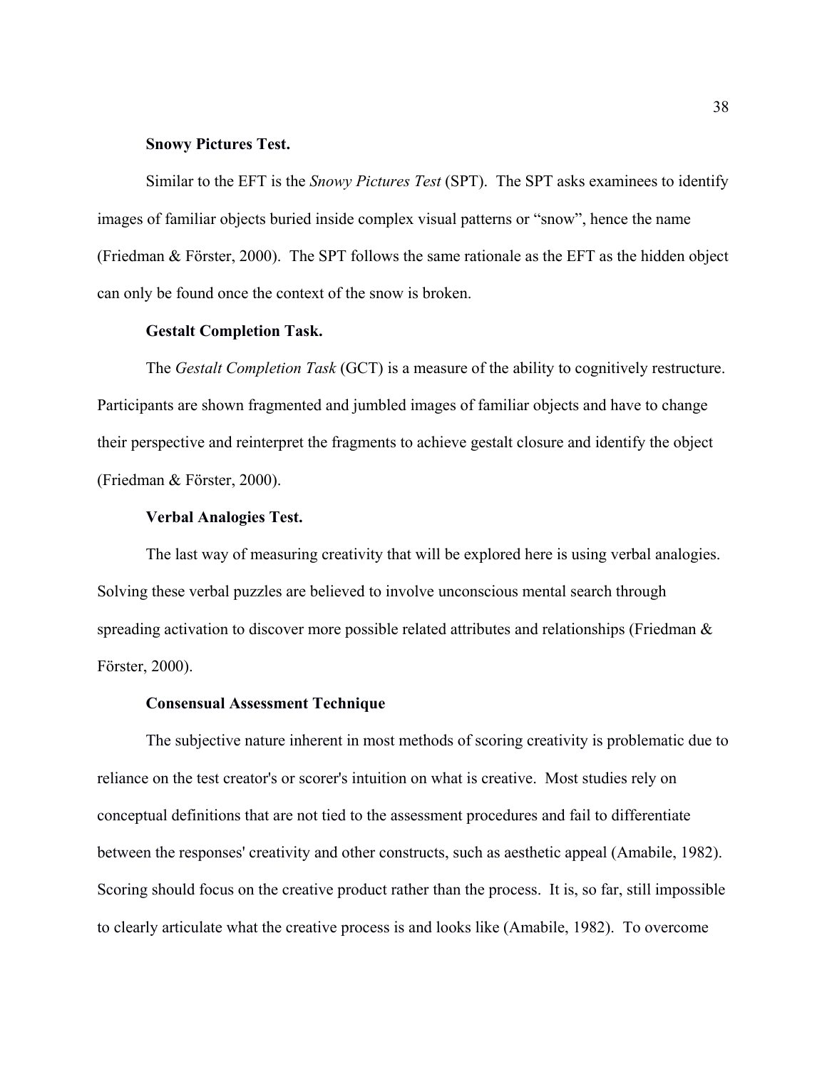**Snowy Pictures Test.**

Similar to the EFT is the *Snowy Pictures Test* (SPT). The SPT asks examinees to identify images of familiar objects buried inside complex visual patterns or "snow", hence the name (Friedman & Förster, 2000). The SPT follows the same rationale as the EFT as the hidden object can only be found once the context of the snow is broken.

**Gestalt Completion Task.**

The *Gestalt Completion Task* (GCT) is a measure of the ability to cognitively restructure. Participants are shown fragmented and jumbled images of familiar objects and have to change their perspective and reinterpret the fragments to achieve gestalt closure and identify the object (Friedman & Förster, 2000).

**Verbal Analogies Test.**

The last way of measuring creativity that will be explored here is using verbal analogies. Solving these verbal puzzles are believed to involve unconscious mental search through spreading activation to discover more possible related attributes and relationships (Friedman & Förster, 2000).

**Consensual Assessment Technique**

The subjective nature inherent in most methods of scoring creativity is problematic due to reliance on the test creator's or scorer's intuition on what is creative. Most studies rely on conceptual definitions that are not tied to the assessment procedures and fail to differentiate between the responses' creativity and other constructs, such as aesthetic appeal (Amabile, 1982). Scoring should focus on the creative product rather than the process. It is, so far, still impossible to clearly articulate what the creative process is and looks like (Amabile, 1982). To overcome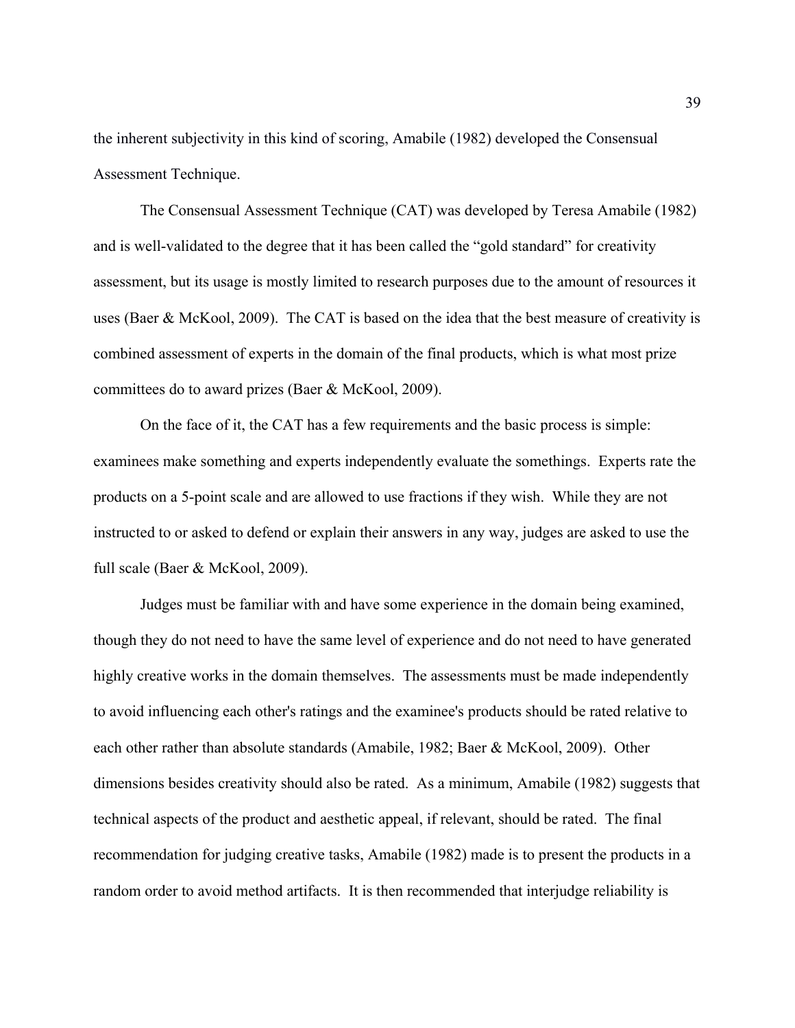the inherent subjectivity in this kind of scoring, Amabile (1982) developed the Consensual Assessment Technique.

The Consensual Assessment Technique (CAT) was developed by Teresa Amabile (1982) and is well-validated to the degree that it has been called the "gold standard" for creativity assessment, but its usage is mostly limited to research purposes due to the amount of resources it uses (Baer & McKool, 2009). The CAT is based on the idea that the best measure of creativity is combined assessment of experts in the domain of the final products, which is what most prize committees do to award prizes (Baer & McKool, 2009).

On the face of it, the CAT has a few requirements and the basic process is simple: examinees make something and experts independently evaluate the somethings. Experts rate the products on a 5-point scale and are allowed to use fractions if they wish. While they are not instructed to or asked to defend or explain their answers in any way, judges are asked to use the full scale (Baer & McKool, 2009).

Judges must be familiar with and have some experience in the domain being examined, though they do not need to have the same level of experience and do not need to have generated highly creative works in the domain themselves. The assessments must be made independently to avoid influencing each other's ratings and the examinee's products should be rated relative to each other rather than absolute standards (Amabile, 1982; Baer & McKool, 2009). Other dimensions besides creativity should also be rated. As a minimum, Amabile (1982) suggests that technical aspects of the product and aesthetic appeal, if relevant, should be rated. The final recommendation for judging creative tasks, Amabile (1982) made is to present the products in a random order to avoid method artifacts. It is then recommended that interjudge reliability is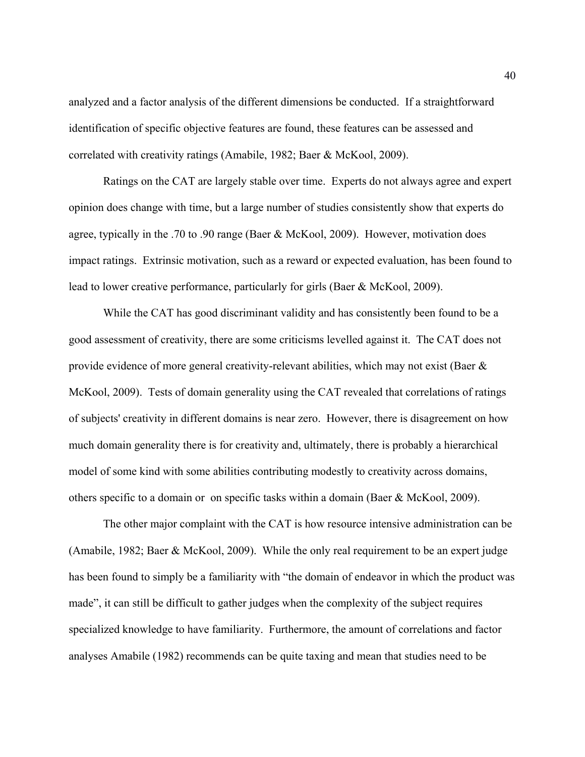analyzed and a factor analysis of the different dimensions be conducted. If a straightforward identification of specific objective features are found, these features can be assessed and correlated with creativity ratings (Amabile, 1982; Baer & McKool, 2009).

Ratings on the CAT are largely stable over time. Experts do not always agree and expert opinion does change with time, but a large number of studies consistently show that experts do agree, typically in the .70 to .90 range (Baer & McKool, 2009). However, motivation does impact ratings. Extrinsic motivation, such as a reward or expected evaluation, has been found to lead to lower creative performance, particularly for girls (Baer & McKool, 2009).

While the CAT has good discriminant validity and has consistently been found to be a good assessment of creativity, there are some criticisms levelled against it. The CAT does not provide evidence of more general creativity-relevant abilities, which may not exist (Baer & McKool, 2009). Tests of domain generality using the CAT revealed that correlations of ratings of subjects' creativity in different domains is near zero. However, there is disagreement on how much domain generality there is for creativity and, ultimately, there is probably a hierarchical model of some kind with some abilities contributing modestly to creativity across domains, others specific to a domain or on specific tasks within a domain (Baer & McKool, 2009).

The other major complaint with the CAT is how resource intensive administration can be (Amabile, 1982; Baer & McKool, 2009). While the only real requirement to be an expert judge has been found to simply be a familiarity with "the domain of endeavor in which the product was made", it can still be difficult to gather judges when the complexity of the subject requires specialized knowledge to have familiarity. Furthermore, the amount of correlations and factor analyses Amabile (1982) recommends can be quite taxing and mean that studies need to be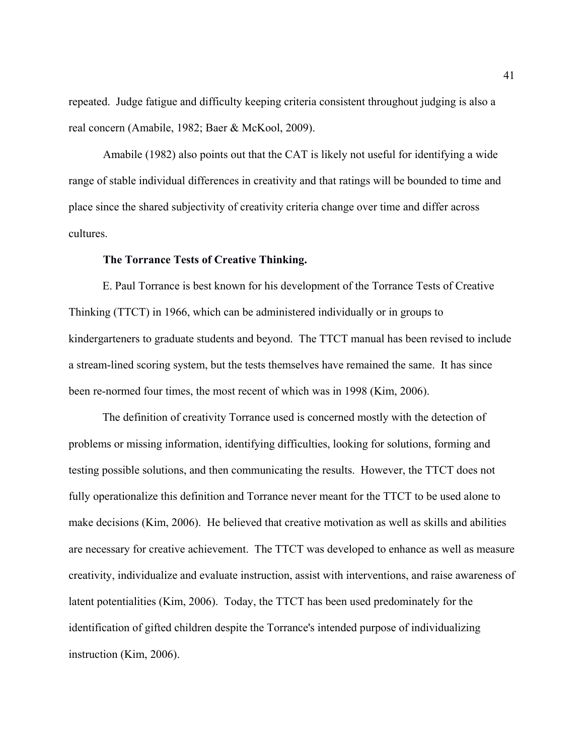repeated. Judge fatigue and difficulty keeping criteria consistent throughout judging is also a real concern (Amabile, 1982; Baer & McKool, 2009).

Amabile (1982) also points out that the CAT is likely not useful for identifying a wide range of stable individual differences in creativity and that ratings will be bounded to time and place since the shared subjectivity of creativity criteria change over time and differ across cultures.

**The Torrance Tests of Creative Thinking.**

E. Paul Torrance is best known for his development of the Torrance Tests of Creative Thinking (TTCT) in 1966, which can be administered individually or in groups to kindergarteners to graduate students and beyond. The TTCT manual has been revised to include a stream-lined scoring system, but the tests themselves have remained the same. It has since been re-normed four times, the most recent of which was in 1998 (Kim, 2006).

The definition of creativity Torrance used is concerned mostly with the detection of problems or missing information, identifying difficulties, looking for solutions, forming and testing possible solutions, and then communicating the results. However, the TTCT does not fully operationalize this definition and Torrance never meant for the TTCT to be used alone to make decisions (Kim, 2006). He believed that creative motivation as well as skills and abilities are necessary for creative achievement. The TTCT was developed to enhance as well as measure creativity, individualize and evaluate instruction, assist with interventions, and raise awareness of latent potentialities (Kim, 2006). Today, the TTCT has been used predominately for the identification of gifted children despite the Torrance's intended purpose of individualizing instruction (Kim, 2006).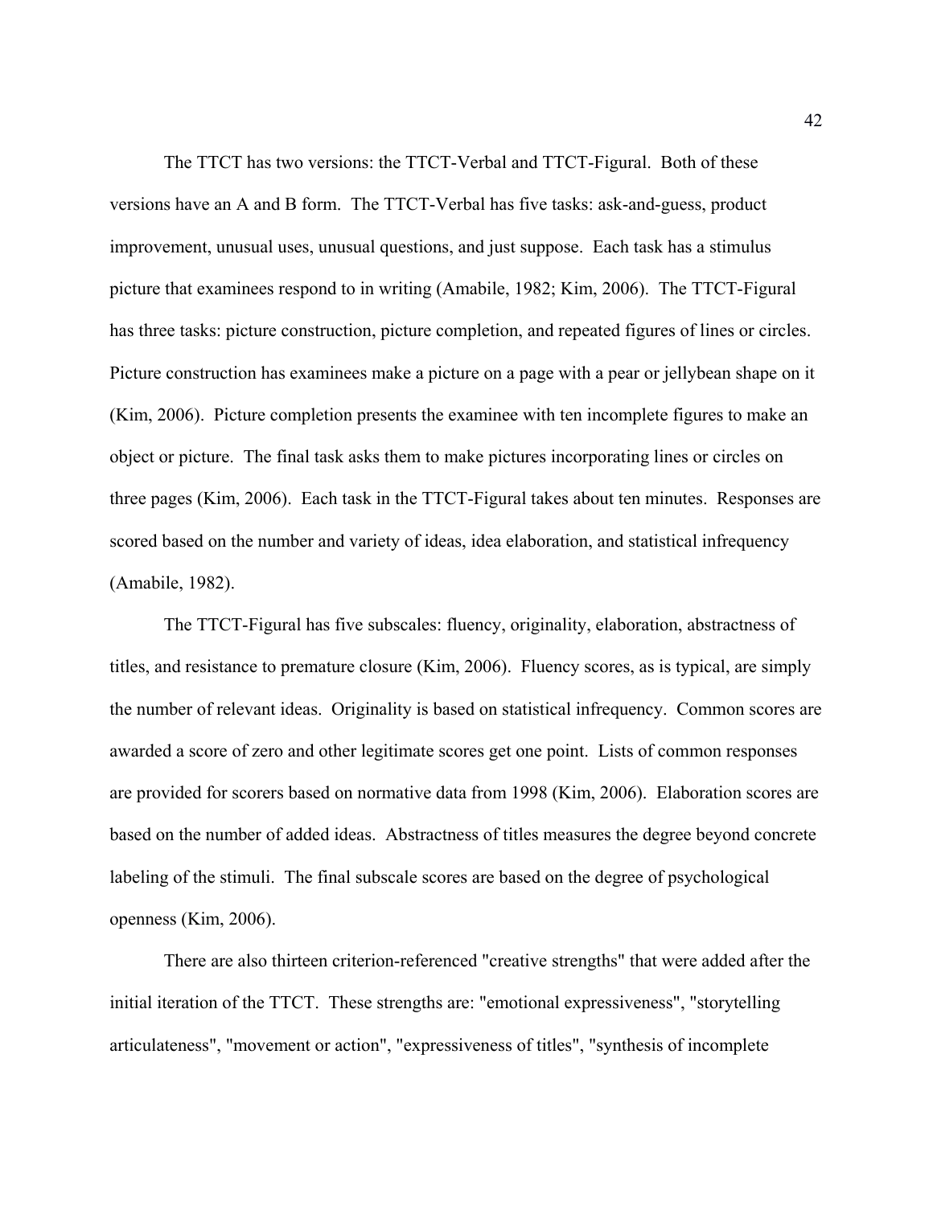The TTCT has two versions: the TTCT-Verbal and TTCT-Figural. Both of these versions have an A and B form. The TTCT-Verbal has five tasks: ask-and-guess, product improvement, unusual uses, unusual questions, and just suppose. Each task has a stimulus picture that examinees respond to in writing (Amabile, 1982; Kim, 2006). The TTCT-Figural has three tasks: picture construction, picture completion, and repeated figures of lines or circles. Picture construction has examinees make a picture on a page with a pear or jellybean shape on it (Kim, 2006). Picture completion presents the examinee with ten incomplete figures to make an object or picture. The final task asks them to make pictures incorporating lines or circles on three pages (Kim, 2006). Each task in the TTCT-Figural takes about ten minutes. Responses are scored based on the number and variety of ideas, idea elaboration, and statistical infrequency (Amabile, 1982).

The TTCT-Figural has five subscales: fluency, originality, elaboration, abstractness of titles, and resistance to premature closure (Kim, 2006). Fluency scores, as is typical, are simply the number of relevant ideas. Originality is based on statistical infrequency. Common scores are awarded a score of zero and other legitimate scores get one point. Lists of common responses are provided for scorers based on normative data from 1998 (Kim, 2006). Elaboration scores are based on the number of added ideas. Abstractness of titles measures the degree beyond concrete labeling of the stimuli. The final subscale scores are based on the degree of psychological openness (Kim, 2006).

There are also thirteen criterion-referenced "creative strengths" that were added after the initial iteration of the TTCT. These strengths are: "emotional expressiveness", "storytelling articulateness", "movement or action", "expressiveness of titles", "synthesis of incomplete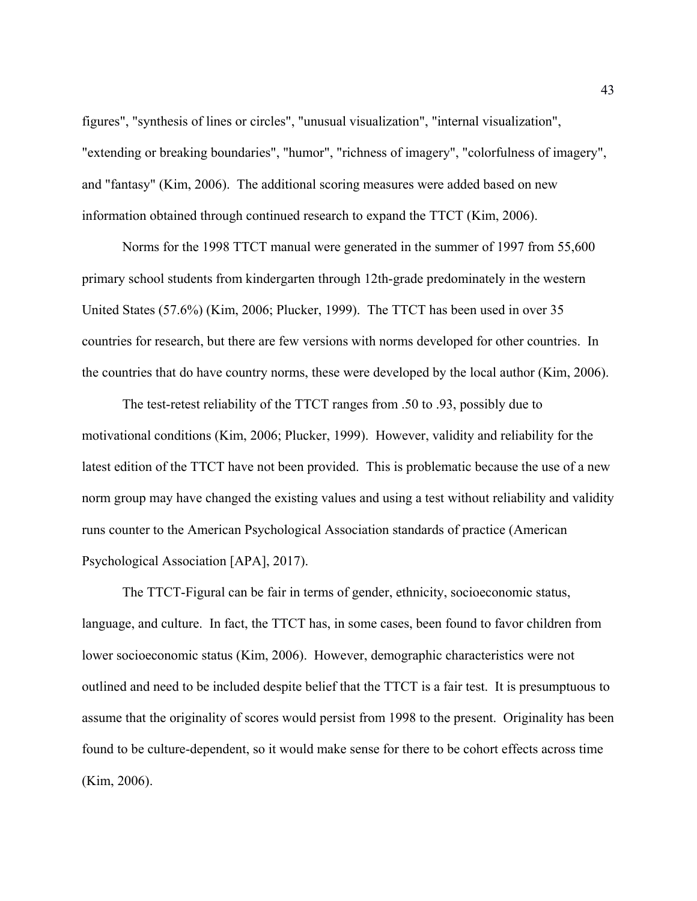figures", "synthesis of lines or circles", "unusual visualization", "internal visualization", "extending or breaking boundaries", "humor", "richness of imagery", "colorfulness of imagery", and "fantasy" (Kim, 2006). The additional scoring measures were added based on new information obtained through continued research to expand the TTCT (Kim, 2006).

Norms for the 1998 TTCT manual were generated in the summer of 1997 from 55,600 primary school students from kindergarten through 12th-grade predominately in the western United States (57.6%) (Kim, 2006; Plucker, 1999). The TTCT has been used in over 35 countries for research, but there are few versions with norms developed for other countries. In the countries that do have country norms, these were developed by the local author (Kim, 2006).

The test-retest reliability of the TTCT ranges from .50 to .93, possibly due to motivational conditions (Kim, 2006; Plucker, 1999). However, validity and reliability for the latest edition of the TTCT have not been provided. This is problematic because the use of a new norm group may have changed the existing values and using a test without reliability and validity runs counter to the American Psychological Association standards of practice (American Psychological Association [APA], 2017).

The TTCT-Figural can be fair in terms of gender, ethnicity, socioeconomic status, language, and culture. In fact, the TTCT has, in some cases, been found to favor children from lower socioeconomic status (Kim, 2006). However, demographic characteristics were not outlined and need to be included despite belief that the TTCT is a fair test. It is presumptuous to assume that the originality of scores would persist from 1998 to the present. Originality has been found to be culture-dependent, so it would make sense for there to be cohort effects across time (Kim, 2006).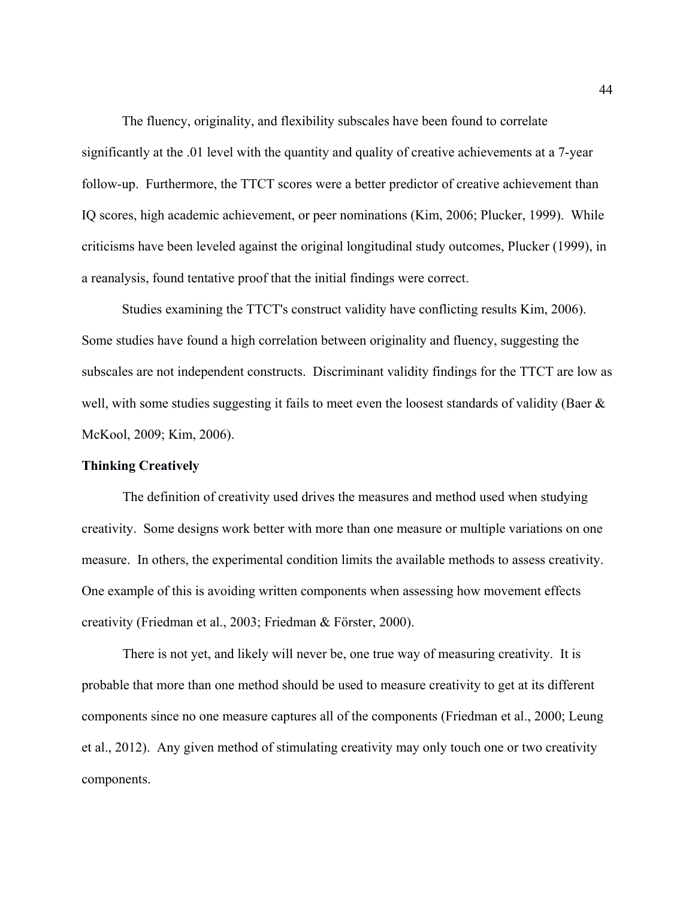The fluency, originality, and flexibility subscales have been found to correlate significantly at the .01 level with the quantity and quality of creative achievements at a 7-year follow-up. Furthermore, the TTCT scores were a better predictor of creative achievement than IQ scores, high academic achievement, or peer nominations (Kim, 2006; Plucker, 1999). While criticisms have been leveled against the original longitudinal study outcomes, Plucker (1999), in a reanalysis, found tentative proof that the initial findings were correct.

Studies examining the TTCT's construct validity have conflicting results Kim, 2006). Some studies have found a high correlation between originality and fluency, suggesting the subscales are not independent constructs. Discriminant validity findings for the TTCT are low as well, with some studies suggesting it fails to meet even the loosest standards of validity (Baer & McKool, 2009; Kim, 2006).

**Thinking Creatively**

The definition of creativity used drives the measures and method used when studying creativity. Some designs work better with more than one measure or multiple variations on one measure. In others, the experimental condition limits the available methods to assess creativity. One example of this is avoiding written components when assessing how movement effects creativity (Friedman et al., 2003; Friedman & Förster, 2000).

There is not yet, and likely will never be, one true way of measuring creativity. It is probable that more than one method should be used to measure creativity to get at its different components since no one measure captures all of the components (Friedman et al., 2000; Leung et al., 2012). Any given method of stimulating creativity may only touch one or two creativity components.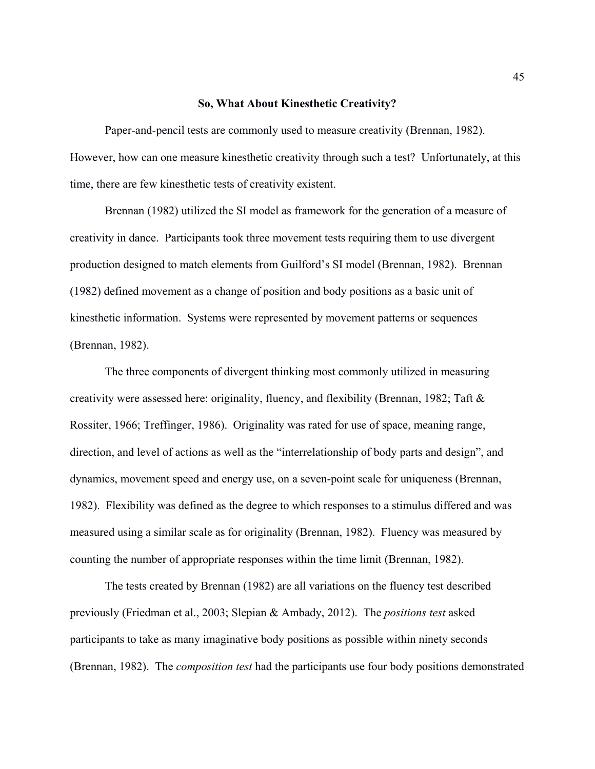## So, What About Kinesthetic Creativity?

Paper-and-pencil tests are commonly used to measure creativity (Brennan, 1982). However, how can one measure kinesthetic creativity through such a test? Unfortunately, at this time, there are few kinesthetic tests of creativity existent.

Brennan (1982) utilized the SI model as framework for the generation of a measure of creativity in dance. Participants took three movement tests requiring them to use divergent production designed to match elements from Guilford's SI model (Brennan, 1982). Brennan (1982) defined movement as a change of position and body positions as a basic unit of kinesthetic information. Systems were represented by movement patterns or sequences (Brennan, 1982).

The three components of divergent thinking most commonly utilized in measuring creativity were assessed here: originality, fluency, and flexibility (Brennan, 1982; Taft & Rossiter, 1966; Treffinger, 1986). Originality was rated for use of space, meaning range, direction, and level of actions as well as the "interrelationship of body parts and design", and dynamics, movement speed and energy use, on a seven-point scale for uniqueness (Brennan, 1982). Flexibility was defined as the degree to which responses to a stimulus differed and was measured using a similar scale as for originality (Brennan, 1982). Fluency was measured by counting the number of appropriate responses within the time limit (Brennan, 1982).

The tests created by Brennan (1982) are all variations on the fluency test described previously (Friedman et al., 2003; Slepian & Ambady, 2012). The *positions test* asked participants to take as many imaginative body positions as possible within ninety seconds (Brennan, 1982). The *composition test* had the participants use four body positions demonstrated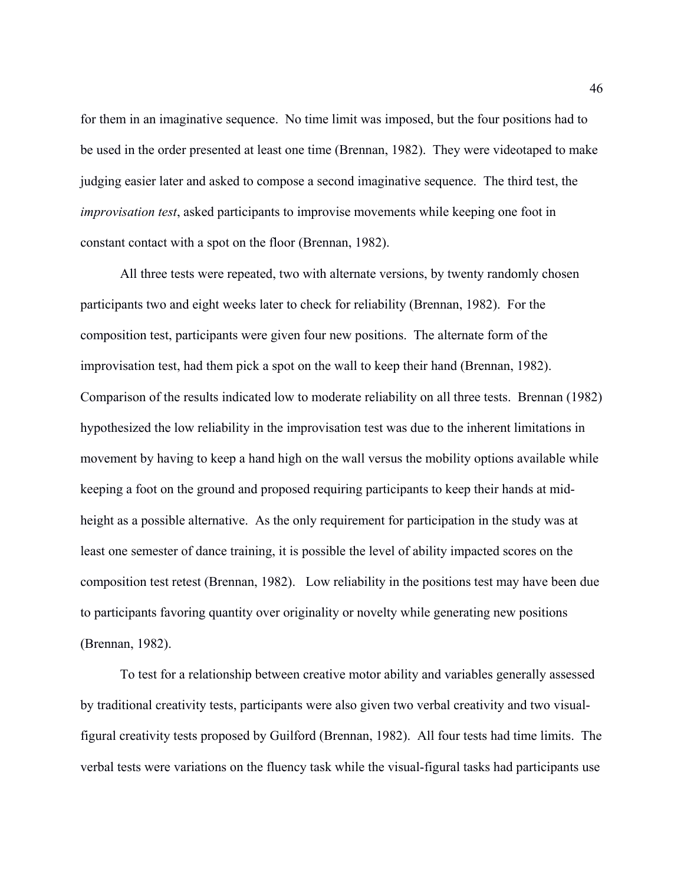for them in an imaginative sequence. No time limit was imposed, but the four positions had to be used in the order presented at least one time (Brennan, 1982). They were videotaped to make judging easier later and asked to compose a second imaginative sequence. The third test, the *improvisation test*, asked participants to improvise movements while keeping one foot in constant contact with a spot on the floor (Brennan, 1982).

All three tests were repeated, two with alternate versions, by twenty randomly chosen participants two and eight weeks later to check for reliability (Brennan, 1982). For the composition test, participants were given four new positions. The alternate form of the improvisation test, had them pick a spot on the wall to keep their hand (Brennan, 1982). Comparison of the results indicated low to moderate reliability on all three tests. Brennan (1982) hypothesized the low reliability in the improvisation test was due to the inherent limitations in movement by having to keep a hand high on the wall versus the mobility options available while keeping a foot on the ground and proposed requiring participants to keep their hands at mid-height as a possible alternative. As the only requirement for participation in the study was at least one semester of dance training, it is possible the level of ability impacted scores on the composition test retest (Brennan, 1982). Low reliability in the positions test may have been due to participants favoring quantity over originality or novelty while generating new positions (Brennan, 1982).

To test for a relationship between creative motor ability and variables generally assessed by traditional creativity tests, participants were also given two verbal creativity and two visual-figural creativity tests proposed by Guilford (Brennan, 1982). All four tests had time limits. The verbal tests were variations on the fluency task while the visual-figural tasks had participants use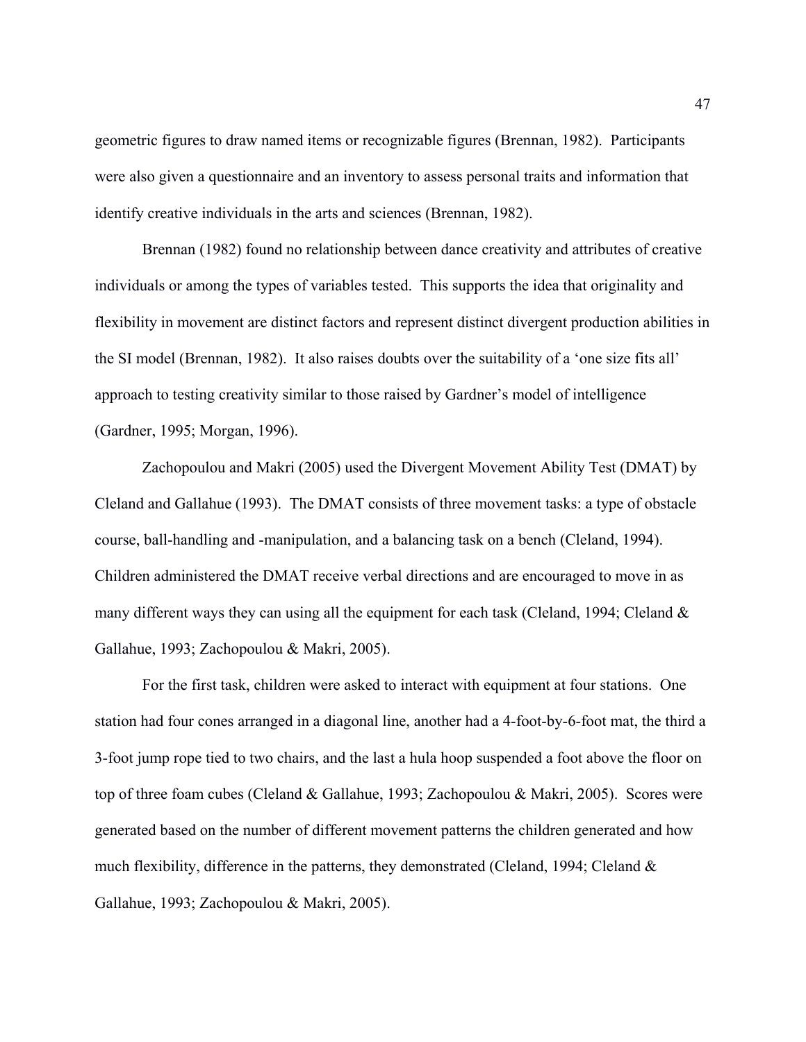geometric figures to draw named items or recognizable figures (Brennan, 1982). Participants were also given a questionnaire and an inventory to assess personal traits and information that identify creative individuals in the arts and sciences (Brennan, 1982).

Brennan (1982) found no relationship between dance creativity and attributes of creative individuals or among the types of variables tested. This supports the idea that originality and flexibility in movement are distinct factors and represent distinct divergent production abilities in the SI model (Brennan, 1982). It also raises doubts over the suitability of a 'one size fits all' approach to testing creativity similar to those raised by Gardner's model of intelligence (Gardner, 1995; Morgan, 1996).

Zachopoulou and Makri (2005) used the Divergent Movement Ability Test (DMAT) by Cleland and Gallahue (1993). The DMAT consists of three movement tasks: a type of obstacle course, ball-handling and -manipulation, and a balancing task on a bench (Cleland, 1994). Children administered the DMAT receive verbal directions and are encouraged to move in as many different ways they can using all the equipment for each task (Cleland, 1994; Cleland & Gallahue, 1993; Zachopoulou & Makri, 2005).

For the first task, children were asked to interact with equipment at four stations. One station had four cones arranged in a diagonal line, another had a 4-foot-by-6-foot mat, the third a 3-foot jump rope tied to two chairs, and the last a hula hoop suspended a foot above the floor on top of three foam cubes (Cleland & Gallahue, 1993; Zachopoulou & Makri, 2005). Scores were generated based on the number of different movement patterns the children generated and how much flexibility, difference in the patterns, they demonstrated (Cleland, 1994; Cleland & Gallahue, 1993; Zachopoulou & Makri, 2005).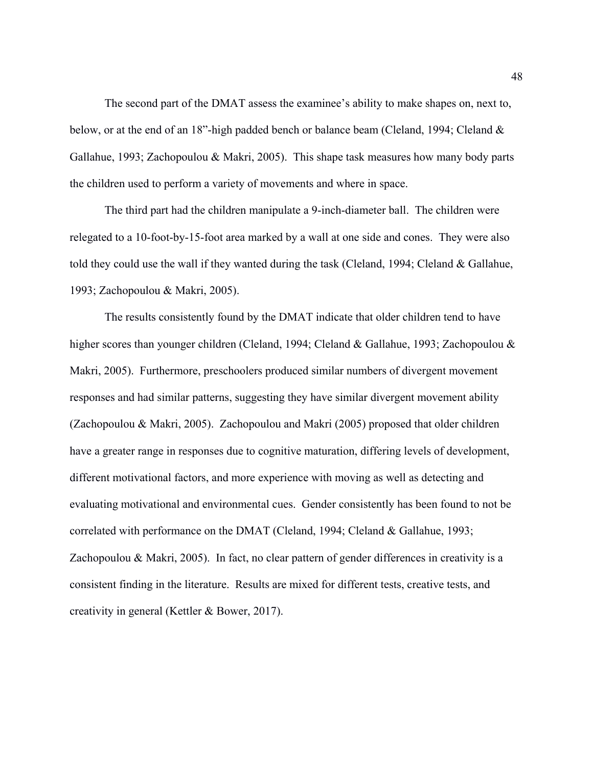The second part of the DMAT assess the examinee's ability to make shapes on, next to, below, or at the end of an 18"-high padded bench or balance beam (Cleland, 1994; Cleland & Gallahue, 1993; Zachopoulou & Makri, 2005). This shape task measures how many body parts the children used to perform a variety of movements and where in space.

The third part had the children manipulate a 9-inch-diameter ball. The children were relegated to a 10-foot-by-15-foot area marked by a wall at one side and cones. They were also told they could use the wall if they wanted during the task (Cleland, 1994; Cleland & Gallahue, 1993; Zachopoulou & Makri, 2005).

The results consistently found by the DMAT indicate that older children tend to have higher scores than younger children (Cleland, 1994; Cleland & Gallahue, 1993; Zachopoulou & Makri, 2005). Furthermore, preschoolers produced similar numbers of divergent movement responses and had similar patterns, suggesting they have similar divergent movement ability (Zachopoulou & Makri, 2005). Zachopoulou and Makri (2005) proposed that older children have a greater range in responses due to cognitive maturation, differing levels of development, different motivational factors, and more experience with moving as well as detecting and evaluating motivational and environmental cues. Gender consistently has been found to not be correlated with performance on the DMAT (Cleland, 1994; Cleland & Gallahue, 1993; Zachopoulou & Makri, 2005). In fact, no clear pattern of gender differences in creativity is a consistent finding in the literature. Results are mixed for different tests, creative tests, and creativity in general (Kettler & Bower, 2017).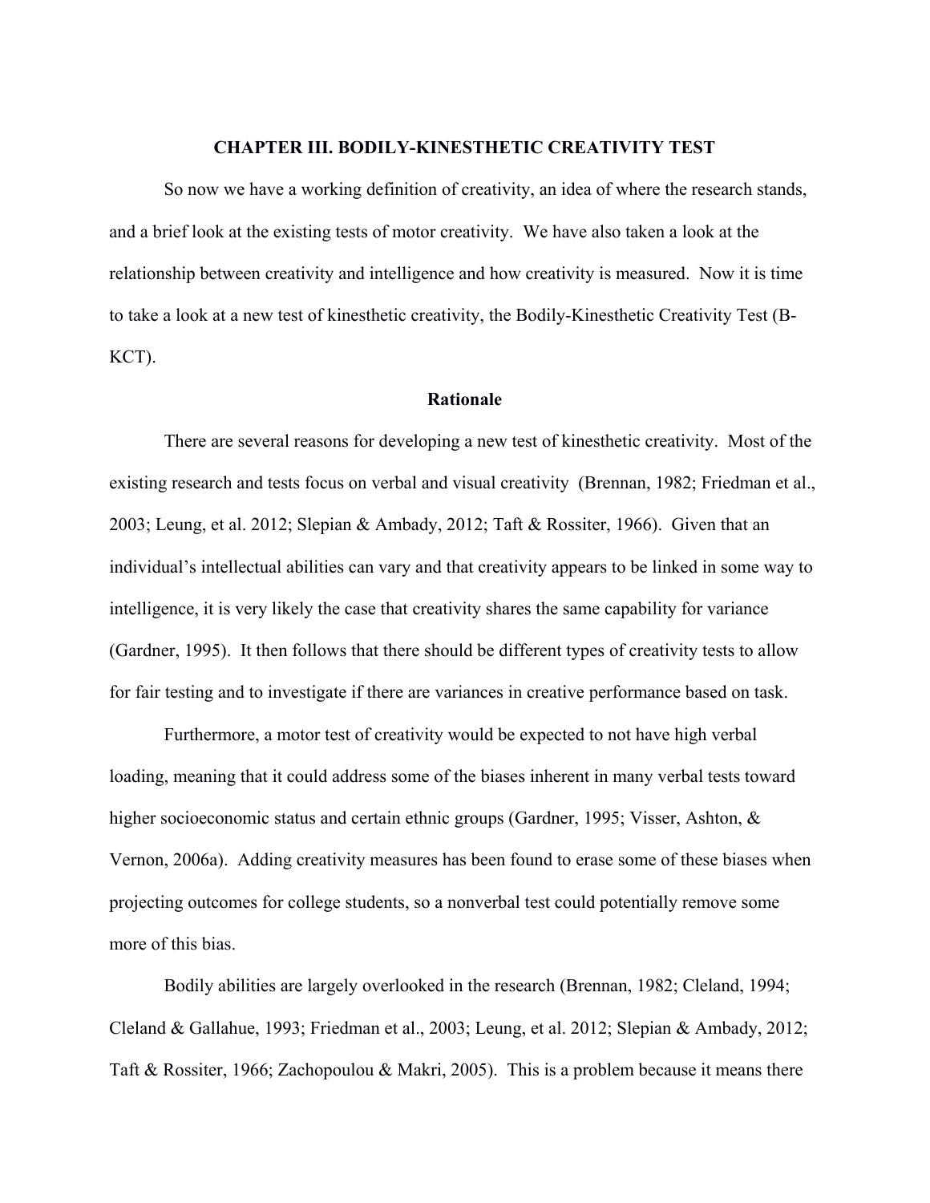# CHAPTER III. BODILY-KINESTHETIC CREATIVITY TEST

So now we have a working definition of creativity, an idea of where the research stands, and a brief look at the existing tests of motor creativity. We have also taken a look at the relationship between creativity and intelligence and how creativity is measured. Now it is time to take a look at a new test of kinesthetic creativity, the Bodily-Kinesthetic Creativity Test (B-KCT).

## Rationale

There are several reasons for developing a new test of kinesthetic creativity. Most of the existing research and tests focus on verbal and visual creativity (Brennan, 1982; Friedman et al., 2003; Leung, et al. 2012; Slepian & Ambady, 2012; Taft & Rossiter, 1966). Given that an individual's intellectual abilities can vary and that creativity appears to be linked in some way to intelligence, it is very likely the case that creativity shares the same capability for variance (Gardner, 1995). It then follows that there should be different types of creativity tests to allow for fair testing and to investigate if there are variances in creative performance based on task.

Furthermore, a motor test of creativity would be expected to not have high verbal loading, meaning that it could address some of the biases inherent in many verbal tests toward higher socioeconomic status and certain ethnic groups (Gardner, 1995; Visser, Ashton, & Vernon, 2006a). Adding creativity measures has been found to erase some of these biases when projecting outcomes for college students, so a nonverbal test could potentially remove some more of this bias.

Bodily abilities are largely overlooked in the research (Brennan, 1982; Cleland, 1994; Cleland & Gallahue, 1993; Friedman et al., 2003; Leung, et al. 2012; Slepian & Ambady, 2012; Taft & Rossiter, 1966; Zachopoulou & Makri, 2005). This is a problem because it means there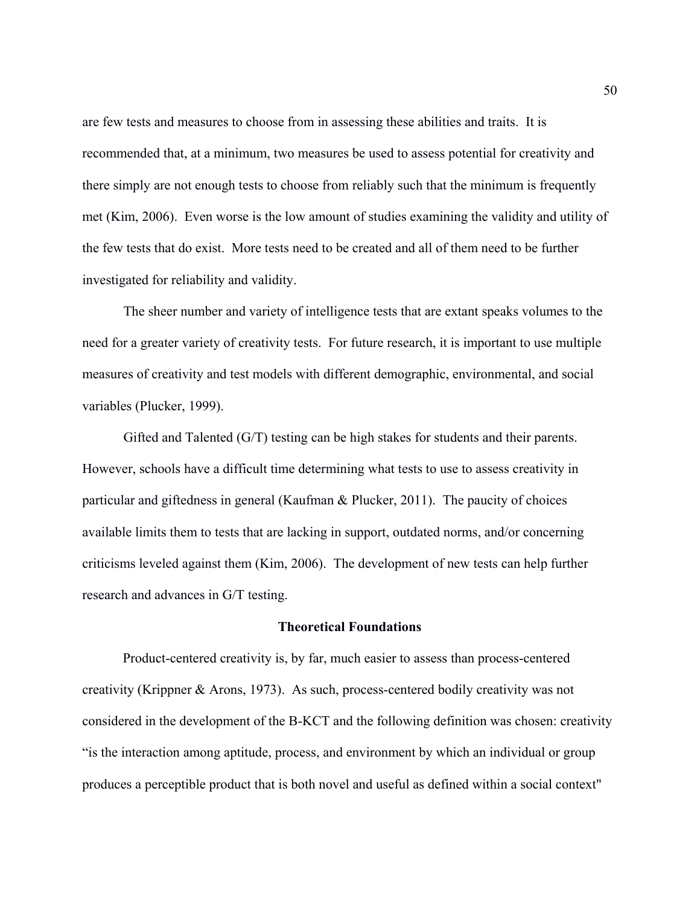are few tests and measures to choose from in assessing these abilities and traits. It is recommended that, at a minimum, two measures be used to assess potential for creativity and there simply are not enough tests to choose from reliably such that the minimum is frequently met (Kim, 2006). Even worse is the low amount of studies examining the validity and utility of the few tests that do exist. More tests need to be created and all of them need to be further investigated for reliability and validity.

The sheer number and variety of intelligence tests that are extant speaks volumes to the need for a greater variety of creativity tests. For future research, it is important to use multiple measures of creativity and test models with different demographic, environmental, and social variables (Plucker, 1999).

Gifted and Talented (G/T) testing can be high stakes for students and their parents. However, schools have a difficult time determining what tests to use to assess creativity in particular and giftedness in general (Kaufman & Plucker, 2011). The paucity of choices available limits them to tests that are lacking in support, outdated norms, and/or concerning criticisms leveled against them (Kim, 2006). The development of new tests can help further research and advances in G/T testing.

## Theoretical Foundations

Product-centered creativity is, by far, much easier to assess than process-centered creativity (Krippner & Arons, 1973). As such, process-centered bodily creativity was not considered in the development of the B-KCT and the following definition was chosen: creativity "is the interaction among aptitude, process, and environment by which an individual or group produces a perceptible product that is both novel and useful as defined within a social context"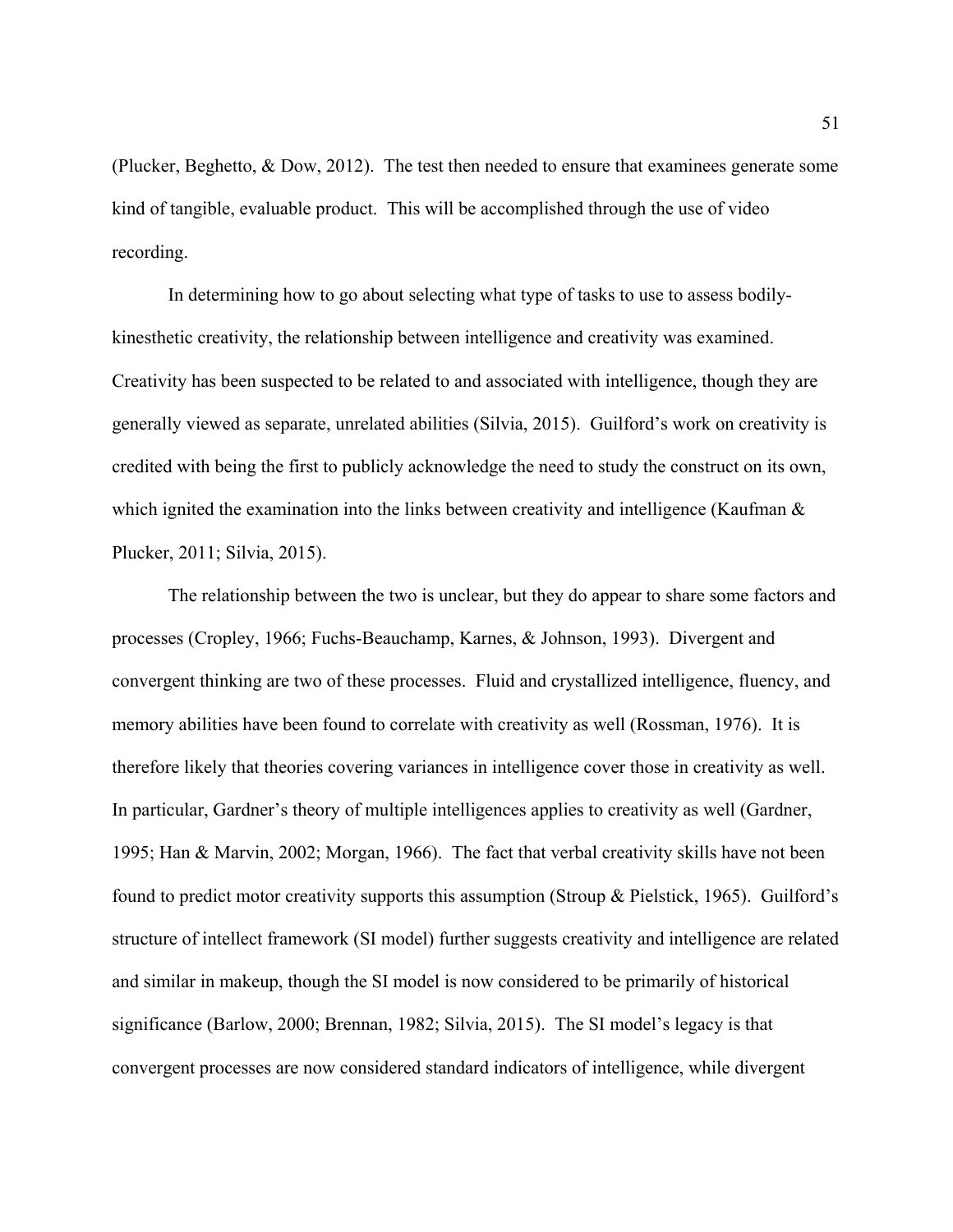(Plucker, Beghetto, & Dow, 2012). The test then needed to ensure that examinees generate some kind of tangible, evaluable product. This will be accomplished through the use of video recording.

In determining how to go about selecting what type of tasks to use to assess bodily-kinesthetic creativity, the relationship between intelligence and creativity was examined. Creativity has been suspected to be related to and associated with intelligence, though they are generally viewed as separate, unrelated abilities (Silvia, 2015). Guilford's work on creativity is credited with being the first to publicly acknowledge the need to study the construct on its own, which ignited the examination into the links between creativity and intelligence (Kaufman & Plucker, 2011; Silvia, 2015).

The relationship between the two is unclear, but they do appear to share some factors and processes (Cropley, 1966; Fuchs-Beauchamp, Karnes, & Johnson, 1993). Divergent and convergent thinking are two of these processes. Fluid and crystallized intelligence, fluency, and memory abilities have been found to correlate with creativity as well (Rossman, 1976). It is therefore likely that theories covering variances in intelligence cover those in creativity as well. In particular, Gardner's theory of multiple intelligences applies to creativity as well (Gardner, 1995; Han & Marvin, 2002; Morgan, 1966). The fact that verbal creativity skills have not been found to predict motor creativity supports this assumption (Stroup & Pielstick, 1965). Guilford's structure of intellect framework (SI model) further suggests creativity and intelligence are related and similar in makeup, though the SI model is now considered to be primarily of historical significance (Barlow, 2000; Brennan, 1982; Silvia, 2015). The SI model's legacy is that convergent processes are now considered standard indicators of intelligence, while divergent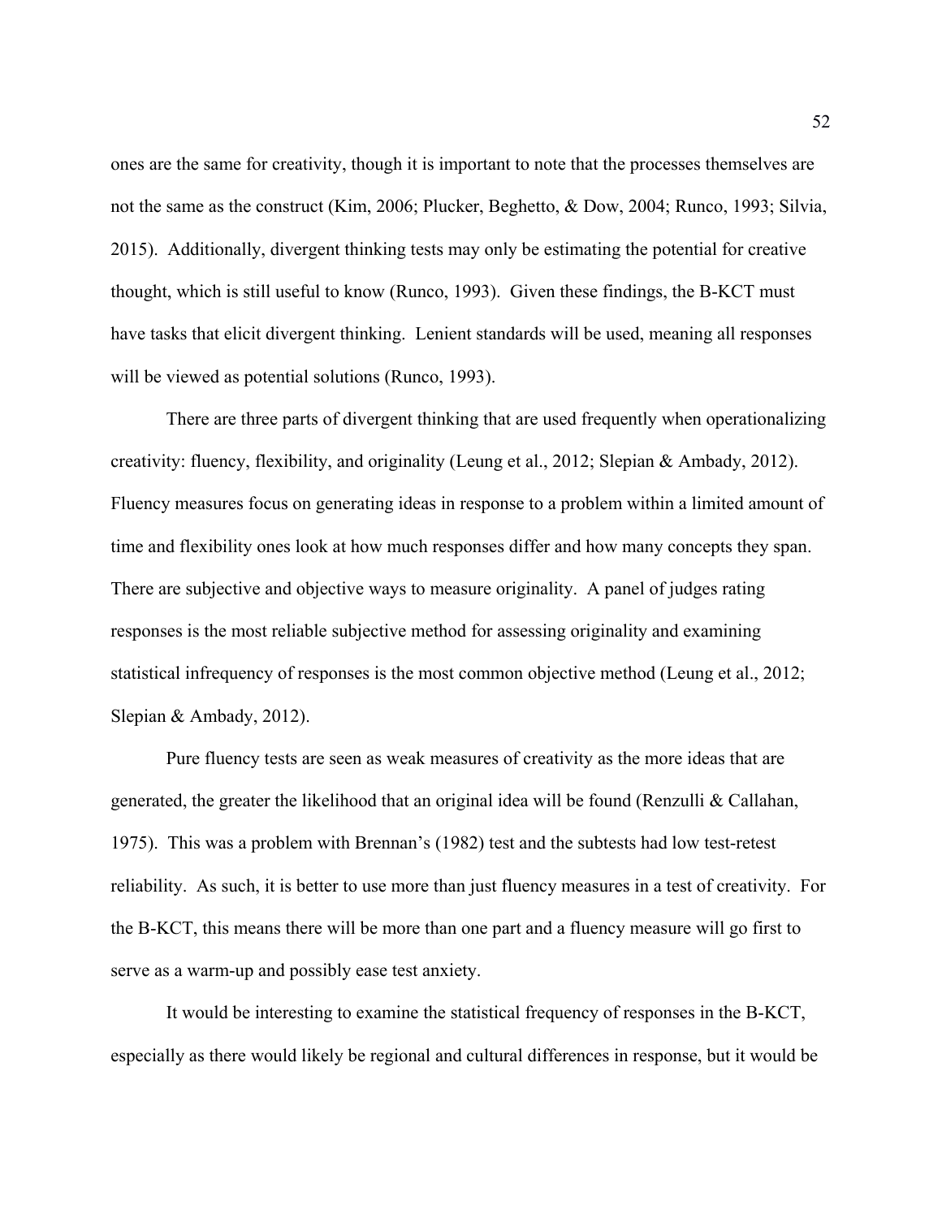ones are the same for creativity, though it is important to note that the processes themselves are not the same as the construct (Kim, 2006; Plucker, Beghetto, & Dow, 2004; Runco, 1993; Silvia, 2015). Additionally, divergent thinking tests may only be estimating the potential for creative thought, which is still useful to know (Runco, 1993). Given these findings, the B-KCT must have tasks that elicit divergent thinking. Lenient standards will be used, meaning all responses will be viewed as potential solutions (Runco, 1993).

There are three parts of divergent thinking that are used frequently when operationalizing creativity: fluency, flexibility, and originality (Leung et al., 2012; Slepian & Ambady, 2012). Fluency measures focus on generating ideas in response to a problem within a limited amount of time and flexibility ones look at how much responses differ and how many concepts they span. There are subjective and objective ways to measure originality. A panel of judges rating responses is the most reliable subjective method for assessing originality and examining statistical infrequency of responses is the most common objective method (Leung et al., 2012; Slepian & Ambady, 2012).

Pure fluency tests are seen as weak measures of creativity as the more ideas that are generated, the greater the likelihood that an original idea will be found (Renzulli & Callahan, 1975). This was a problem with Brennan's (1982) test and the subtests had low test-retest reliability. As such, it is better to use more than just fluency measures in a test of creativity. For the B-KCT, this means there will be more than one part and a fluency measure will go first to serve as a warm-up and possibly ease test anxiety.

It would be interesting to examine the statistical frequency of responses in the B-KCT, especially as there would likely be regional and cultural differences in response, but it would be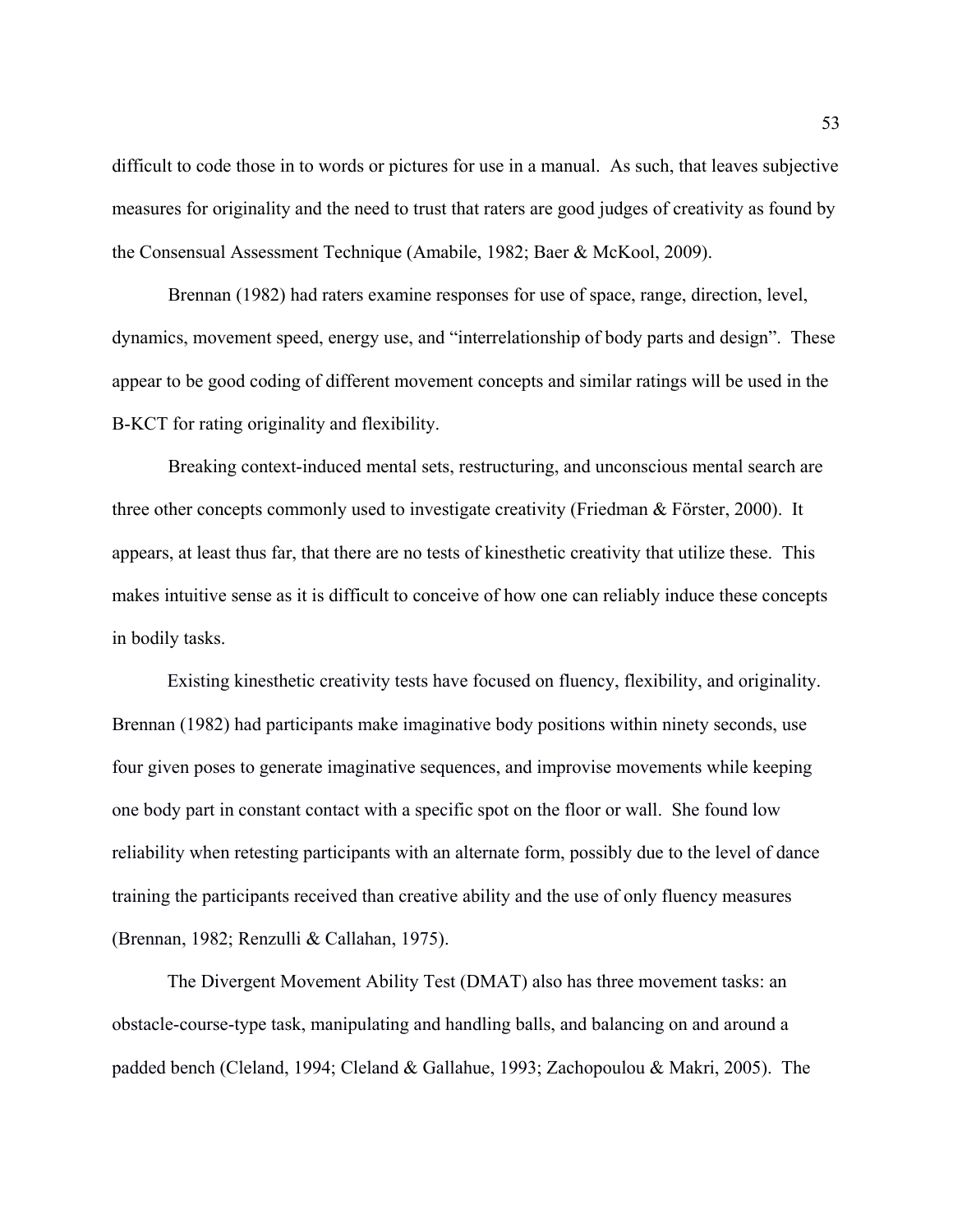difficult to code those in to words or pictures for use in a manual. As such, that leaves subjective measures for originality and the need to trust that raters are good judges of creativity as found by the Consensual Assessment Technique (Amabile, 1982; Baer & McKool, 2009).

Brennan (1982) had raters examine responses for use of space, range, direction, level, dynamics, movement speed, energy use, and "interrelationship of body parts and design". These appear to be good coding of different movement concepts and similar ratings will be used in the B-KCT for rating originality and flexibility.

Breaking context-induced mental sets, restructuring, and unconscious mental search are three other concepts commonly used to investigate creativity (Friedman & Förster, 2000). It appears, at least thus far, that there are no tests of kinesthetic creativity that utilize these. This makes intuitive sense as it is difficult to conceive of how one can reliably induce these concepts in bodily tasks.

Existing kinesthetic creativity tests have focused on fluency, flexibility, and originality. Brennan (1982) had participants make imaginative body positions within ninety seconds, use four given poses to generate imaginative sequences, and improvise movements while keeping one body part in constant contact with a specific spot on the floor or wall. She found low reliability when retesting participants with an alternate form, possibly due to the level of dance training the participants received than creative ability and the use of only fluency measures (Brennan, 1982; Renzulli & Callahan, 1975).

The Divergent Movement Ability Test (DMAT) also has three movement tasks: an obstacle-course-type task, manipulating and handling balls, and balancing on and around a padded bench (Cleland, 1994; Cleland & Gallahue, 1993; Zachopoulou & Makri, 2005). The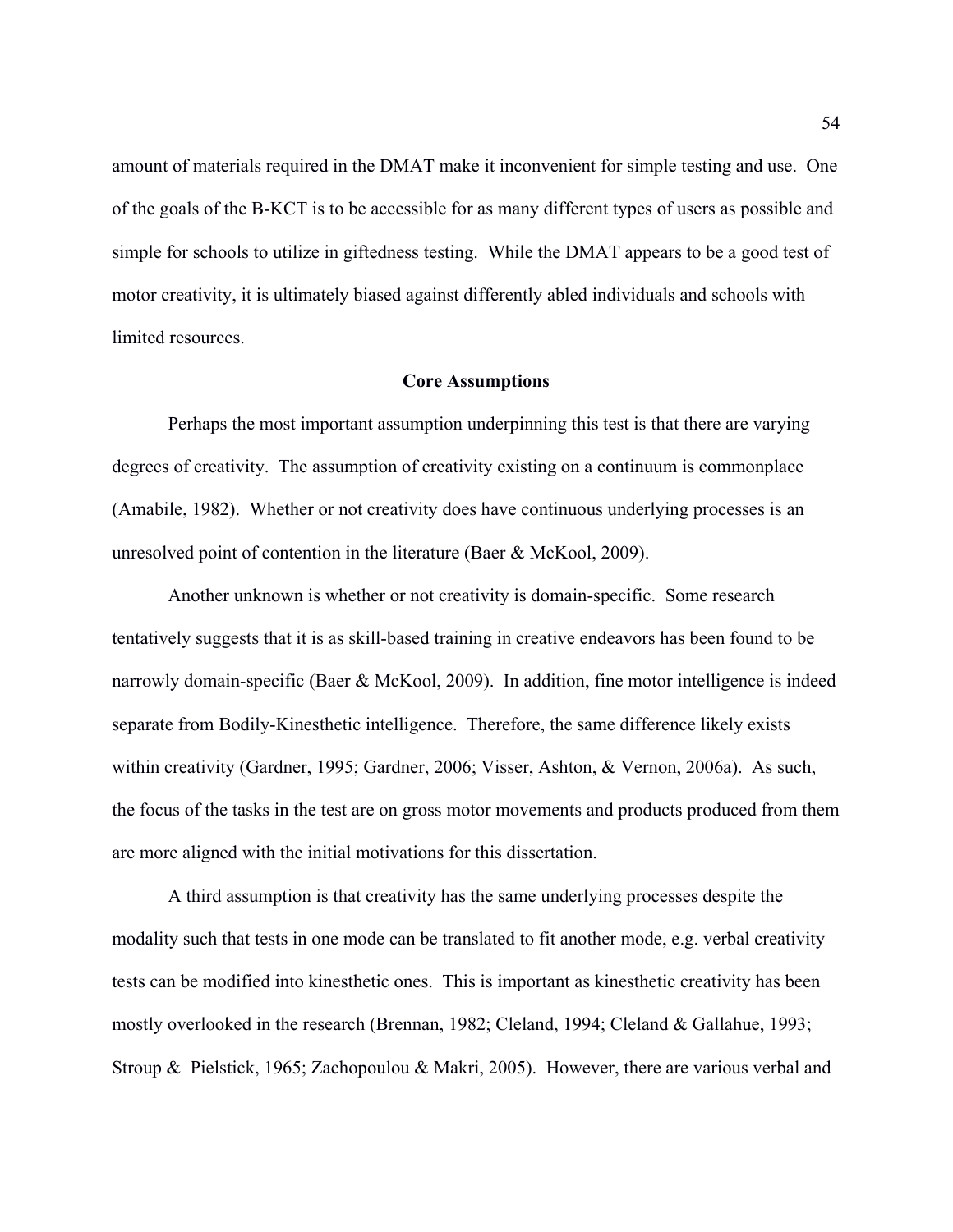amount of materials required in the DMAT make it inconvenient for simple testing and use. One of the goals of the B-KCT is to be accessible for as many different types of users as possible and simple for schools to utilize in giftedness testing. While the DMAT appears to be a good test of motor creativity, it is ultimately biased against differently abled individuals and schools with limited resources.

## Core Assumptions

Perhaps the most important assumption underpinning this test is that there are varying degrees of creativity. The assumption of creativity existing on a continuum is commonplace (Amabile, 1982). Whether or not creativity does have continuous underlying processes is an unresolved point of contention in the literature (Baer & McKool, 2009).

Another unknown is whether or not creativity is domain-specific. Some research tentatively suggests that it is as skill-based training in creative endeavors has been found to be narrowly domain-specific (Baer & McKool, 2009). In addition, fine motor intelligence is indeed separate from Bodily-Kinesthetic intelligence. Therefore, the same difference likely exists within creativity (Gardner, 1995; Gardner, 2006; Visser, Ashton, & Vernon, 2006a). As such, the focus of the tasks in the test are on gross motor movements and products produced from them are more aligned with the initial motivations for this dissertation.

A third assumption is that creativity has the same underlying processes despite the modality such that tests in one mode can be translated to fit another mode, e.g. verbal creativity tests can be modified into kinesthetic ones. This is important as kinesthetic creativity has been mostly overlooked in the research (Brennan, 1982; Cleland, 1994; Cleland & Gallahue, 1993; Stroup & Pielstick, 1965; Zachopoulou & Makri, 2005). However, there are various verbal and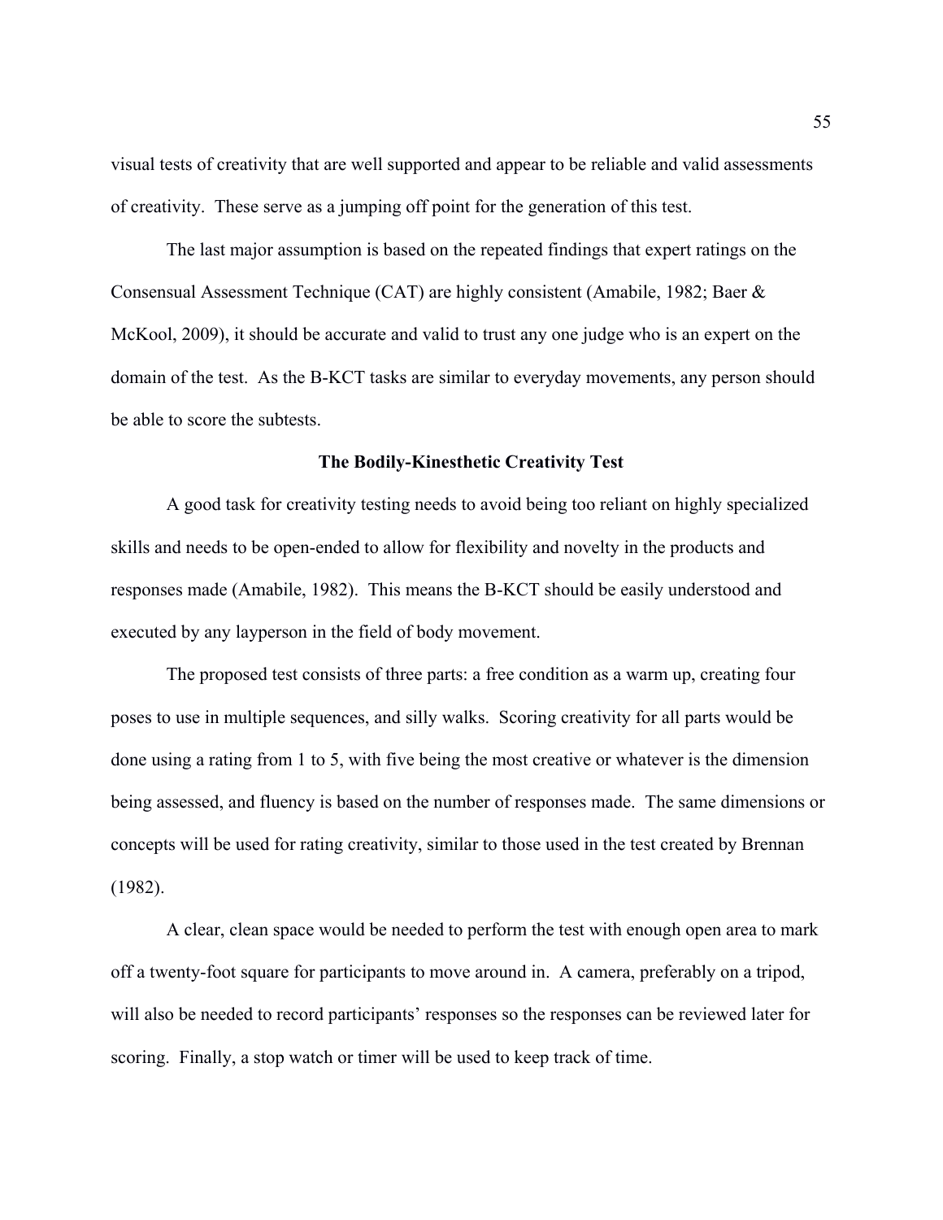visual tests of creativity that are well supported and appear to be reliable and valid assessments of creativity. These serve as a jumping off point for the generation of this test.

The last major assumption is based on the repeated findings that expert ratings on the Consensual Assessment Technique (CAT) are highly consistent (Amabile, 1982; Baer & McKool, 2009), it should be accurate and valid to trust any one judge who is an expert on the domain of the test. As the B-KCT tasks are similar to everyday movements, any person should be able to score the subtests.

## The Bodily-Kinesthetic Creativity Test

A good task for creativity testing needs to avoid being too reliant on highly specialized skills and needs to be open-ended to allow for flexibility and novelty in the products and responses made (Amabile, 1982). This means the B-KCT should be easily understood and executed by any layperson in the field of body movement.

The proposed test consists of three parts: a free condition as a warm up, creating four poses to use in multiple sequences, and silly walks. Scoring creativity for all parts would be done using a rating from 1 to 5, with five being the most creative or whatever is the dimension being assessed, and fluency is based on the number of responses made. The same dimensions or concepts will be used for rating creativity, similar to those used in the test created by Brennan (1982).

A clear, clean space would be needed to perform the test with enough open area to mark off a twenty-foot square for participants to move around in. A camera, preferably on a tripod, will also be needed to record participants' responses so the responses can be reviewed later for scoring. Finally, a stop watch or timer will be used to keep track of time.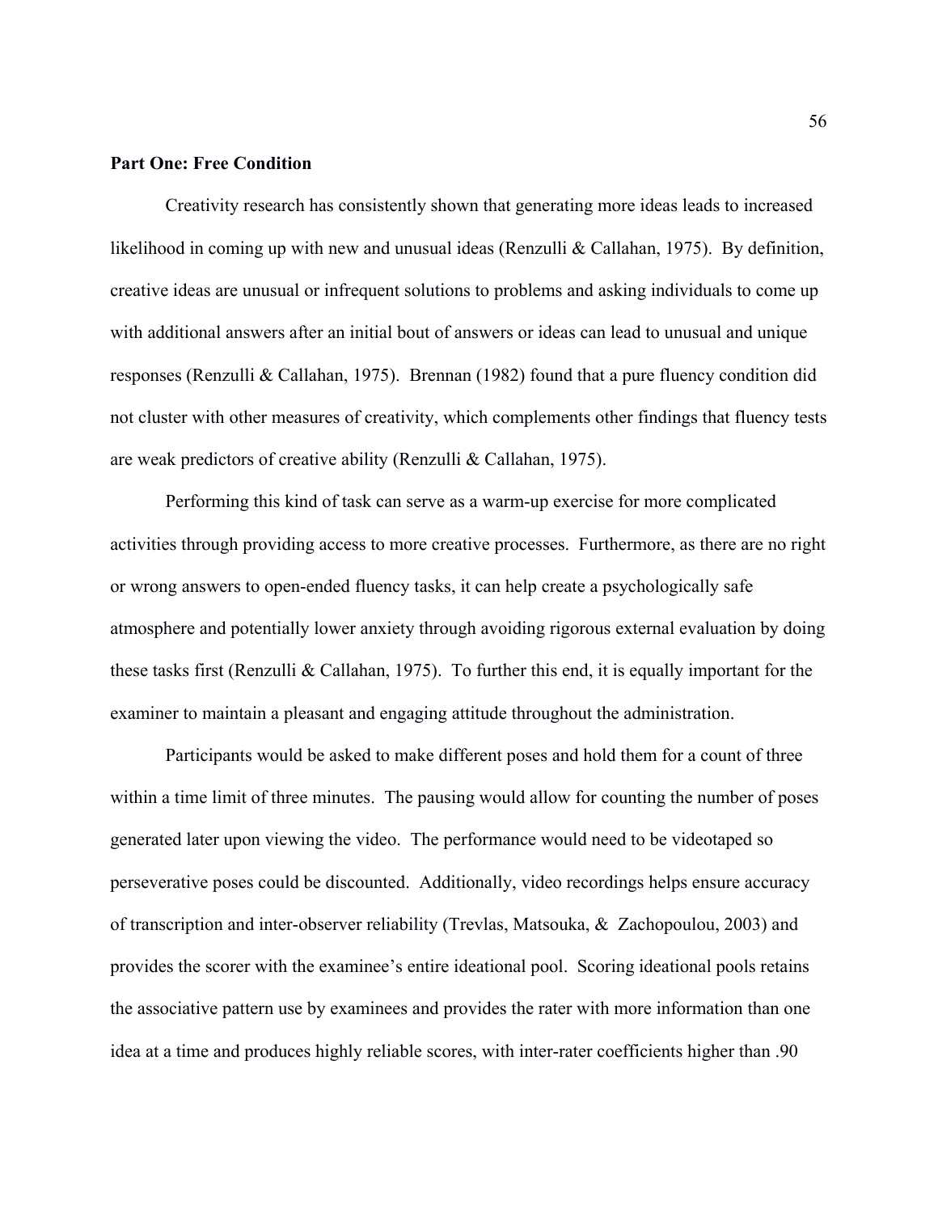**Part One: Free Condition**

Creativity research has consistently shown that generating more ideas leads to increased likelihood in coming up with new and unusual ideas (Renzulli & Callahan, 1975). By definition, creative ideas are unusual or infrequent solutions to problems and asking individuals to come up with additional answers after an initial bout of answers or ideas can lead to unusual and unique responses (Renzulli & Callahan, 1975). Brennan (1982) found that a pure fluency condition did not cluster with other measures of creativity, which complements other findings that fluency tests are weak predictors of creative ability (Renzulli & Callahan, 1975).

Performing this kind of task can serve as a warm-up exercise for more complicated activities through providing access to more creative processes. Furthermore, as there are no right or wrong answers to open-ended fluency tasks, it can help create a psychologically safe atmosphere and potentially lower anxiety through avoiding rigorous external evaluation by doing these tasks first (Renzulli & Callahan, 1975). To further this end, it is equally important for the examiner to maintain a pleasant and engaging attitude throughout the administration.

Participants would be asked to make different poses and hold them for a count of three within a time limit of three minutes. The pausing would allow for counting the number of poses generated later upon viewing the video. The performance would need to be videotaped so perseverative poses could be discounted. Additionally, video recordings helps ensure accuracy of transcription and inter-observer reliability (Trevlas, Matsouka, & Zachopoulou, 2003) and provides the scorer with the examinee's entire ideational pool. Scoring ideational pools retains the associative pattern use by examinees and provides the rater with more information than one idea at a time and produces highly reliable scores, with inter-rater coefficients higher than .90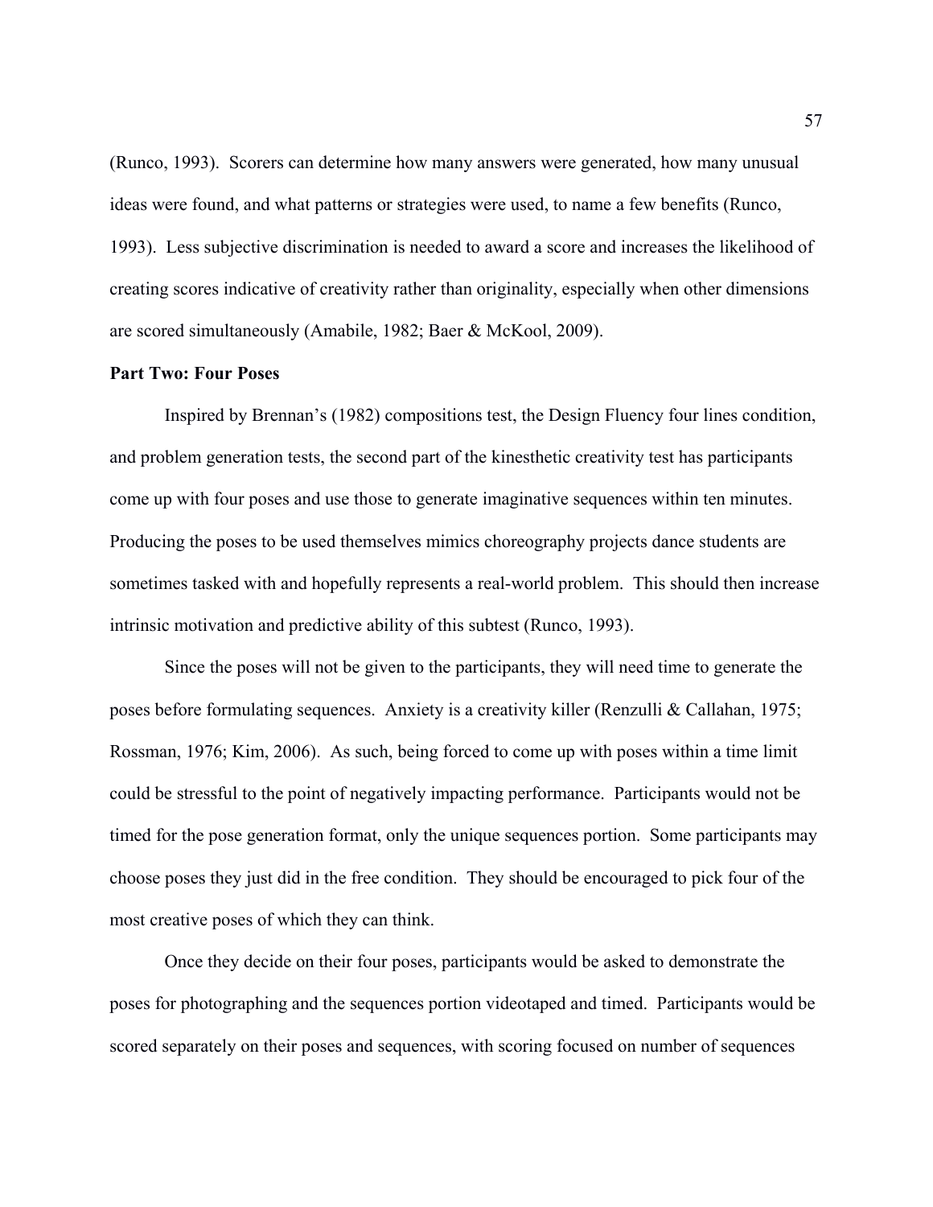(Runco, 1993). Scorers can determine how many answers were generated, how many unusual ideas were found, and what patterns or strategies were used, to name a few benefits (Runco, 1993). Less subjective discrimination is needed to award a score and increases the likelihood of creating scores indicative of creativity rather than originality, especially when other dimensions are scored simultaneously (Amabile, 1982; Baer & McKool, 2009).

**Part Two: Four Poses**

Inspired by Brennan's (1982) compositions test, the Design Fluency four lines condition, and problem generation tests, the second part of the kinesthetic creativity test has participants come up with four poses and use those to generate imaginative sequences within ten minutes. Producing the poses to be used themselves mimics choreography projects dance students are sometimes tasked with and hopefully represents a real-world problem. This should then increase intrinsic motivation and predictive ability of this subtest (Runco, 1993).

Since the poses will not be given to the participants, they will need time to generate the poses before formulating sequences. Anxiety is a creativity killer (Renzulli & Callahan, 1975; Rossman, 1976; Kim, 2006). As such, being forced to come up with poses within a time limit could be stressful to the point of negatively impacting performance. Participants would not be timed for the pose generation format, only the unique sequences portion. Some participants may choose poses they just did in the free condition. They should be encouraged to pick four of the most creative poses of which they can think.

Once they decide on their four poses, participants would be asked to demonstrate the poses for photographing and the sequences portion videotaped and timed. Participants would be scored separately on their poses and sequences, with scoring focused on number of sequences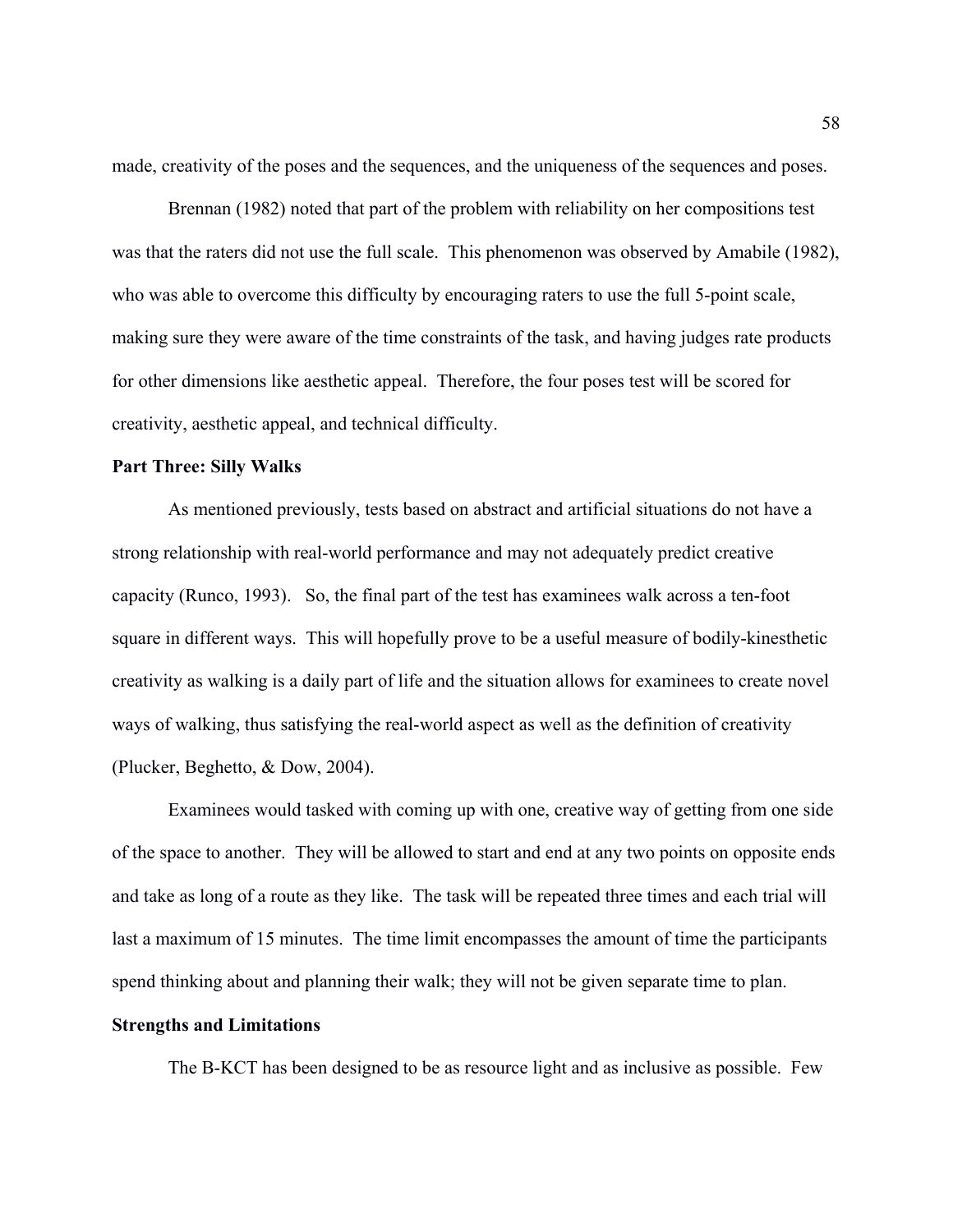made, creativity of the poses and the sequences, and the uniqueness of the sequences and poses.

Brennan (1982) noted that part of the problem with reliability on her compositions test was that the raters did not use the full scale. This phenomenon was observed by Amabile (1982), who was able to overcome this difficulty by encouraging raters to use the full 5-point scale, making sure they were aware of the time constraints of the task, and having judges rate products for other dimensions like aesthetic appeal. Therefore, the four poses test will be scored for creativity, aesthetic appeal, and technical difficulty.

**Part Three: Silly Walks**

As mentioned previously, tests based on abstract and artificial situations do not have a strong relationship with real-world performance and may not adequately predict creative capacity (Runco, 1993). So, the final part of the test has examinees walk across a ten-foot square in different ways. This will hopefully prove to be a useful measure of bodily-kinesthetic creativity as walking is a daily part of life and the situation allows for examinees to create novel ways of walking, thus satisfying the real-world aspect as well as the definition of creativity (Plucker, Beghetto, & Dow, 2004).

Examinees would tasked with coming up with one, creative way of getting from one side of the space to another. They will be allowed to start and end at any two points on opposite ends and take as long of a route as they like. The task will be repeated three times and each trial will last a maximum of 15 minutes. The time limit encompasses the amount of time the participants spend thinking about and planning their walk; they will not be given separate time to plan.

**Strengths and Limitations**

The B-KCT has been designed to be as resource light and as inclusive as possible. Few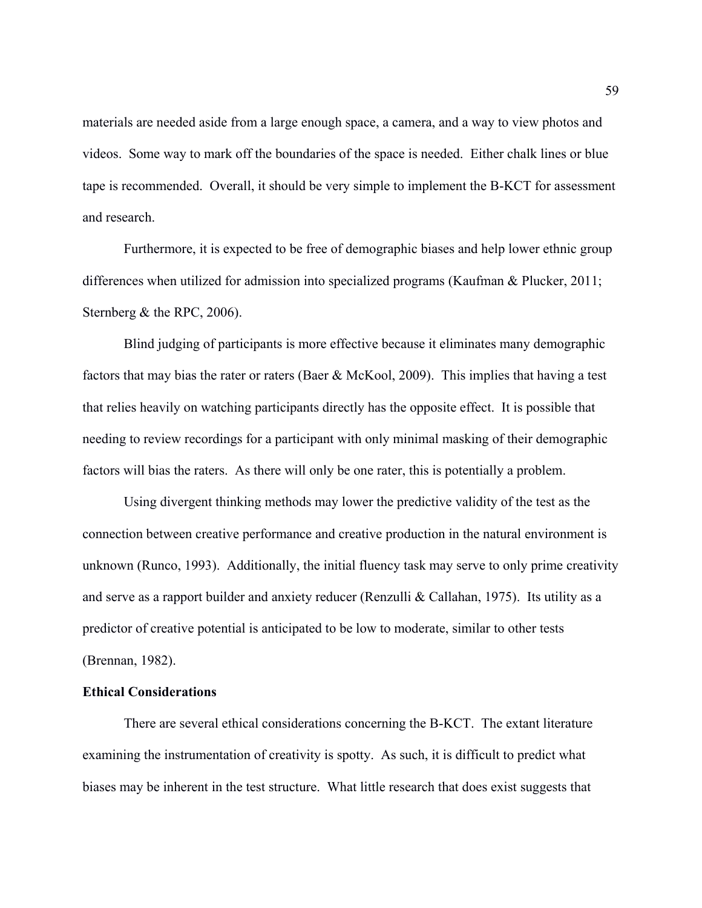materials are needed aside from a large enough space, a camera, and a way to view photos and videos. Some way to mark off the boundaries of the space is needed. Either chalk lines or blue tape is recommended. Overall, it should be very simple to implement the B-KCT for assessment and research.

Furthermore, it is expected to be free of demographic biases and help lower ethnic group differences when utilized for admission into specialized programs (Kaufman & Plucker, 2011; Sternberg & the RPC, 2006).

Blind judging of participants is more effective because it eliminates many demographic factors that may bias the rater or raters (Baer & McKool, 2009). This implies that having a test that relies heavily on watching participants directly has the opposite effect. It is possible that needing to review recordings for a participant with only minimal masking of their demographic factors will bias the raters. As there will only be one rater, this is potentially a problem.

Using divergent thinking methods may lower the predictive validity of the test as the connection between creative performance and creative production in the natural environment is unknown (Runco, 1993). Additionally, the initial fluency task may serve to only prime creativity and serve as a rapport builder and anxiety reducer (Renzulli & Callahan, 1975). Its utility as a predictor of creative potential is anticipated to be low to moderate, similar to other tests (Brennan, 1982).

**Ethical Considerations**

There are several ethical considerations concerning the B-KCT. The extant literature examining the instrumentation of creativity is spotty. As such, it is difficult to predict what biases may be inherent in the test structure. What little research that does exist suggests that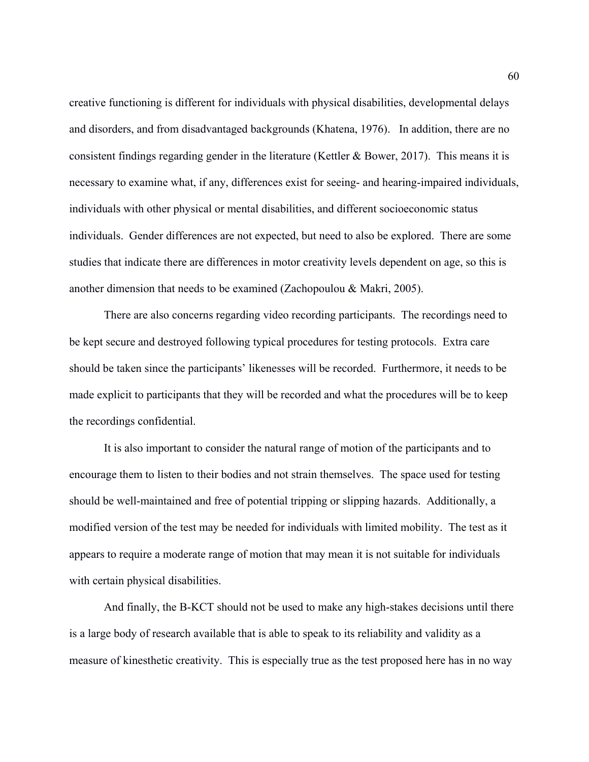creative functioning is different for individuals with physical disabilities, developmental delays and disorders, and from disadvantaged backgrounds (Khatena, 1976). In addition, there are no consistent findings regarding gender in the literature (Kettler & Bower, 2017). This means it is necessary to examine what, if any, differences exist for seeing- and hearing-impaired individuals, individuals with other physical or mental disabilities, and different socioeconomic status individuals. Gender differences are not expected, but need to also be explored. There are some studies that indicate there are differences in motor creativity levels dependent on age, so this is another dimension that needs to be examined (Zachopoulou & Makri, 2005).

There are also concerns regarding video recording participants. The recordings need to be kept secure and destroyed following typical procedures for testing protocols. Extra care should be taken since the participants' likenesses will be recorded. Furthermore, it needs to be made explicit to participants that they will be recorded and what the procedures will be to keep the recordings confidential.

It is also important to consider the natural range of motion of the participants and to encourage them to listen to their bodies and not strain themselves. The space used for testing should be well-maintained and free of potential tripping or slipping hazards. Additionally, a modified version of the test may be needed for individuals with limited mobility. The test as it appears to require a moderate range of motion that may mean it is not suitable for individuals with certain physical disabilities.

And finally, the B-KCT should not be used to make any high-stakes decisions until there is a large body of research available that is able to speak to its reliability and validity as a measure of kinesthetic creativity. This is especially true as the test proposed here has in no way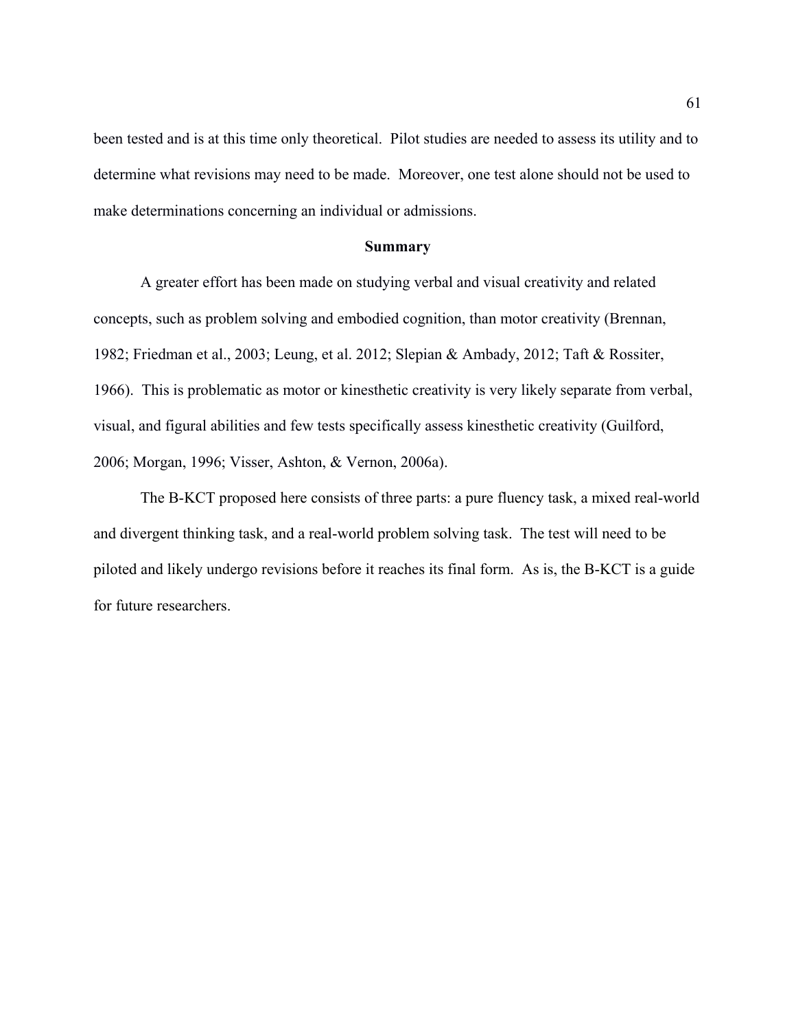been tested and is at this time only theoretical. Pilot studies are needed to assess its utility and to determine what revisions may need to be made. Moreover, one test alone should not be used to make determinations concerning an individual or admissions.

## Summary

A greater effort has been made on studying verbal and visual creativity and related concepts, such as problem solving and embodied cognition, than motor creativity (Brennan, 1982; Friedman et al., 2003; Leung, et al. 2012; Slepian & Ambady, 2012; Taft & Rossiter, 1966). This is problematic as motor or kinesthetic creativity is very likely separate from verbal, visual, and figural abilities and few tests specifically assess kinesthetic creativity (Guilford, 2006; Morgan, 1996; Visser, Ashton, & Vernon, 2006a).

The B-KCT proposed here consists of three parts: a pure fluency task, a mixed real-world and divergent thinking task, and a real-world problem solving task. The test will need to be piloted and likely undergo revisions before it reaches its final form. As is, the B-KCT is a guide for future researchers.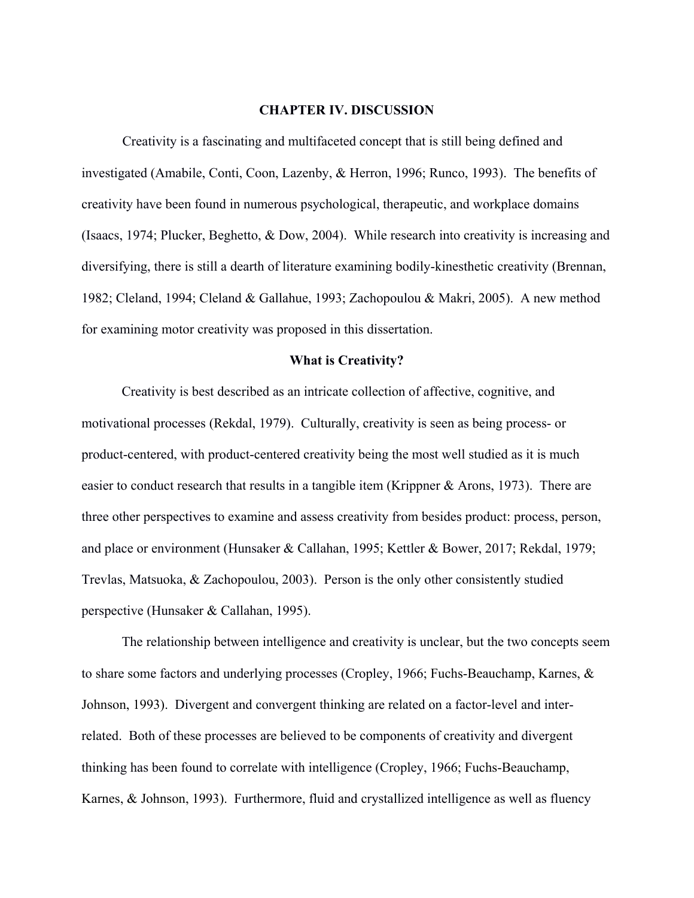# CHAPTER IV. DISCUSSION

Creativity is a fascinating and multifaceted concept that is still being defined and investigated (Amabile, Conti, Coon, Lazenby, & Herron, 1996; Runco, 1993). The benefits of creativity have been found in numerous psychological, therapeutic, and workplace domains (Isaacs, 1974; Plucker, Beghetto, & Dow, 2004). While research into creativity is increasing and diversifying, there is still a dearth of literature examining bodily-kinesthetic creativity (Brennan, 1982; Cleland, 1994; Cleland & Gallahue, 1993; Zachopoulou & Makri, 2005). A new method for examining motor creativity was proposed in this dissertation.

## What is Creativity?

Creativity is best described as an intricate collection of affective, cognitive, and motivational processes (Rekdal, 1979). Culturally, creativity is seen as being process- or product-centered, with product-centered creativity being the most well studied as it is much easier to conduct research that results in a tangible item (Krippner & Arons, 1973). There are three other perspectives to examine and assess creativity from besides product: process, person, and place or environment (Hunsaker & Callahan, 1995; Kettler & Bower, 2017; Rekdal, 1979; Trevlas, Matsuoka, & Zachopoulou, 2003). Person is the only other consistently studied perspective (Hunsaker & Callahan, 1995).

The relationship between intelligence and creativity is unclear, but the two concepts seem to share some factors and underlying processes (Cropley, 1966; Fuchs-Beauchamp, Karnes, & Johnson, 1993). Divergent and convergent thinking are related on a factor-level and inter-related. Both of these processes are believed to be components of creativity and divergent thinking has been found to correlate with intelligence (Cropley, 1966; Fuchs-Beauchamp, Karnes, & Johnson, 1993). Furthermore, fluid and crystallized intelligence as well as fluency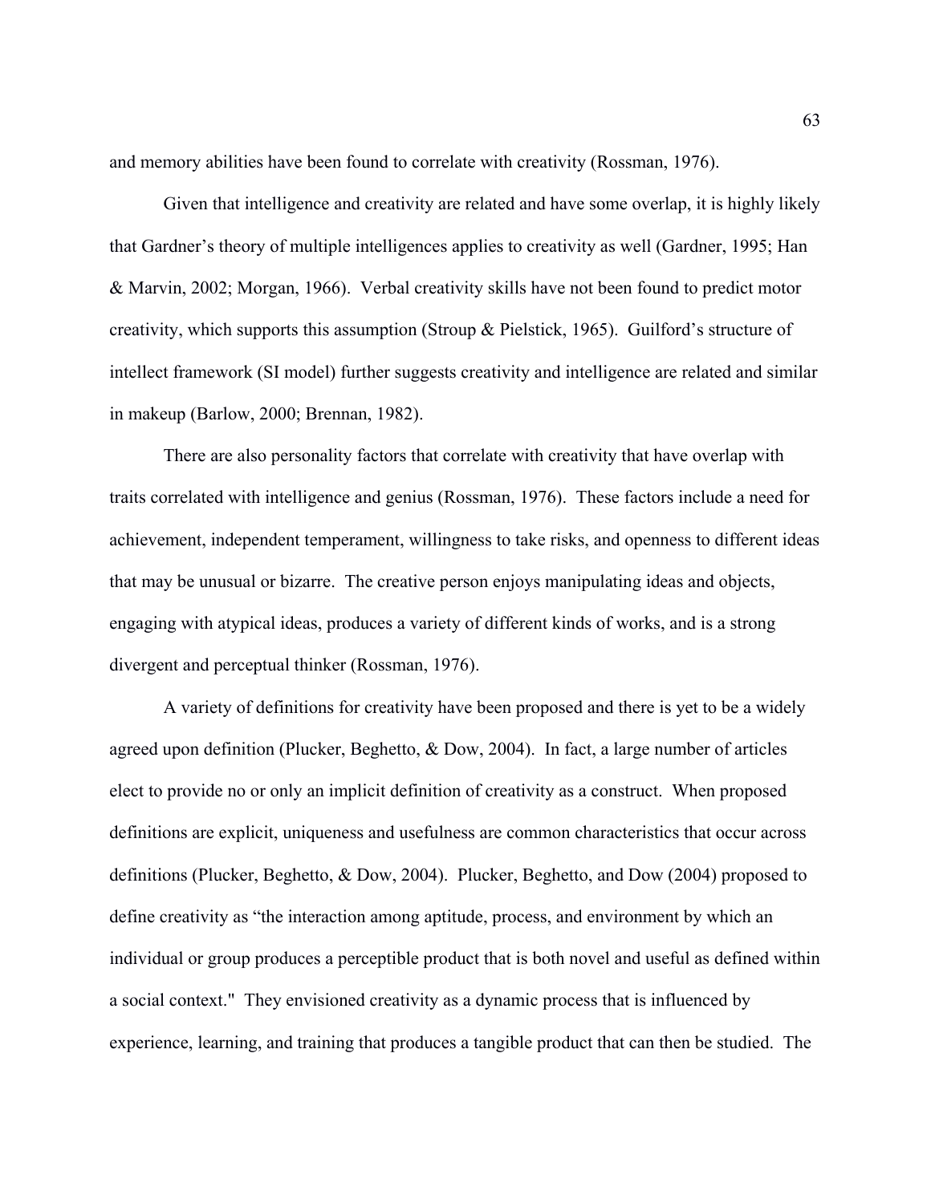and memory abilities have been found to correlate with creativity (Rossman, 1976).

Given that intelligence and creativity are related and have some overlap, it is highly likely that Gardner's theory of multiple intelligences applies to creativity as well (Gardner, 1995; Han & Marvin, 2002; Morgan, 1966). Verbal creativity skills have not been found to predict motor creativity, which supports this assumption (Stroup & Pielstick, 1965). Guilford's structure of intellect framework (SI model) further suggests creativity and intelligence are related and similar in makeup (Barlow, 2000; Brennan, 1982).

There are also personality factors that correlate with creativity that have overlap with traits correlated with intelligence and genius (Rossman, 1976). These factors include a need for achievement, independent temperament, willingness to take risks, and openness to different ideas that may be unusual or bizarre. The creative person enjoys manipulating ideas and objects, engaging with atypical ideas, produces a variety of different kinds of works, and is a strong divergent and perceptual thinker (Rossman, 1976).

A variety of definitions for creativity have been proposed and there is yet to be a widely agreed upon definition (Plucker, Beghetto, & Dow, 2004). In fact, a large number of articles elect to provide no or only an implicit definition of creativity as a construct. When proposed definitions are explicit, uniqueness and usefulness are common characteristics that occur across definitions (Plucker, Beghetto, & Dow, 2004). Plucker, Beghetto, and Dow (2004) proposed to define creativity as "the interaction among aptitude, process, and environment by which an individual or group produces a perceptible product that is both novel and useful as defined within a social context." They envisioned creativity as a dynamic process that is influenced by experience, learning, and training that produces a tangible product that can then be studied. The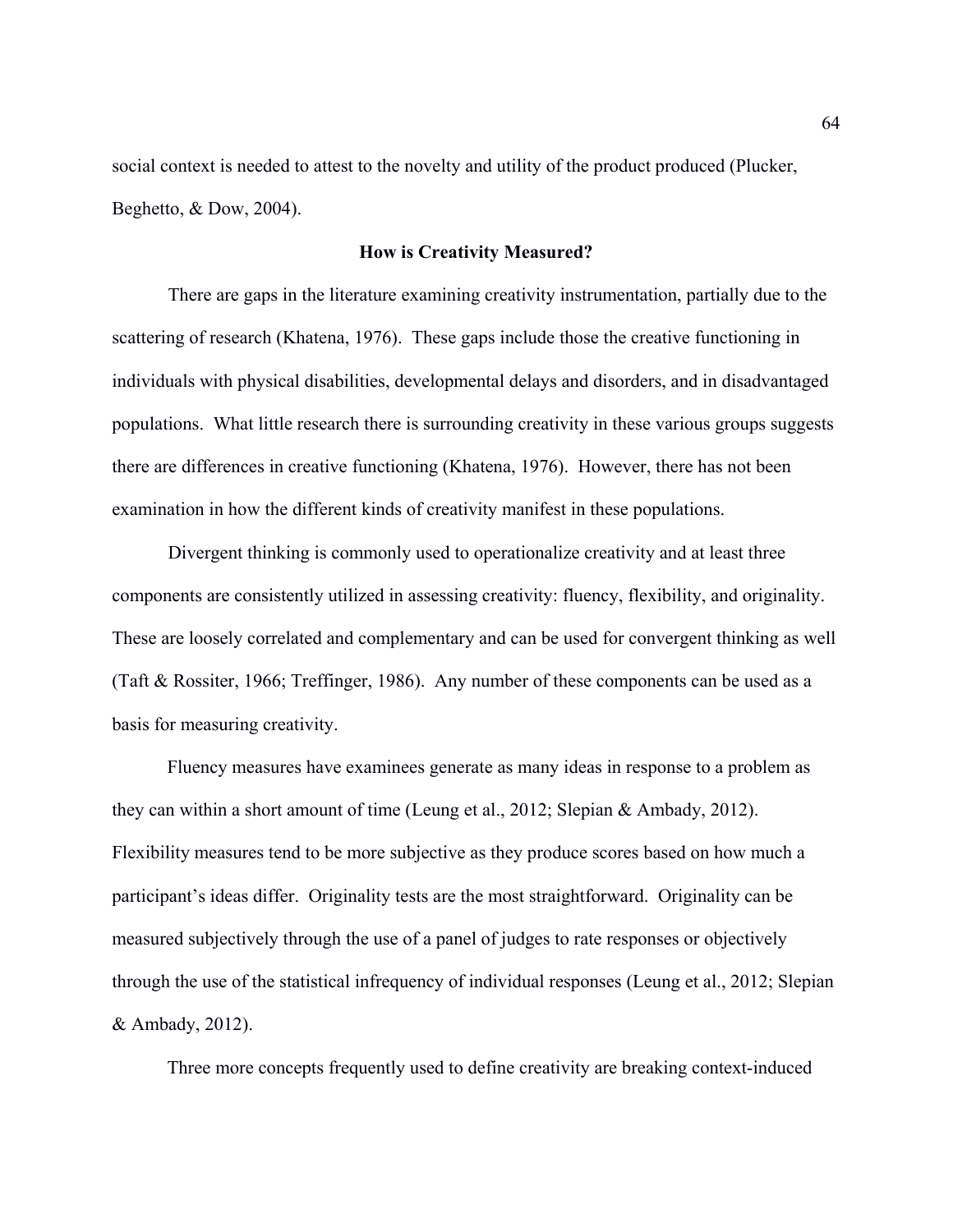social context is needed to attest to the novelty and utility of the product produced (Plucker, Beghetto, & Dow, 2004).

## How is Creativity Measured?

There are gaps in the literature examining creativity instrumentation, partially due to the scattering of research (Khatena, 1976). These gaps include those the creative functioning in individuals with physical disabilities, developmental delays and disorders, and in disadvantaged populations. What little research there is surrounding creativity in these various groups suggests there are differences in creative functioning (Khatena, 1976). However, there has not been examination in how the different kinds of creativity manifest in these populations.

Divergent thinking is commonly used to operationalize creativity and at least three components are consistently utilized in assessing creativity: fluency, flexibility, and originality. These are loosely correlated and complementary and can be used for convergent thinking as well (Taft & Rossiter, 1966; Treffinger, 1986). Any number of these components can be used as a basis for measuring creativity.

Fluency measures have examinees generate as many ideas in response to a problem as they can within a short amount of time (Leung et al., 2012; Slepian & Ambady, 2012). Flexibility measures tend to be more subjective as they produce scores based on how much a participant's ideas differ. Originality tests are the most straightforward. Originality can be measured subjectively through the use of a panel of judges to rate responses or objectively through the use of the statistical infrequency of individual responses (Leung et al., 2012; Slepian & Ambady, 2012).

Three more concepts frequently used to define creativity are breaking context-induced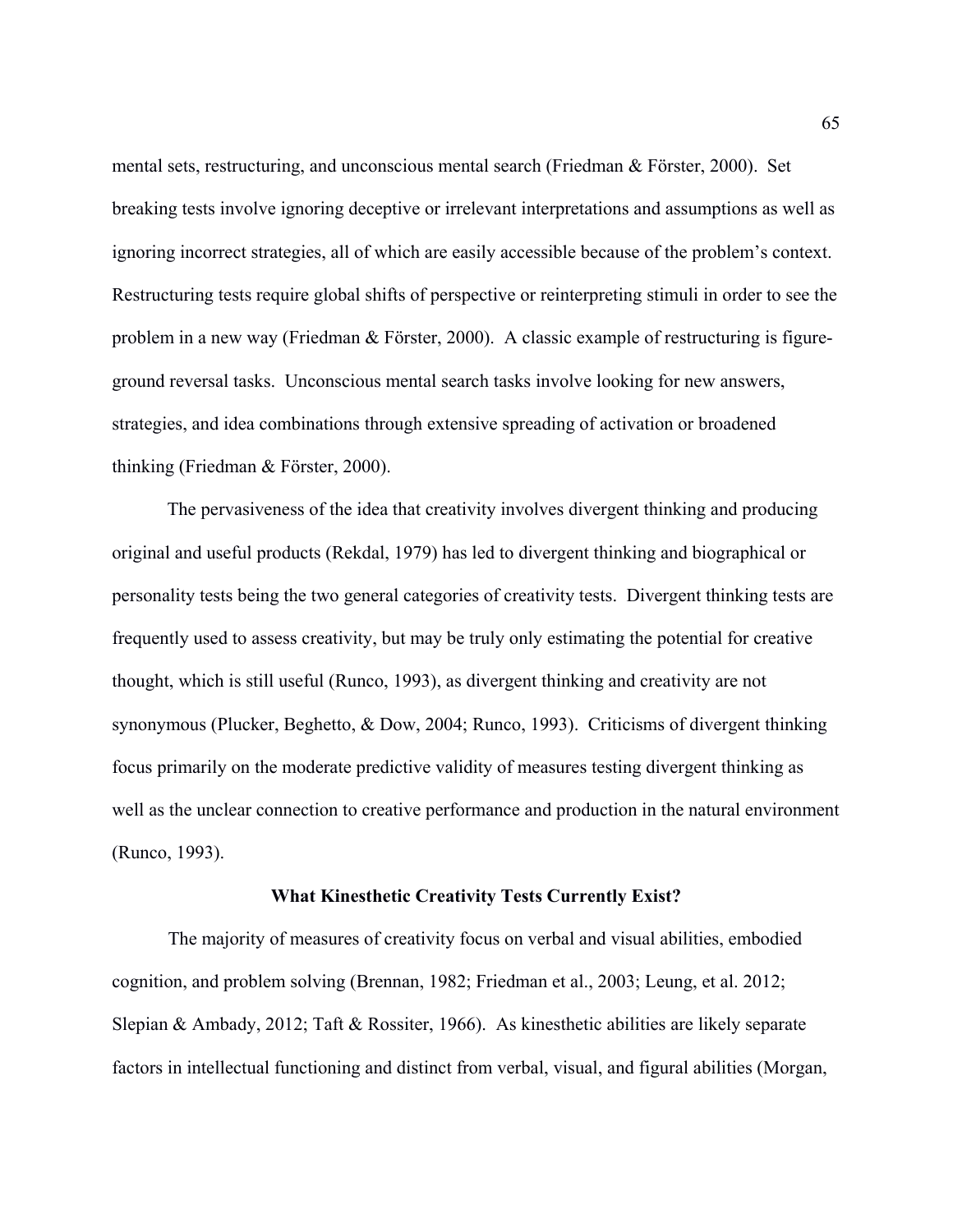mental sets, restructuring, and unconscious mental search (Friedman & Förster, 2000). Set breaking tests involve ignoring deceptive or irrelevant interpretations and assumptions as well as ignoring incorrect strategies, all of which are easily accessible because of the problem's context. Restructuring tests require global shifts of perspective or reinterpreting stimuli in order to see the problem in a new way (Friedman & Förster, 2000). A classic example of restructuring is figure-ground reversal tasks. Unconscious mental search tasks involve looking for new answers, strategies, and idea combinations through extensive spreading of activation or broadened thinking (Friedman & Förster, 2000).

The pervasiveness of the idea that creativity involves divergent thinking and producing original and useful products (Rekdal, 1979) has led to divergent thinking and biographical or personality tests being the two general categories of creativity tests. Divergent thinking tests are frequently used to assess creativity, but may be truly only estimating the potential for creative thought, which is still useful (Runco, 1993), as divergent thinking and creativity are not synonymous (Plucker, Beghetto, & Dow, 2004; Runco, 1993). Criticisms of divergent thinking focus primarily on the moderate predictive validity of measures testing divergent thinking as well as the unclear connection to creative performance and production in the natural environment (Runco, 1993).

**What Kinesthetic Creativity Tests Currently Exist?**

The majority of measures of creativity focus on verbal and visual abilities, embodied cognition, and problem solving (Brennan, 1982; Friedman et al., 2003; Leung, et al. 2012; Slepian & Ambady, 2012; Taft & Rossiter, 1966). As kinesthetic abilities are likely separate factors in intellectual functioning and distinct from verbal, visual, and figural abilities (Morgan,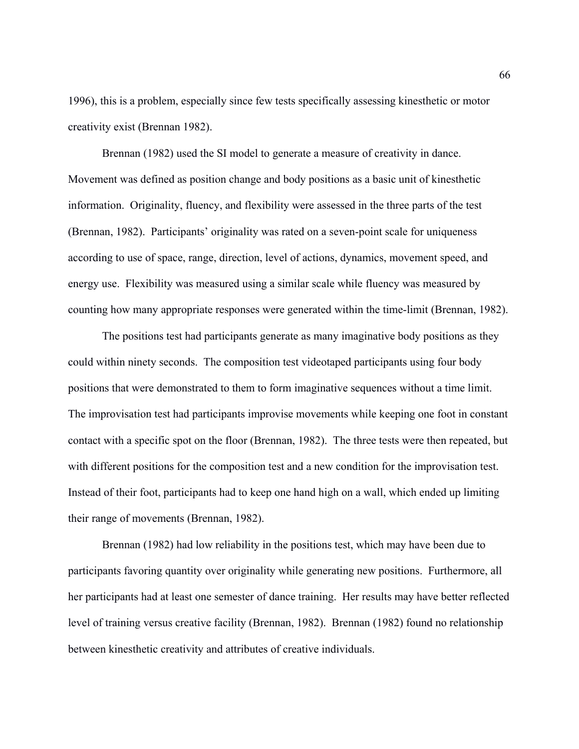1996), this is a problem, especially since few tests specifically assessing kinesthetic or motor creativity exist (Brennan 1982).

Brennan (1982) used the SI model to generate a measure of creativity in dance. Movement was defined as position change and body positions as a basic unit of kinesthetic information. Originality, fluency, and flexibility were assessed in the three parts of the test (Brennan, 1982). Participants' originality was rated on a seven-point scale for uniqueness according to use of space, range, direction, level of actions, dynamics, movement speed, and energy use. Flexibility was measured using a similar scale while fluency was measured by counting how many appropriate responses were generated within the time-limit (Brennan, 1982).

The positions test had participants generate as many imaginative body positions as they could within ninety seconds. The composition test videotaped participants using four body positions that were demonstrated to them to form imaginative sequences without a time limit. The improvisation test had participants improvise movements while keeping one foot in constant contact with a specific spot on the floor (Brennan, 1982). The three tests were then repeated, but with different positions for the composition test and a new condition for the improvisation test. Instead of their foot, participants had to keep one hand high on a wall, which ended up limiting their range of movements (Brennan, 1982).

Brennan (1982) had low reliability in the positions test, which may have been due to participants favoring quantity over originality while generating new positions. Furthermore, all her participants had at least one semester of dance training. Her results may have better reflected level of training versus creative facility (Brennan, 1982). Brennan (1982) found no relationship between kinesthetic creativity and attributes of creative individuals.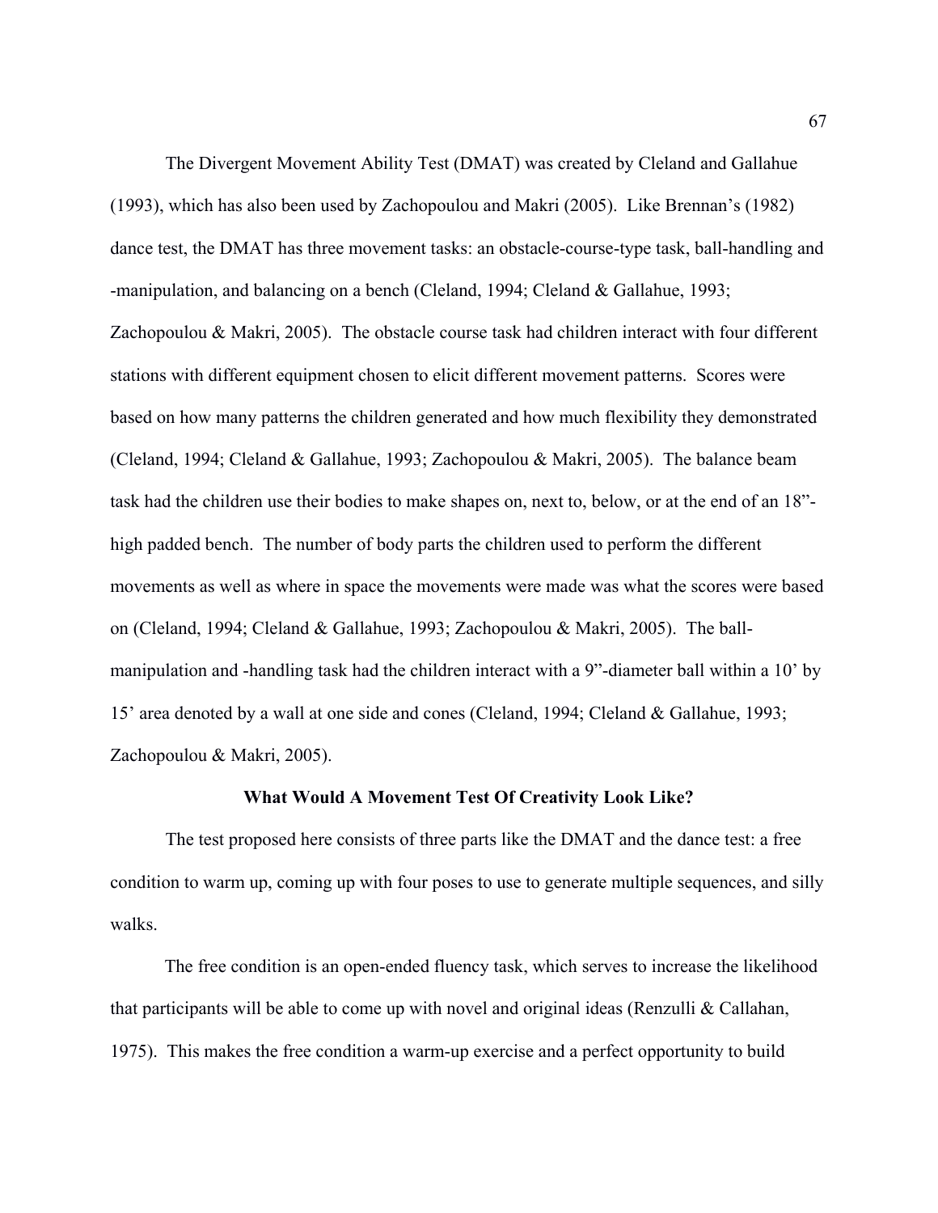The Divergent Movement Ability Test (DMAT) was created by Cleland and Gallahue (1993), which has also been used by Zachopoulou and Makri (2005). Like Brennan's (1982) dance test, the DMAT has three movement tasks: an obstacle-course-type task, ball-handling and -manipulation, and balancing on a bench (Cleland, 1994; Cleland & Gallahue, 1993; Zachopoulou & Makri, 2005). The obstacle course task had children interact with four different stations with different equipment chosen to elicit different movement patterns. Scores were based on how many patterns the children generated and how much flexibility they demonstrated (Cleland, 1994; Cleland & Gallahue, 1993; Zachopoulou & Makri, 2005). The balance beam task had the children use their bodies to make shapes on, next to, below, or at the end of an 18"-high padded bench. The number of body parts the children used to perform the different movements as well as where in space the movements were made was what the scores were based on (Cleland, 1994; Cleland & Gallahue, 1993; Zachopoulou & Makri, 2005). The ball-manipulation and -handling task had the children interact with a 9"-diameter ball within a 10' by 15' area denoted by a wall at one side and cones (Cleland, 1994; Cleland & Gallahue, 1993; Zachopoulou & Makri, 2005).

## What Would A Movement Test Of Creativity Look Like?

The test proposed here consists of three parts like the DMAT and the dance test: a free condition to warm up, coming up with four poses to use to generate multiple sequences, and silly walks.

The free condition is an open-ended fluency task, which serves to increase the likelihood that participants will be able to come up with novel and original ideas (Renzulli & Callahan, 1975). This makes the free condition a warm-up exercise and a perfect opportunity to build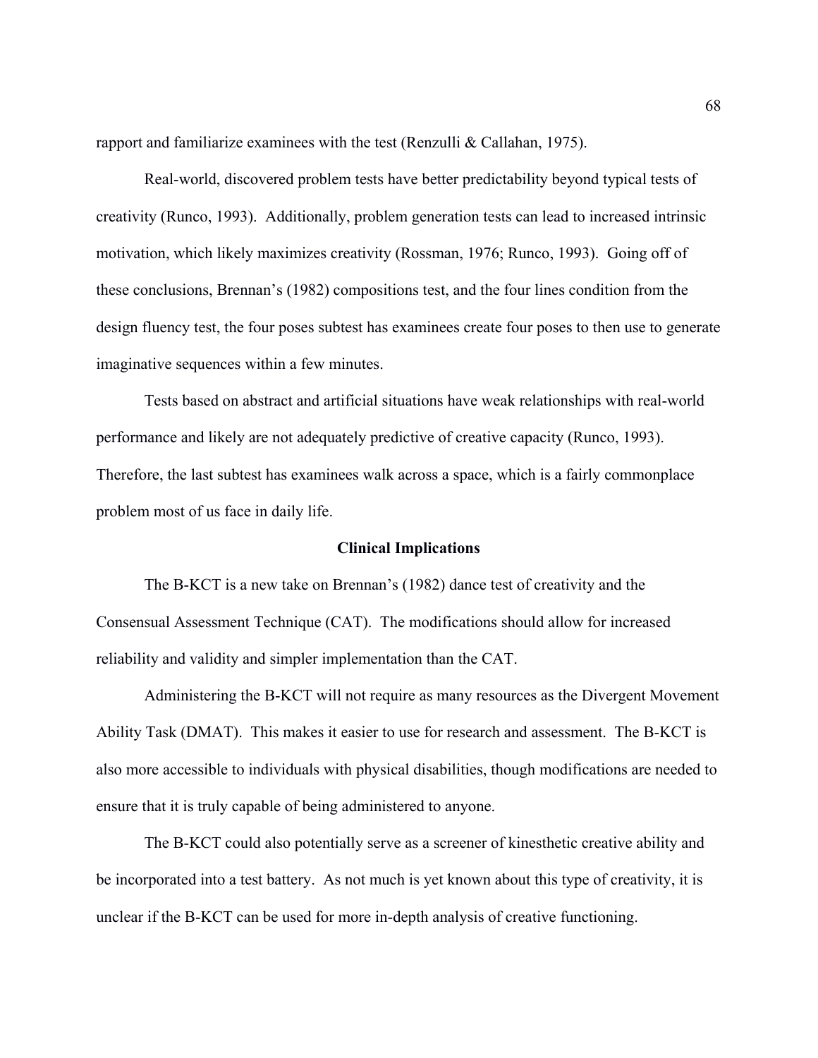rapport and familiarize examinees with the test (Renzulli & Callahan, 1975).

Real-world, discovered problem tests have better predictability beyond typical tests of creativity (Runco, 1993). Additionally, problem generation tests can lead to increased intrinsic motivation, which likely maximizes creativity (Rossman, 1976; Runco, 1993). Going off of these conclusions, Brennan's (1982) compositions test, and the four lines condition from the design fluency test, the four poses subtest has examinees create four poses to then use to generate imaginative sequences within a few minutes.

Tests based on abstract and artificial situations have weak relationships with real-world performance and likely are not adequately predictive of creative capacity (Runco, 1993). Therefore, the last subtest has examinees walk across a space, which is a fairly commonplace problem most of us face in daily life.

## Clinical Implications

The B-KCT is a new take on Brennan's (1982) dance test of creativity and the Consensual Assessment Technique (CAT). The modifications should allow for increased reliability and validity and simpler implementation than the CAT.

Administering the B-KCT will not require as many resources as the Divergent Movement Ability Task (DMAT). This makes it easier to use for research and assessment. The B-KCT is also more accessible to individuals with physical disabilities, though modifications are needed to ensure that it is truly capable of being administered to anyone.

The B-KCT could also potentially serve as a screener of kinesthetic creative ability and be incorporated into a test battery. As not much is yet known about this type of creativity, it is unclear if the B-KCT can be used for more in-depth analysis of creative functioning.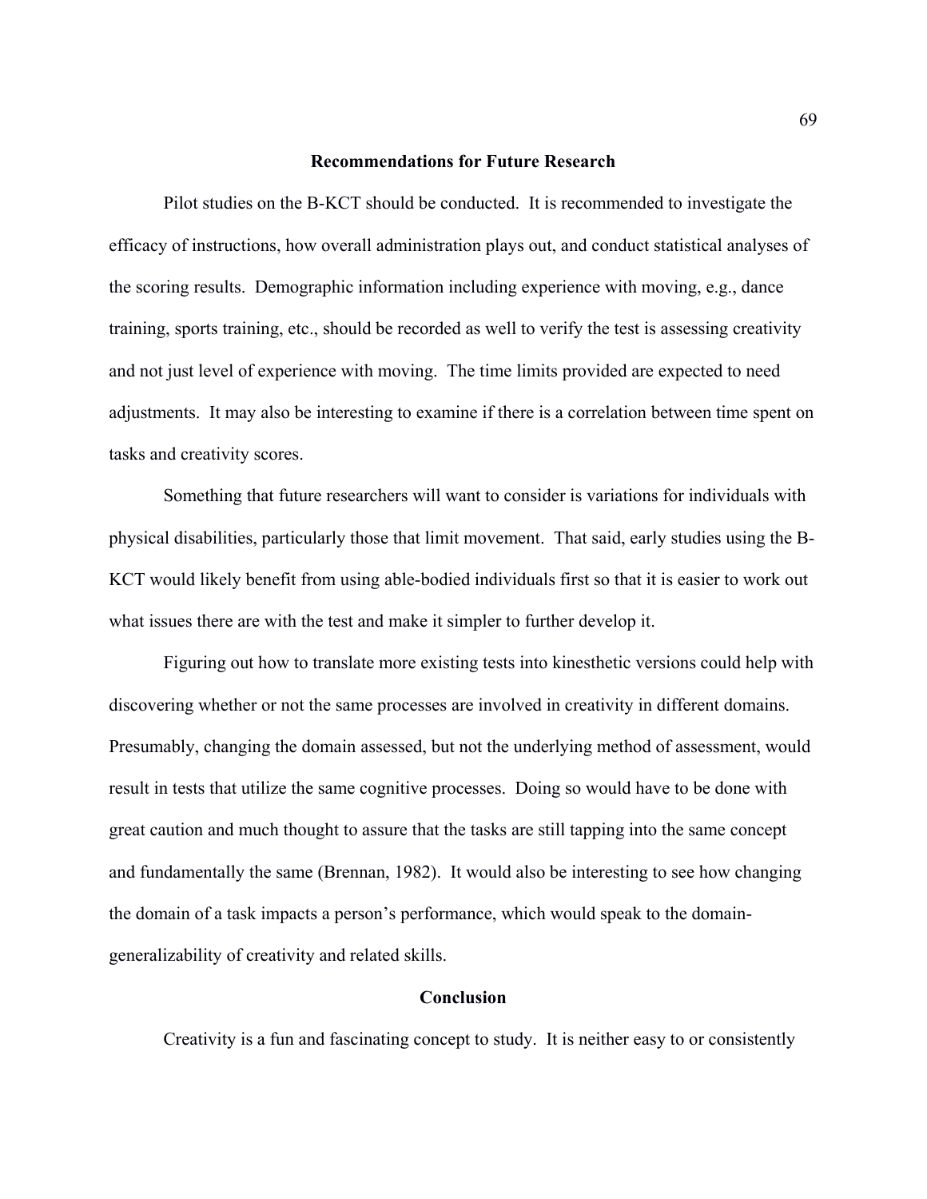## Recommendations for Future Research

Pilot studies on the B-KCT should be conducted. It is recommended to investigate the efficacy of instructions, how overall administration plays out, and conduct statistical analyses of the scoring results. Demographic information including experience with moving, e.g., dance training, sports training, etc., should be recorded as well to verify the test is assessing creativity and not just level of experience with moving. The time limits provided are expected to need adjustments. It may also be interesting to examine if there is a correlation between time spent on tasks and creativity scores.

Something that future researchers will want to consider is variations for individuals with physical disabilities, particularly those that limit movement. That said, early studies using the B-KCT would likely benefit from using able-bodied individuals first so that it is easier to work out what issues there are with the test and make it simpler to further develop it.

Figuring out how to translate more existing tests into kinesthetic versions could help with discovering whether or not the same processes are involved in creativity in different domains. Presumably, changing the domain assessed, but not the underlying method of assessment, would result in tests that utilize the same cognitive processes. Doing so would have to be done with great caution and much thought to assure that the tasks are still tapping into the same concept and fundamentally the same (Brennan, 1982). It would also be interesting to see how changing the domain of a task impacts a person's performance, which would speak to the domain-generalizability of creativity and related skills.

## Conclusion

Creativity is a fun and fascinating concept to study. It is neither easy to or consistently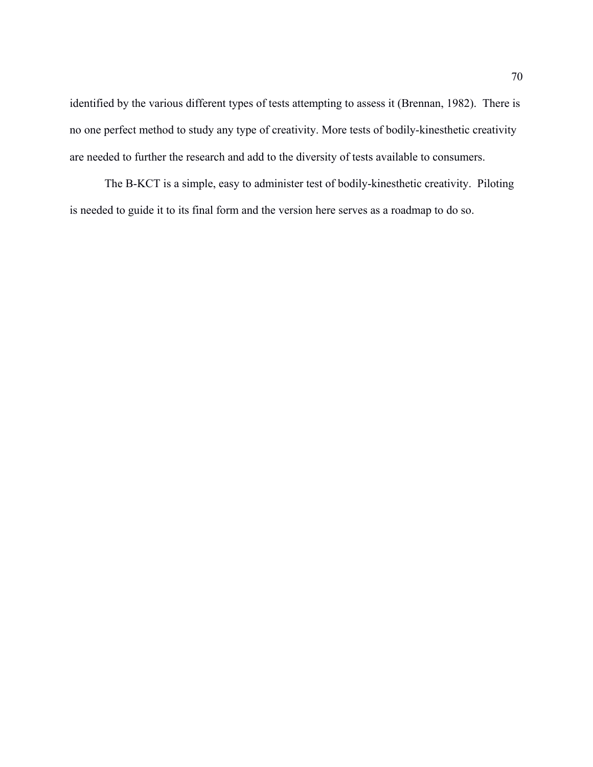identified by the various different types of tests attempting to assess it (Brennan, 1982). There is no one perfect method to study any type of creativity. More tests of bodily-kinesthetic creativity are needed to further the research and add to the diversity of tests available to consumers.

The B-KCT is a simple, easy to administer test of bodily-kinesthetic creativity. Piloting is needed to guide it to its final form and the version here serves as a roadmap to do so.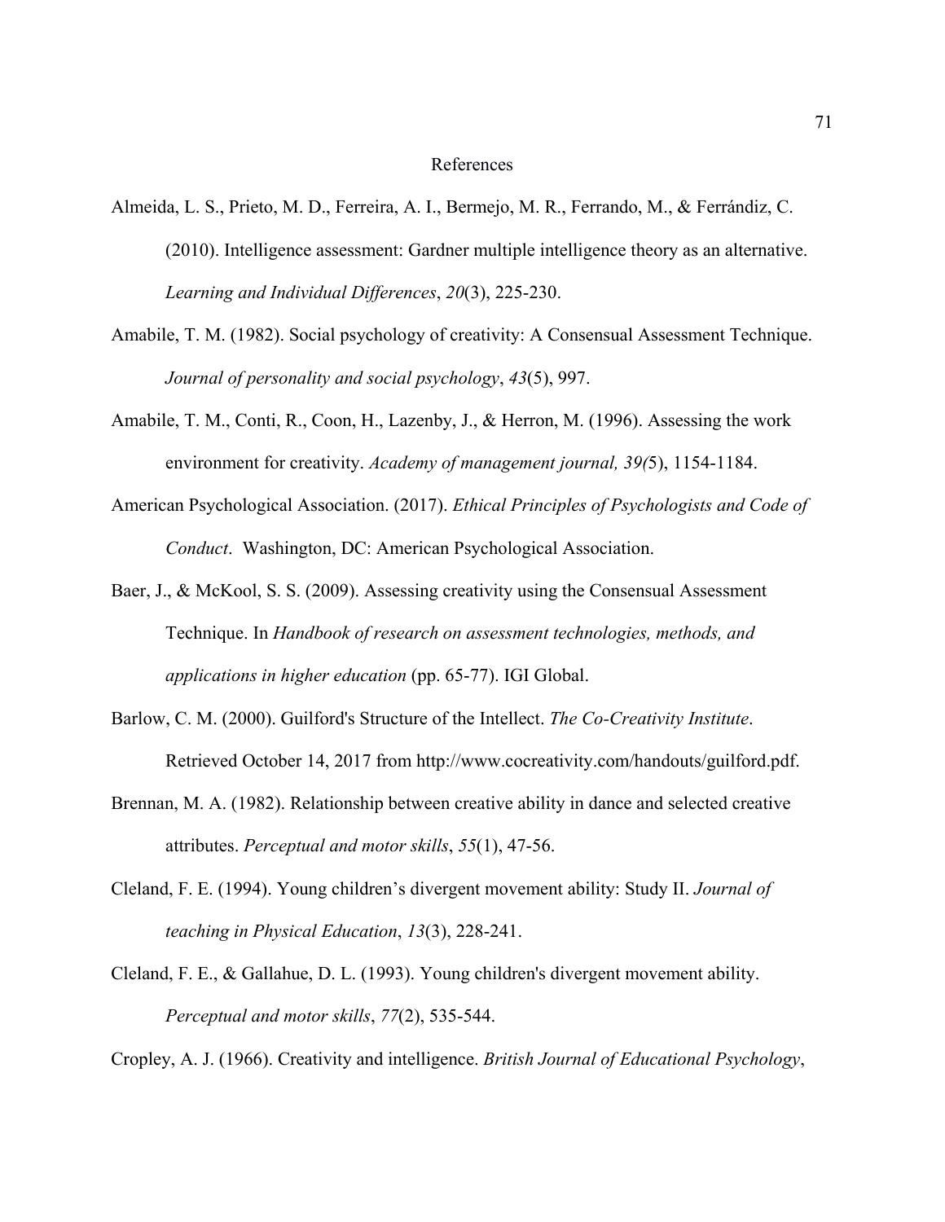# References

Almeida, L. S., Prieto, M. D., Ferreira, A. I., Bermejo, M. R., Ferrando, M., & Ferrándiz, C. (2010). Intelligence assessment: Gardner multiple intelligence theory as an alternative. *Learning and Individual Differences*, *20*(3), 225-230.

Amabile, T. M. (1982). Social psychology of creativity: A Consensual Assessment Technique. *Journal of personality and social psychology*, *43*(5), 997.

Amabile, T. M., Conti, R., Coon, H., Lazenby, J., & Herron, M. (1996). Assessing the work environment for creativity. *Academy of management journal, 39(*5), 1154-1184.

American Psychological Association. (2017). *Ethical Principles of Psychologists and Code of Conduct*. Washington, DC: American Psychological Association.

Baer, J., & McKool, S. S. (2009). Assessing creativity using the Consensual Assessment Technique. In *Handbook of research on assessment technologies, methods, and applications in higher education* (pp. 65-77). IGI Global.

Barlow, C. M. (2000). Guilford's Structure of the Intellect. *The Co-Creativity Institute*. Retrieved October 14, 2017 from http://www.cocreativity.com/handouts/guilford.pdf.

Brennan, M. A. (1982). Relationship between creative ability in dance and selected creative attributes. *Perceptual and motor skills*, *55*(1), 47-56.

Cleland, F. E. (1994). Young children's divergent movement ability: Study II. *Journal of teaching in Physical Education*, *13*(3), 228-241.

Cleland, F. E., & Gallahue, D. L. (1993). Young children's divergent movement ability. *Perceptual and motor skills*, *77*(2), 535-544.

Cropley, A. J. (1966). Creativity and intelligence. *British Journal of Educational Psychology*,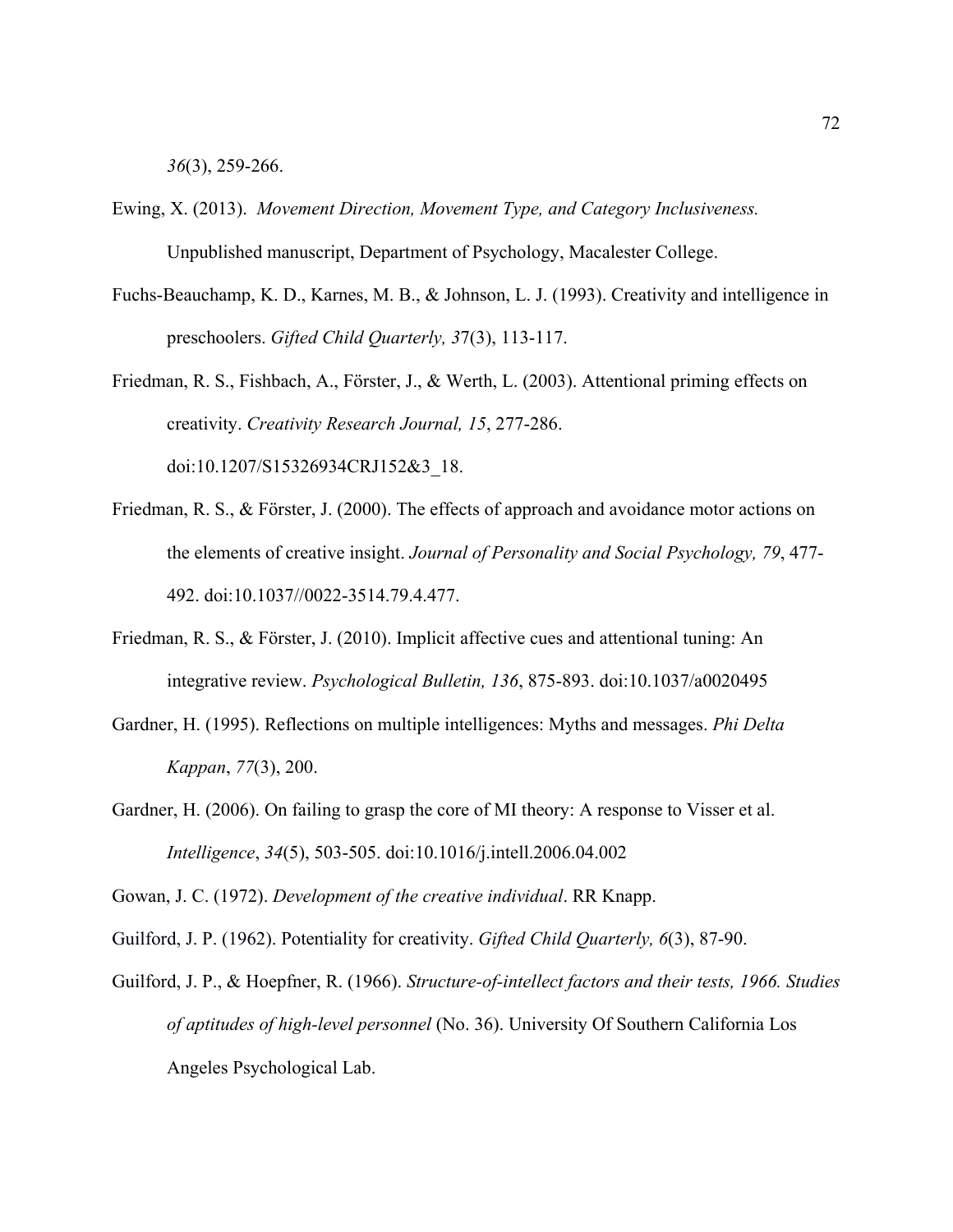*36*(3), 259-266.

Ewing, X. (2013). *Movement Direction, Movement Type, and Category Inclusiveness.* Unpublished manuscript, Department of Psychology, Macalester College.

Fuchs-Beauchamp, K. D., Karnes, M. B., & Johnson, L. J. (1993). Creativity and intelligence in preschoolers. *Gifted Child Quarterly, 3*7(3), 113-117.

Friedman, R. S., Fishbach, A., Förster, J., & Werth, L. (2003). Attentional priming effects on creativity. *Creativity Research Journal, 15*, 277-286. doi:10.1207/S15326934CRJ152&3_18.

Friedman, R. S., & Förster, J. (2000). The effects of approach and avoidance motor actions on the elements of creative insight. *Journal of Personality and Social Psychology, 79*, 477-492. doi:10.1037//0022-3514.79.4.477.

Friedman, R. S., & Förster, J. (2010). Implicit affective cues and attentional tuning: An integrative review. *Psychological Bulletin, 136*, 875-893. doi:10.1037/a0020495

Gardner, H. (1995). Reflections on multiple intelligences: Myths and messages. *Phi Delta Kappan*, *77*(3), 200.

Gardner, H. (2006). On failing to grasp the core of MI theory: A response to Visser et al. *Intelligence*, *34*(5), 503-505. doi:10.1016/j.intell.2006.04.002

Gowan, J. C. (1972). *Development of the creative individual*. RR Knapp.

Guilford, J. P. (1962). Potentiality for creativity. *Gifted Child Quarterly, 6*(3), 87-90.

Guilford, J. P., & Hoepfner, R. (1966). *Structure-of-intellect factors and their tests, 1966. Studies of aptitudes of high-level personnel* (No. 36). University Of Southern California Los Angeles Psychological Lab.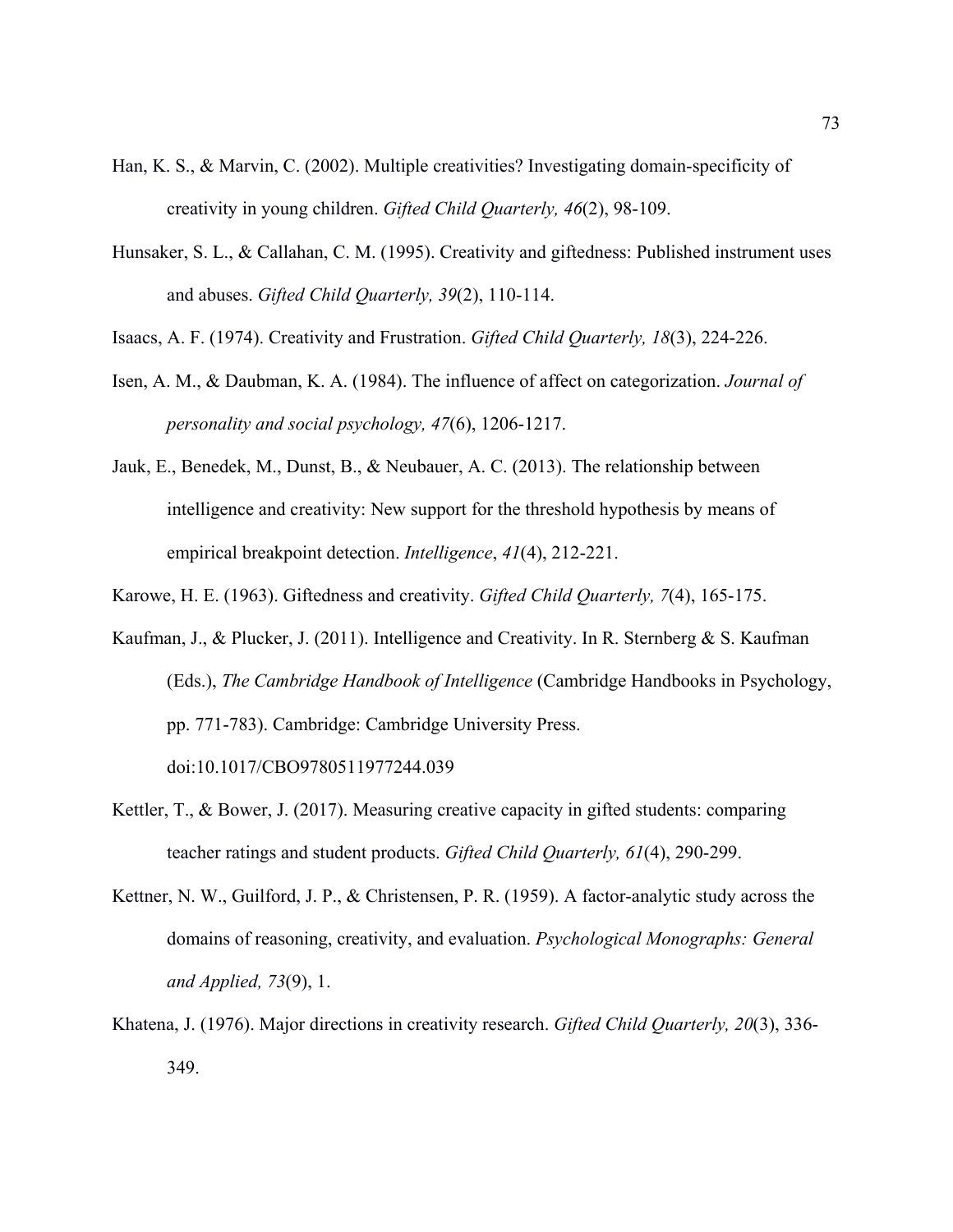Han, K. S., & Marvin, C. (2002). Multiple creativities? Investigating domain-specificity of creativity in young children. *Gifted Child Quarterly, 46*(2), 98-109.

Hunsaker, S. L., & Callahan, C. M. (1995). Creativity and giftedness: Published instrument uses and abuses. *Gifted Child Quarterly, 39*(2), 110-114.

Isaacs, A. F. (1974). Creativity and Frustration. *Gifted Child Quarterly, 18*(3), 224-226.

Isen, A. M., & Daubman, K. A. (1984). The influence of affect on categorization. *Journal of personality and social psychology, 47*(6), 1206-1217.

Jauk, E., Benedek, M., Dunst, B., & Neubauer, A. C. (2013). The relationship between intelligence and creativity: New support for the threshold hypothesis by means of empirical breakpoint detection. *Intelligence*, *41*(4), 212-221.

Karowe, H. E. (1963). Giftedness and creativity. *Gifted Child Quarterly, 7*(4), 165-175.

Kaufman, J., & Plucker, J. (2011). Intelligence and Creativity. In R. Sternberg & S. Kaufman (Eds.), *The Cambridge Handbook of Intelligence* (Cambridge Handbooks in Psychology, pp. 771-783). Cambridge: Cambridge University Press. doi:10.1017/CBO9780511977244.039

Kettler, T., & Bower, J. (2017). Measuring creative capacity in gifted students: comparing teacher ratings and student products. *Gifted Child Quarterly, 61*(4), 290-299.

Kettner, N. W., Guilford, J. P., & Christensen, P. R. (1959). A factor-analytic study across the domains of reasoning, creativity, and evaluation. *Psychological Monographs: General and Applied, 73*(9), 1.

Khatena, J. (1976). Major directions in creativity research. *Gifted Child Quarterly, 20*(3), 336-349.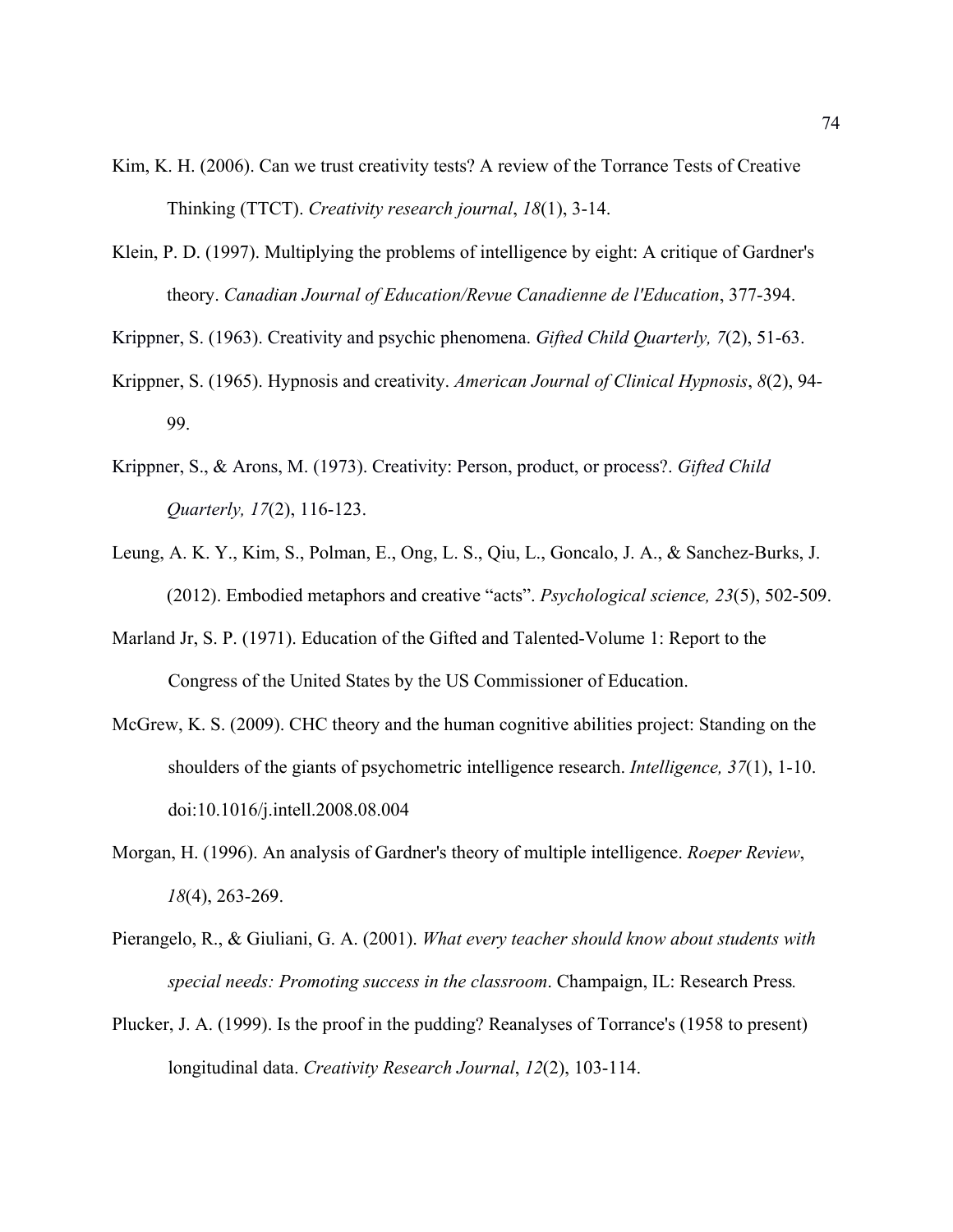Kim, K. H. (2006). Can we trust creativity tests? A review of the Torrance Tests of Creative Thinking (TTCT). *Creativity research journal*, *18*(1), 3-14.

Klein, P. D. (1997). Multiplying the problems of intelligence by eight: A critique of Gardner's theory. *Canadian Journal of Education/Revue Canadienne de l'Education*, 377-394.

Krippner, S. (1963). Creativity and psychic phenomena. *Gifted Child Quarterly, 7*(2), 51-63.

Krippner, S. (1965). Hypnosis and creativity. *American Journal of Clinical Hypnosis*, *8*(2), 94-99.

Krippner, S., & Arons, M. (1973). Creativity: Person, product, or process?. *Gifted Child Quarterly, 17*(2), 116-123.

Leung, A. K. Y., Kim, S., Polman, E., Ong, L. S., Qiu, L., Goncalo, J. A., & Sanchez-Burks, J. (2012). Embodied metaphors and creative "acts". *Psychological science, 23*(5), 502-509.

Marland Jr, S. P. (1971). Education of the Gifted and Talented-Volume 1: Report to the Congress of the United States by the US Commissioner of Education.

McGrew, K. S. (2009). CHC theory and the human cognitive abilities project: Standing on the shoulders of the giants of psychometric intelligence research. *Intelligence, 37*(1), 1-10. doi:10.1016/j.intell.2008.08.004

Morgan, H. (1996). An analysis of Gardner's theory of multiple intelligence. *Roeper Review*, *18*(4), 263-269.

Pierangelo, R., & Giuliani, G. A. (2001). *What every teacher should know about students with special needs: Promoting success in the classroom*. Champaign, IL: Research Press*.*

Plucker, J. A. (1999). Is the proof in the pudding? Reanalyses of Torrance's (1958 to present) longitudinal data. *Creativity Research Journal*, *12*(2), 103-114.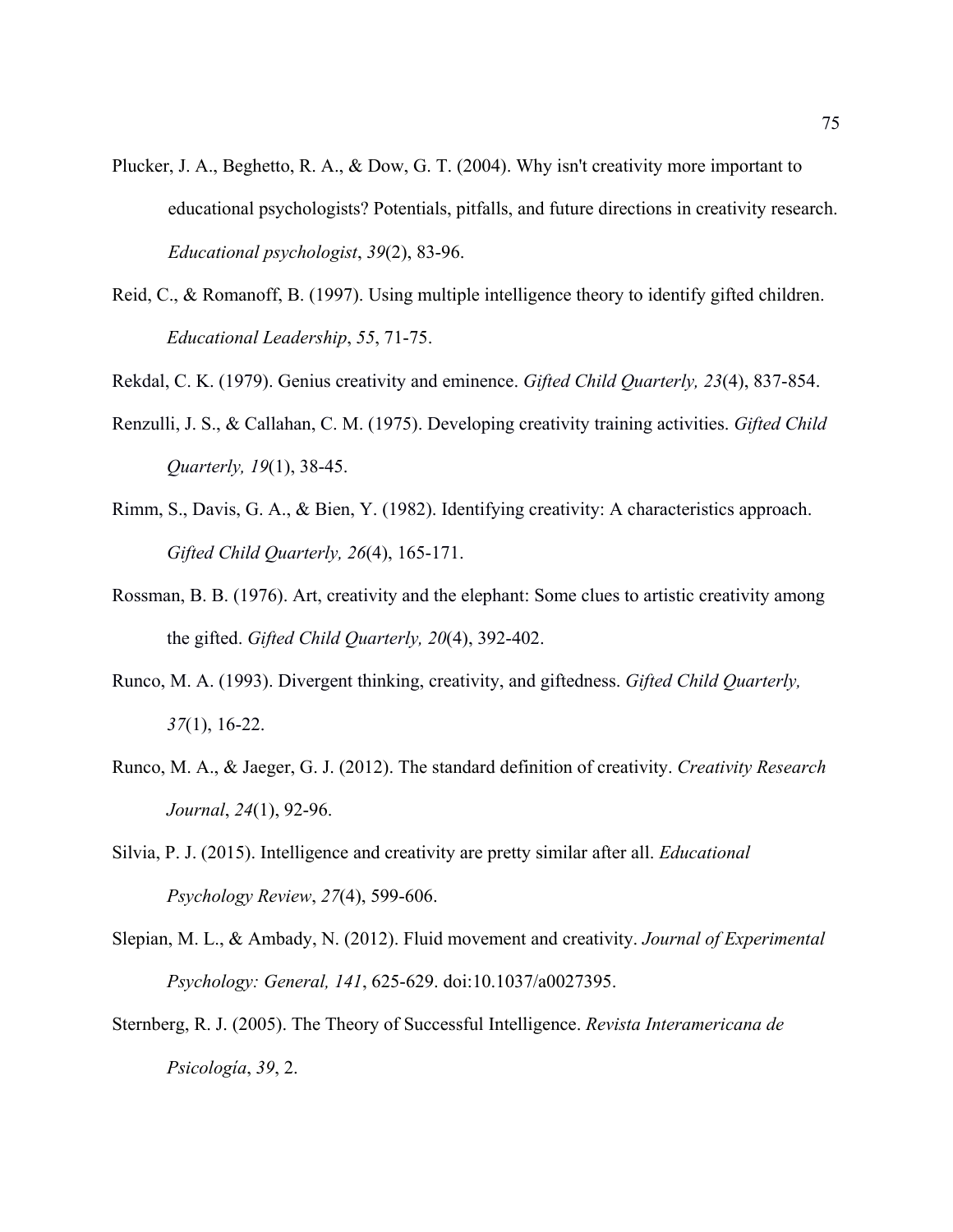Plucker, J. A., Beghetto, R. A., & Dow, G. T. (2004). Why isn't creativity more important to educational psychologists? Potentials, pitfalls, and future directions in creativity research. *Educational psychologist*, *39*(2), 83-96.

Reid, C., & Romanoff, B. (1997). Using multiple intelligence theory to identify gifted children. *Educational Leadership*, *55*, 71-75.

Rekdal, C. K. (1979). Genius creativity and eminence. *Gifted Child Quarterly, 23*(4), 837-854.

Renzulli, J. S., & Callahan, C. M. (1975). Developing creativity training activities. *Gifted Child Quarterly, 19*(1), 38-45.

Rimm, S., Davis, G. A., & Bien, Y. (1982). Identifying creativity: A characteristics approach. *Gifted Child Quarterly, 26*(4), 165-171.

Rossman, B. B. (1976). Art, creativity and the elephant: Some clues to artistic creativity among the gifted. *Gifted Child Quarterly, 20*(4), 392-402.

Runco, M. A. (1993). Divergent thinking, creativity, and giftedness. *Gifted Child Quarterly, 37*(1), 16-22.

Runco, M. A., & Jaeger, G. J. (2012). The standard definition of creativity. *Creativity Research Journal*, *24*(1), 92-96.

Silvia, P. J. (2015). Intelligence and creativity are pretty similar after all. *Educational Psychology Review*, *27*(4), 599-606.

Slepian, M. L., & Ambady, N. (2012). Fluid movement and creativity. *Journal of Experimental Psychology: General, 141*, 625-629. doi:10.1037/a0027395.

Sternberg, R. J. (2005). The Theory of Successful Intelligence. *Revista Interamericana de Psicología*, *39*, 2.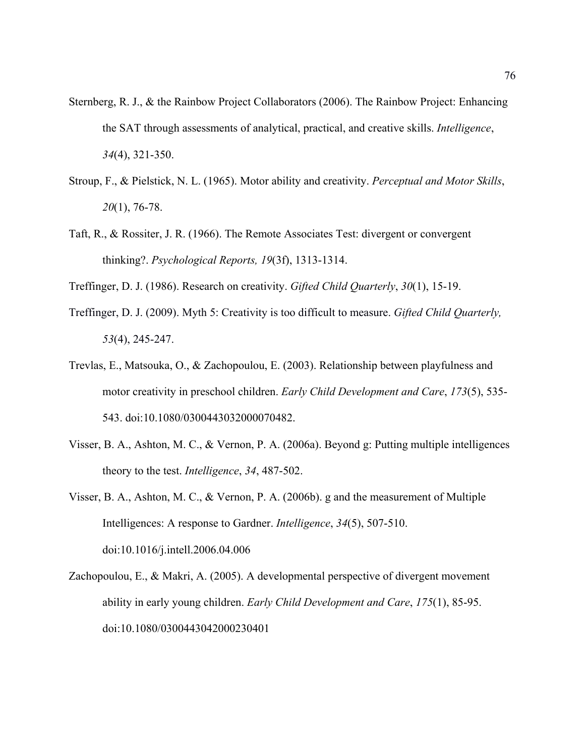Sternberg, R. J., & the Rainbow Project Collaborators (2006). The Rainbow Project: Enhancing the SAT through assessments of analytical, practical, and creative skills. *Intelligence*, *34*(4), 321-350.

Stroup, F., & Pielstick, N. L. (1965). Motor ability and creativity. *Perceptual and Motor Skills*, *20*(1), 76-78.

Taft, R., & Rossiter, J. R. (1966). The Remote Associates Test: divergent or convergent thinking?. *Psychological Reports, 19*(3f), 1313-1314.

Treffinger, D. J. (1986). Research on creativity. *Gifted Child Quarterly*, *30*(1), 15-19.

Treffinger, D. J. (2009). Myth 5: Creativity is too difficult to measure. *Gifted Child Quarterly, 53*(4), 245-247.

Trevlas, E., Matsouka, O., & Zachopoulou, E. (2003). Relationship between playfulness and motor creativity in preschool children. *Early Child Development and Care*, *173*(5), 535-543. doi:10.1080/0300443032000070482.

Visser, B. A., Ashton, M. C., & Vernon, P. A. (2006a). Beyond g: Putting multiple intelligences theory to the test. *Intelligence*, *34*, 487-502.

Visser, B. A., Ashton, M. C., & Vernon, P. A. (2006b). g and the measurement of Multiple Intelligences: A response to Gardner. *Intelligence*, *34*(5), 507-510. doi:10.1016/j.intell.2006.04.006

Zachopoulou, E., & Makri, A. (2005). A developmental perspective of divergent movement ability in early young children. *Early Child Development and Care*, *175*(1), 85-95. doi:10.1080/0300443042000230401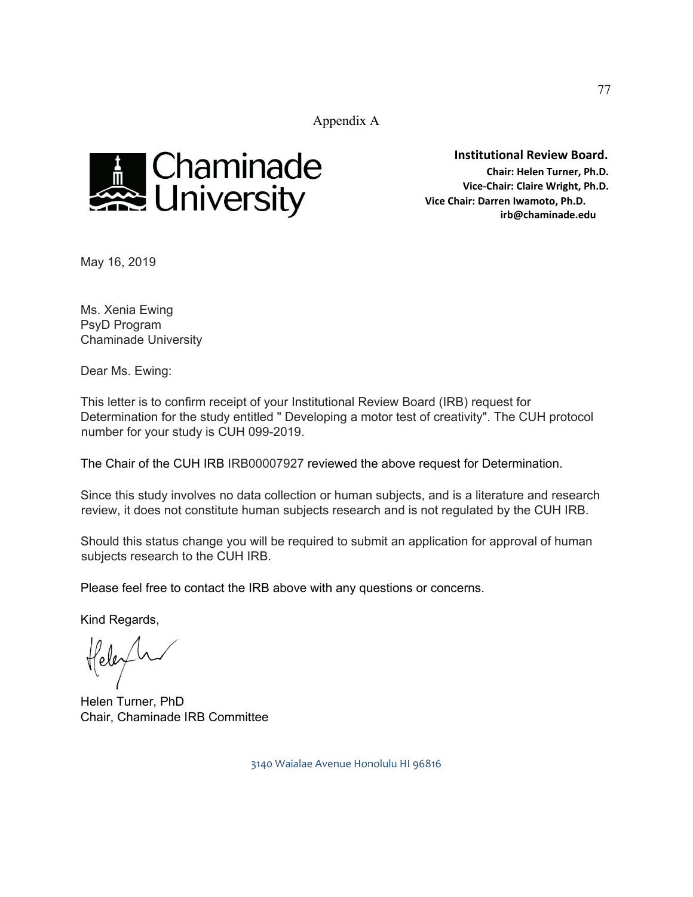Appendix A

Chaminade University

**Institutional Review Board.**
**Chair: Helen Turner, Ph.D.**
**Vice-Chair: Claire Wright, Ph.D.**
**Vice Chair: Darren Iwamoto, Ph.D.**
**irb@chaminade.edu**

May 16, 2019

Ms. Xenia Ewing
PsyD Program
Chaminade University

Dear Ms. Ewing:

This letter is to confirm receipt of your Institutional Review Board (IRB) request for Determination for the study entitled " Developing a motor test of creativity". The CUH protocol number for your study is CUH 099-2019.

The Chair of the CUH IRB IRB00007927 reviewed the above request for Determination.

Since this study involves no data collection or human subjects, and is a literature and research review, it does not constitute human subjects research and is not regulated by the CUH IRB.

Should this status change you will be required to submit an application for approval of human subjects research to the CUH IRB.

Please feel free to contact the IRB above with any questions or concerns.

Kind Regards,

Helen Turner, PhD
Chair, Chaminade IRB Committee

3140 Waialae Avenue Honolulu HI 96816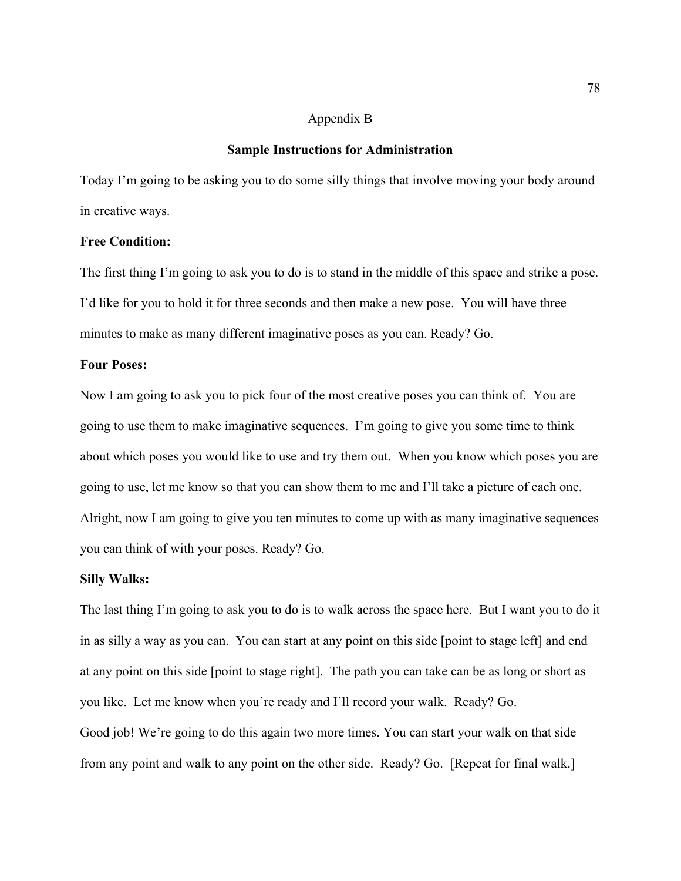Appendix B

## Sample Instructions for Administration

Today I'm going to be asking you to do some silly things that involve moving your body around in creative ways.

**Free Condition:**

The first thing I'm going to ask you to do is to stand in the middle of this space and strike a pose. I'd like for you to hold it for three seconds and then make a new pose. You will have three minutes to make as many different imaginative poses as you can. Ready? Go.

**Four Poses:**

Now I am going to ask you to pick four of the most creative poses you can think of. You are going to use them to make imaginative sequences. I'm going to give you some time to think about which poses you would like to use and try them out. When you know which poses you are going to use, let me know so that you can show them to me and I'll take a picture of each one. Alright, now I am going to give you ten minutes to come up with as many imaginative sequences you can think of with your poses. Ready? Go.

**Silly Walks:**

The last thing I'm going to ask you to do is to walk across the space here. But I want you to do it in as silly a way as you can. You can start at any point on this side [point to stage left] and end at any point on this side [point to stage right]. The path you can take can be as long or short as you like. Let me know when you're ready and I'll record your walk. Ready? Go.

Good job! We're going to do this again two more times. You can start your walk on that side from any point and walk to any point on the other side. Ready? Go. [Repeat for final walk.]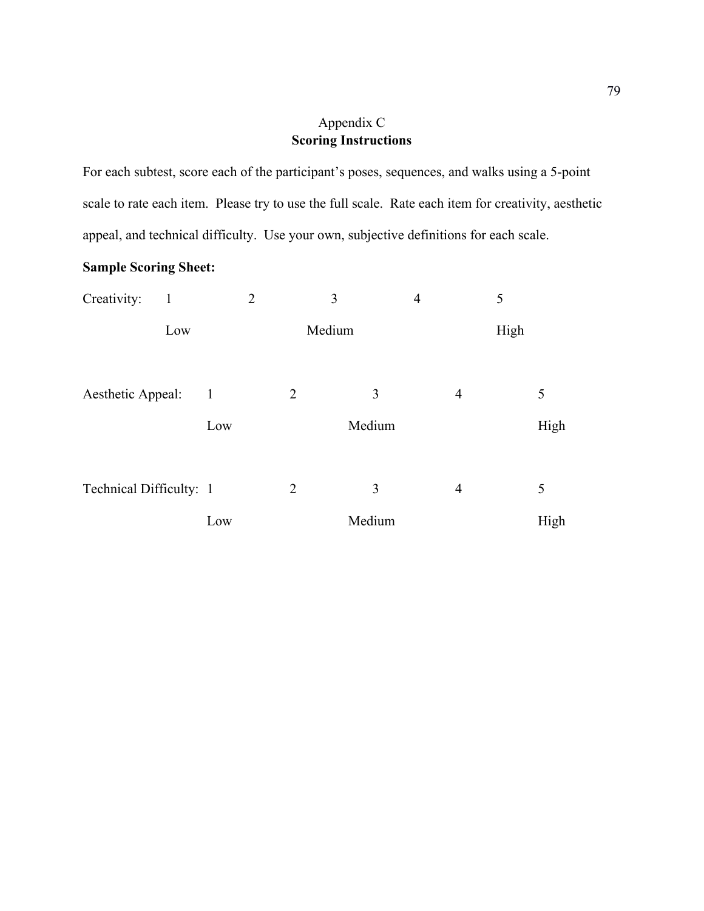Appendix C

**Scoring Instructions**

For each subtest, score each of the participant's poses, sequences, and walks using a 5-point scale to rate each item. Please try to use the full scale. Rate each item for creativity, aesthetic appeal, and technical difficulty. Use your own, subjective definitions for each scale.

**Sample Scoring Sheet:**

| | | | | | |
|---|---|---|---|---|---|
| Creativity: | 1 | 2 | 3 | 4 | 5 |
| | Low | | Medium | | High |
| Aesthetic Appeal: | 1 | 2 | 3 | 4 | 5 |
| | Low | | Medium | | High |
| Technical Difficulty: | 1 | 2 | 3 | 4 | 5 |
| | Low | | Medium | | High |